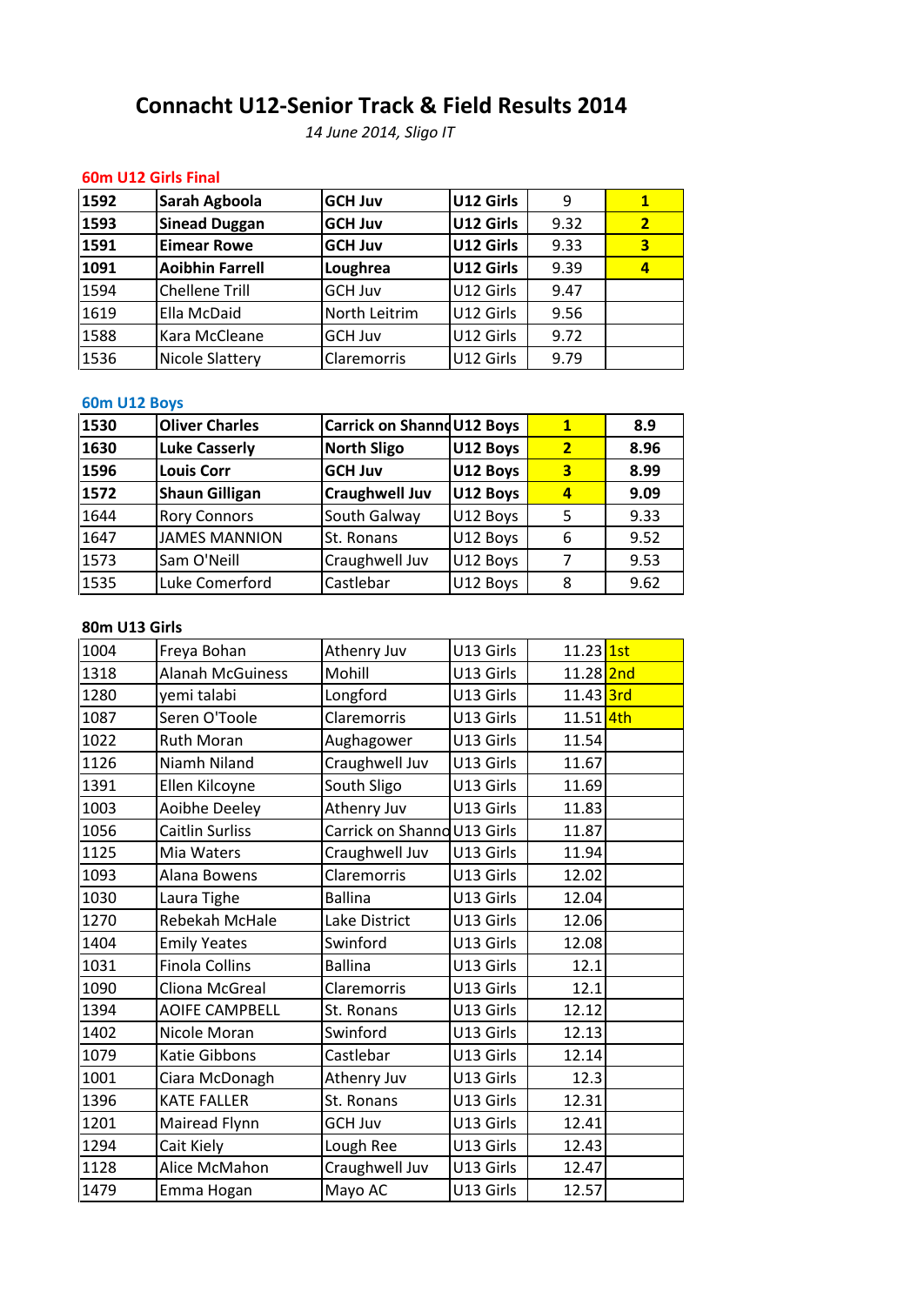# Connacht U12-Senior Track & Field Results 2014

*14 June 2014, Sligo IT*

## 60m U12 Girls Final

| | | | | | |
|---|---|---|---|---|---|
| **1592** | **Sarah Agboola** | **GCH Juv** | **U12 Girls** | 9 | **1** |
| **1593** | **Sinead Duggan** | **GCH Juv** | **U12 Girls** | 9.32 | **2** |
| **1591** | **Eimear Rowe** | **GCH Juv** | **U12 Girls** | 9.33 | **3** |
| **1091** | **Aoibhin Farrell** | **Loughrea** | **U12 Girls** | 9.39 | **4** |
| 1594 | Chellene Trill | GCH Juv | U12 Girls | 9.47 | |
| 1619 | Ella McDaid | North Leitrim | U12 Girls | 9.56 | |
| 1588 | Kara McCleane | GCH Juv | U12 Girls | 9.72 | |
| 1536 | Nicole Slattery | Claremorris | U12 Girls | 9.79 | |

## 60m U12 Boys

| | | | | | |
|---|---|---|---|---|---|
| **1530** | **Oliver Charles** | **Carrick on Shanno** | **U12 Boys** | **1** | **8.9** |
| **1630** | **Luke Casserly** | **North Sligo** | **U12 Boys** | **2** | **8.96** |
| **1596** | **Louis Corr** | **GCH Juv** | **U12 Boys** | **3** | **8.99** |
| **1572** | **Shaun Gilligan** | **Craughwell Juv** | **U12 Boys** | **4** | **9.09** |
| 1644 | Rory Connors | South Galway | U12 Boys | 5 | 9.33 |
| 1647 | JAMES MANNION | St. Ronans | U12 Boys | 6 | 9.52 |
| 1573 | Sam O'Neill | Craughwell Juv | U12 Boys | 7 | 9.53 |
| 1535 | Luke Comerford | Castlebar | U12 Boys | 8 | 9.62 |

## 80m U13 Girls

| | | | | | |
|---|---|---|---|---|---|
| 1004 | Freya Bohan | Athenry Juv | U13 Girls | 11.23 | 1st |
| 1318 | Alanah McGuiness | Mohill | U13 Girls | 11.28 | 2nd |
| 1280 | yemi talabi | Longford | U13 Girls | 11.43 | 3rd |
| 1087 | Seren O'Toole | Claremorris | U13 Girls | 11.51 | 4th |
| 1022 | Ruth Moran | Aughagower | U13 Girls | 11.54 | |
| 1126 | Niamh Niland | Craughwell Juv | U13 Girls | 11.67 | |
| 1391 | Ellen Kilcoyne | South Sligo | U13 Girls | 11.69 | |
| 1003 | Aoibhe Deeley | Athenry Juv | U13 Girls | 11.83 | |
| 1056 | Caitlin Surliss | Carrick on Shanno | U13 Girls | 11.87 | |
| 1125 | Mia Waters | Craughwell Juv | U13 Girls | 11.94 | |
| 1093 | Alana Bowens | Claremorris | U13 Girls | 12.02 | |
| 1030 | Laura Tighe | Ballina | U13 Girls | 12.04 | |
| 1270 | Rebekah McHale | Lake District | U13 Girls | 12.06 | |
| 1404 | Emily Yeates | Swinford | U13 Girls | 12.08 | |
| 1031 | Finola Collins | Ballina | U13 Girls | 12.1 | |
| 1090 | Cliona McGreal | Claremorris | U13 Girls | 12.1 | |
| 1394 | AOIFE CAMPBELL | St. Ronans | U13 Girls | 12.12 | |
| 1402 | Nicole Moran | Swinford | U13 Girls | 12.13 | |
| 1079 | Katie Gibbons | Castlebar | U13 Girls | 12.14 | |
| 1001 | Ciara McDonagh | Athenry Juv | U13 Girls | 12.3 | |
| 1396 | KATE FALLER | St. Ronans | U13 Girls | 12.31 | |
| 1201 | Mairead Flynn | GCH Juv | U13 Girls | 12.41 | |
| 1294 | Cait Kiely | Lough Ree | U13 Girls | 12.43 | |
| 1128 | Alice McMahon | Craughwell Juv | U13 Girls | 12.47 | |
| 1479 | Emma Hogan | Mayo AC | U13 Girls | 12.57 | |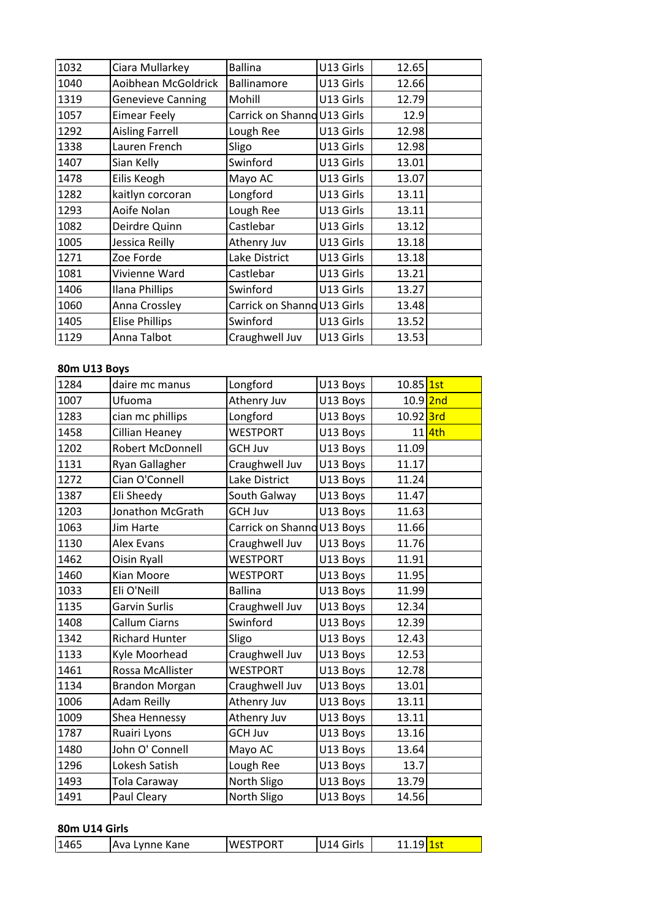| | | | | | |
|---|---|---|---|---|---|
| 1032 | Ciara Mullarkey | Ballina | U13 Girls | 12.65 | |
| 1040 | Aoibhean McGoldrick | Ballinamore | U13 Girls | 12.66 | |
| 1319 | Genevieve Canning | Mohill | U13 Girls | 12.79 | |
| 1057 | Eimear Feely | Carrick on Shanno | U13 Girls | 12.9 | |
| 1292 | Aisling Farrell | Lough Ree | U13 Girls | 12.98 | |
| 1338 | Lauren French | Sligo | U13 Girls | 12.98 | |
| 1407 | Sian Kelly | Swinford | U13 Girls | 13.01 | |
| 1478 | Eilis Keogh | Mayo AC | U13 Girls | 13.07 | |
| 1282 | kaitlyn corcoran | Longford | U13 Girls | 13.11 | |
| 1293 | Aoife Nolan | Lough Ree | U13 Girls | 13.11 | |
| 1082 | Deirdre Quinn | Castlebar | U13 Girls | 13.12 | |
| 1005 | Jessica Reilly | Athenry Juv | U13 Girls | 13.18 | |
| 1271 | Zoe Forde | Lake District | U13 Girls | 13.18 | |
| 1081 | Vivienne Ward | Castlebar | U13 Girls | 13.21 | |
| 1406 | Ilana Phillips | Swinford | U13 Girls | 13.27 | |
| 1060 | Anna Crossley | Carrick on Shanno | U13 Girls | 13.48 | |
| 1405 | Elise Phillips | Swinford | U13 Girls | 13.52 | |
| 1129 | Anna Talbot | Craughwell Juv | U13 Girls | 13.53 | |

**80m U13 Boys**

| | | | | | |
|---|---|---|---|---|---|
| 1284 | daire mc manus | Longford | U13 Boys | 10.85 | 1st |
| 1007 | Ufuoma | Athenry Juv | U13 Boys | 10.9 | 2nd |
| 1283 | cian mc phillips | Longford | U13 Boys | 10.92 | 3rd |
| 1458 | Cillian Heaney | WESTPORT | U13 Boys | 11 | 4th |
| 1202 | Robert McDonnell | GCH Juv | U13 Boys | 11.09 | |
| 1131 | Ryan Gallagher | Craughwell Juv | U13 Boys | 11.17 | |
| 1272 | Cian O'Connell | Lake District | U13 Boys | 11.24 | |
| 1387 | Eli Sheedy | South Galway | U13 Boys | 11.47 | |
| 1203 | Jonathon McGrath | GCH Juv | U13 Boys | 11.63 | |
| 1063 | Jim Harte | Carrick on Shanno | U13 Boys | 11.66 | |
| 1130 | Alex Evans | Craughwell Juv | U13 Boys | 11.76 | |
| 1462 | Oisin Ryall | WESTPORT | U13 Boys | 11.91 | |
| 1460 | Kian Moore | WESTPORT | U13 Boys | 11.95 | |
| 1033 | Eli O'Neill | Ballina | U13 Boys | 11.99 | |
| 1135 | Garvin Surlis | Craughwell Juv | U13 Boys | 12.34 | |
| 1408 | Callum Ciarns | Swinford | U13 Boys | 12.39 | |
| 1342 | Richard Hunter | Sligo | U13 Boys | 12.43 | |
| 1133 | Kyle Moorhead | Craughwell Juv | U13 Boys | 12.53 | |
| 1461 | Rossa McAllister | WESTPORT | U13 Boys | 12.78 | |
| 1134 | Brandon Morgan | Craughwell Juv | U13 Boys | 13.01 | |
| 1006 | Adam Reilly | Athenry Juv | U13 Boys | 13.11 | |
| 1009 | Shea Hennessy | Athenry Juv | U13 Boys | 13.11 | |
| 1787 | Ruairi Lyons | GCH Juv | U13 Boys | 13.16 | |
| 1480 | John O' Connell | Mayo AC | U13 Boys | 13.64 | |
| 1296 | Lokesh Satish | Lough Ree | U13 Boys | 13.7 | |
| 1493 | Tola Caraway | North Sligo | U13 Boys | 13.79 | |
| 1491 | Paul Cleary | North Sligo | U13 Boys | 14.56 | |

**80m U14 Girls**

| | | | | | |
|---|---|---|---|---|---|
| 1465 | Ava Lynne Kane | WESTPORT | U14 Girls | 11.19 | 1st |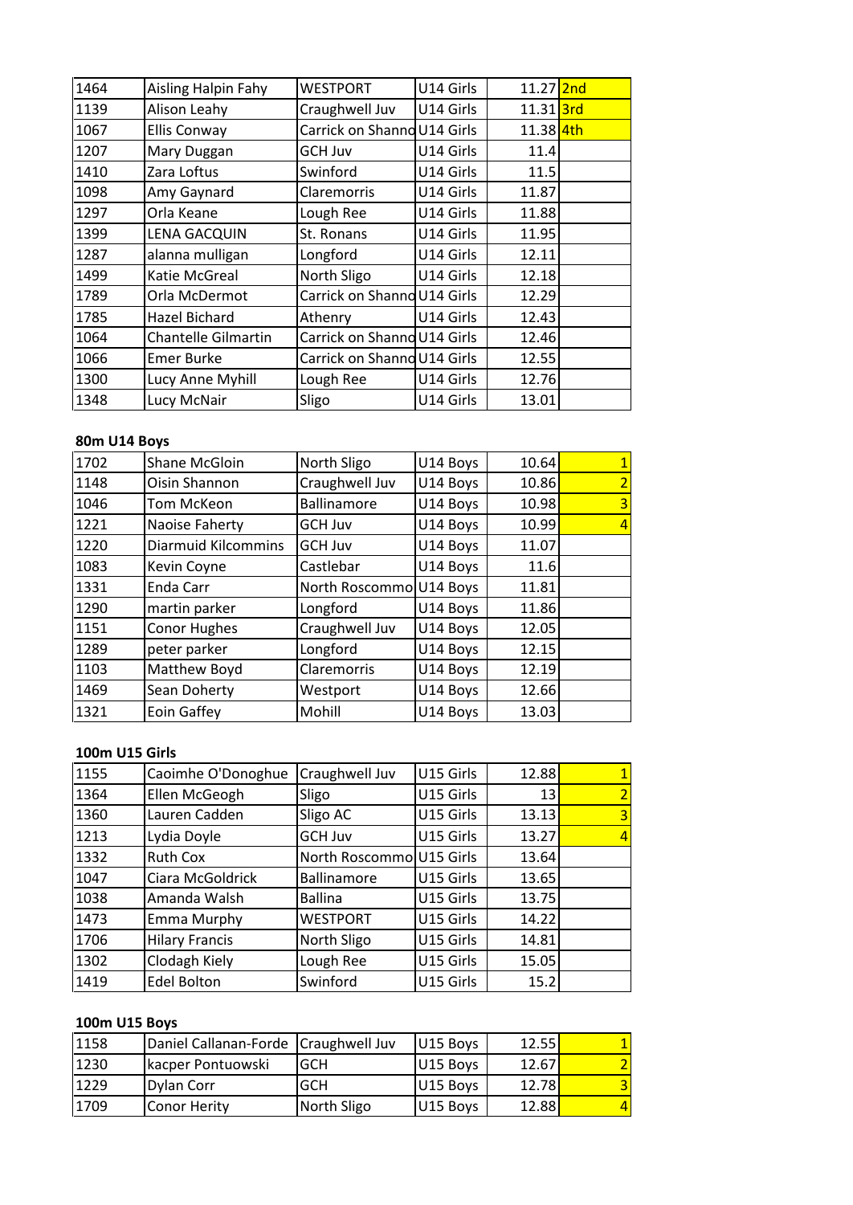| | | | | | |
|---|---|---|---|---|---|
| 1464 | Aisling Halpin Fahy | WESTPORT | U14 Girls | 11.27 | 2nd |
| 1139 | Alison Leahy | Craughwell Juv | U14 Girls | 11.31 | 3rd |
| 1067 | Ellis Conway | Carrick on Shanno | U14 Girls | 11.38 | 4th |
| 1207 | Mary Duggan | GCH Juv | U14 Girls | 11.4 | |
| 1410 | Zara Loftus | Swinford | U14 Girls | 11.5 | |
| 1098 | Amy Gaynard | Claremorris | U14 Girls | 11.87 | |
| 1297 | Orla Keane | Lough Ree | U14 Girls | 11.88 | |
| 1399 | LENA GACQUIN | St. Ronans | U14 Girls | 11.95 | |
| 1287 | alanna mulligan | Longford | U14 Girls | 12.11 | |
| 1499 | Katie McGreal | North Sligo | U14 Girls | 12.18 | |
| 1789 | Orla McDermot | Carrick on Shanno | U14 Girls | 12.29 | |
| 1785 | Hazel Bichard | Athenry | U14 Girls | 12.43 | |
| 1064 | Chantelle Gilmartin | Carrick on Shanno | U14 Girls | 12.46 | |
| 1066 | Emer Burke | Carrick on Shanno | U14 Girls | 12.55 | |
| 1300 | Lucy Anne Myhill | Lough Ree | U14 Girls | 12.76 | |
| 1348 | Lucy McNair | Sligo | U14 Girls | 13.01 | |

**80m U14 Boys**

| | | | | | |
|---|---|---|---|---|---|
| 1702 | Shane McGloin | North Sligo | U14 Boys | 10.64 | 1 |
| 1148 | Oisin Shannon | Craughwell Juv | U14 Boys | 10.86 | 2 |
| 1046 | Tom McKeon | Ballinamore | U14 Boys | 10.98 | 3 |
| 1221 | Naoise Faherty | GCH Juv | U14 Boys | 10.99 | 4 |
| 1220 | Diarmuid Kilcommins | GCH Juv | U14 Boys | 11.07 | |
| 1083 | Kevin Coyne | Castlebar | U14 Boys | 11.6 | |
| 1331 | Enda Carr | North Roscommo | U14 Boys | 11.81 | |
| 1290 | martin parker | Longford | U14 Boys | 11.86 | |
| 1151 | Conor Hughes | Craughwell Juv | U14 Boys | 12.05 | |
| 1289 | peter parker | Longford | U14 Boys | 12.15 | |
| 1103 | Matthew Boyd | Claremorris | U14 Boys | 12.19 | |
| 1469 | Sean Doherty | Westport | U14 Boys | 12.66 | |
| 1321 | Eoin Gaffey | Mohill | U14 Boys | 13.03 | |

**100m U15 Girls**

| | | | | | |
|---|---|---|---|---|---|
| 1155 | Caoimhe O'Donoghue | Craughwell Juv | U15 Girls | 12.88 | 1 |
| 1364 | Ellen McGeogh | Sligo | U15 Girls | 13 | 2 |
| 1360 | Lauren Cadden | Sligo AC | U15 Girls | 13.13 | 3 |
| 1213 | Lydia Doyle | GCH Juv | U15 Girls | 13.27 | 4 |
| 1332 | Ruth Cox | North Roscommo | U15 Girls | 13.64 | |
| 1047 | Ciara McGoldrick | Ballinamore | U15 Girls | 13.65 | |
| 1038 | Amanda Walsh | Ballina | U15 Girls | 13.75 | |
| 1473 | Emma Murphy | WESTPORT | U15 Girls | 14.22 | |
| 1706 | Hilary Francis | North Sligo | U15 Girls | 14.81 | |
| 1302 | Clodagh Kiely | Lough Ree | U15 Girls | 15.05 | |
| 1419 | Edel Bolton | Swinford | U15 Girls | 15.2 | |

**100m U15 Boys**

| | | | | | |
|---|---|---|---|---|---|
| 1158 | Daniel Callanan-Forde | Craughwell Juv | U15 Boys | 12.55 | 1 |
| 1230 | kacper Pontuowski | GCH | U15 Boys | 12.67 | 2 |
| 1229 | Dylan Corr | GCH | U15 Boys | 12.78 | 3 |
| 1709 | Conor Herity | North Sligo | U15 Boys | 12.88 | 4 |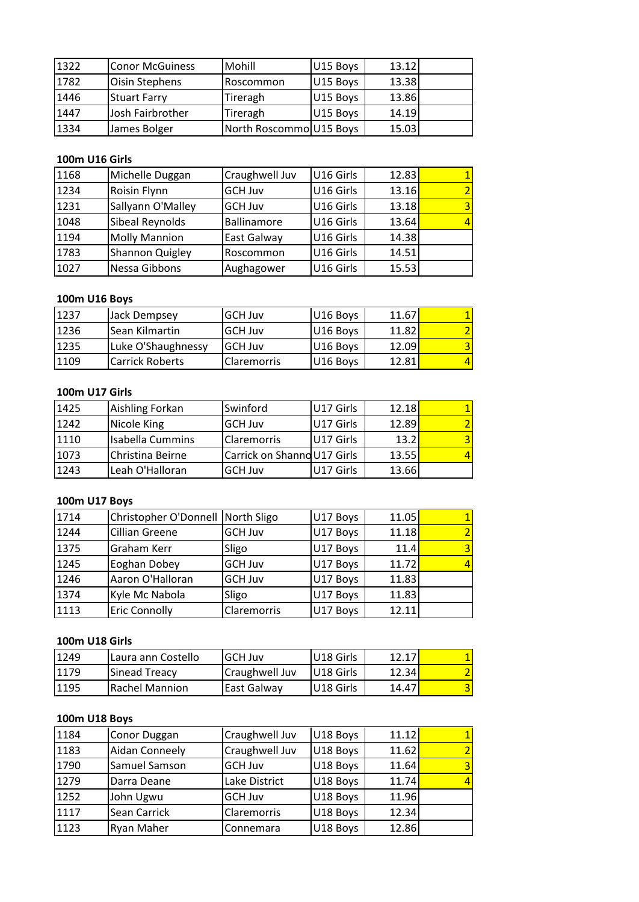| | | | | | |
|---|---|---|---|---|---|
| 1322 | Conor McGuiness | Mohill | U15 Boys | 13.12 | |
| 1782 | Oisin Stephens | Roscommon | U15 Boys | 13.38 | |
| 1446 | Stuart Farry | Tireragh | U15 Boys | 13.86 | |
| 1447 | Josh Fairbrother | Tireragh | U15 Boys | 14.19 | |
| 1334 | James Bolger | North Roscommo | U15 Boys | 15.03 | |

**100m U16 Girls**

| | | | | | |
|---|---|---|---|---|---|
| 1168 | Michelle Duggan | Craughwell Juv | U16 Girls | 12.83 | 1 |
| 1234 | Roisin Flynn | GCH Juv | U16 Girls | 13.16 | 2 |
| 1231 | Sallyann O'Malley | GCH Juv | U16 Girls | 13.18 | 3 |
| 1048 | Sibeal Reynolds | Ballinamore | U16 Girls | 13.64 | 4 |
| 1194 | Molly Mannion | East Galway | U16 Girls | 14.38 | |
| 1783 | Shannon Quigley | Roscommon | U16 Girls | 14.51 | |
| 1027 | Nessa Gibbons | Aughagower | U16 Girls | 15.53 | |

**100m U16 Boys**

| | | | | | |
|---|---|---|---|---|---|
| 1237 | Jack Dempsey | GCH Juv | U16 Boys | 11.67 | 1 |
| 1236 | Sean Kilmartin | GCH Juv | U16 Boys | 11.82 | 2 |
| 1235 | Luke O'Shaughnessy | GCH Juv | U16 Boys | 12.09 | 3 |
| 1109 | Carrick Roberts | Claremorris | U16 Boys | 12.81 | 4 |

**100m U17 Girls**

| | | | | | |
|---|---|---|---|---|---|
| 1425 | Aishling Forkan | Swinford | U17 Girls | 12.18 | 1 |
| 1242 | Nicole King | GCH Juv | U17 Girls | 12.89 | 2 |
| 1110 | Isabella Cummins | Claremorris | U17 Girls | 13.2 | 3 |
| 1073 | Christina Beirne | Carrick on Shanno | U17 Girls | 13.55 | 4 |
| 1243 | Leah O'Halloran | GCH Juv | U17 Girls | 13.66 | |

**100m U17 Boys**

| | | | | | |
|---|---|---|---|---|---|
| 1714 | Christopher O'Donnell | North Sligo | U17 Boys | 11.05 | 1 |
| 1244 | Cillian Greene | GCH Juv | U17 Boys | 11.18 | 2 |
| 1375 | Graham Kerr | Sligo | U17 Boys | 11.4 | 3 |
| 1245 | Eoghan Dobey | GCH Juv | U17 Boys | 11.72 | 4 |
| 1246 | Aaron O'Halloran | GCH Juv | U17 Boys | 11.83 | |
| 1374 | Kyle Mc Nabola | Sligo | U17 Boys | 11.83 | |
| 1113 | Eric Connolly | Claremorris | U17 Boys | 12.11 | |

**100m U18 Girls**

| | | | | | |
|---|---|---|---|---|---|
| 1249 | Laura ann Costello | GCH Juv | U18 Girls | 12.17 | 1 |
| 1179 | Sinead Treacy | Craughwell Juv | U18 Girls | 12.34 | 2 |
| 1195 | Rachel Mannion | East Galway | U18 Girls | 14.47 | 3 |

**100m U18 Boys**

| | | | | | |
|---|---|---|---|---|---|
| 1184 | Conor Duggan | Craughwell Juv | U18 Boys | 11.12 | 1 |
| 1183 | Aidan Conneely | Craughwell Juv | U18 Boys | 11.62 | 2 |
| 1790 | Samuel Samson | GCH Juv | U18 Boys | 11.64 | 3 |
| 1279 | Darra Deane | Lake District | U18 Boys | 11.74 | 4 |
| 1252 | John Ugwu | GCH Juv | U18 Boys | 11.96 | |
| 1117 | Sean Carrick | Claremorris | U18 Boys | 12.34 | |
| 1123 | Ryan Maher | Connemara | U18 Boys | 12.86 | |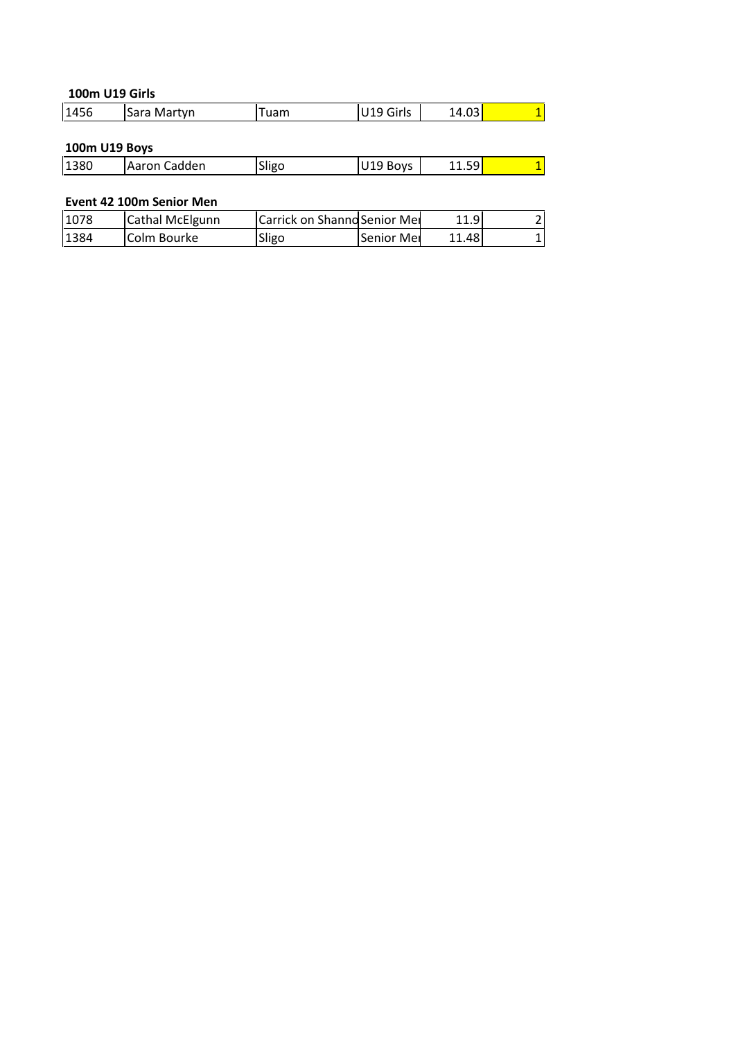**100m U19 Girls**

| | | | | | |
|---|---|---|---|---|---|
| 1456 | Sara Martyn | Tuam | U19 Girls | 14.03 | 1 |

**100m U19 Boys**

| | | | | | |
|---|---|---|---|---|---|
| 1380 | Aaron Cadden | Sligo | U19 Boys | 11.59 | 1 |

**Event 42 100m Senior Men**

| | | | | | |
|---|---|---|---|---|---|
| 1078 | Cathal McElgunn | Carrick on Shanno | Senior Me | 11.9 | 2 |
| 1384 | Colm Bourke | Sligo | Senior Me | 11.48 | 1 |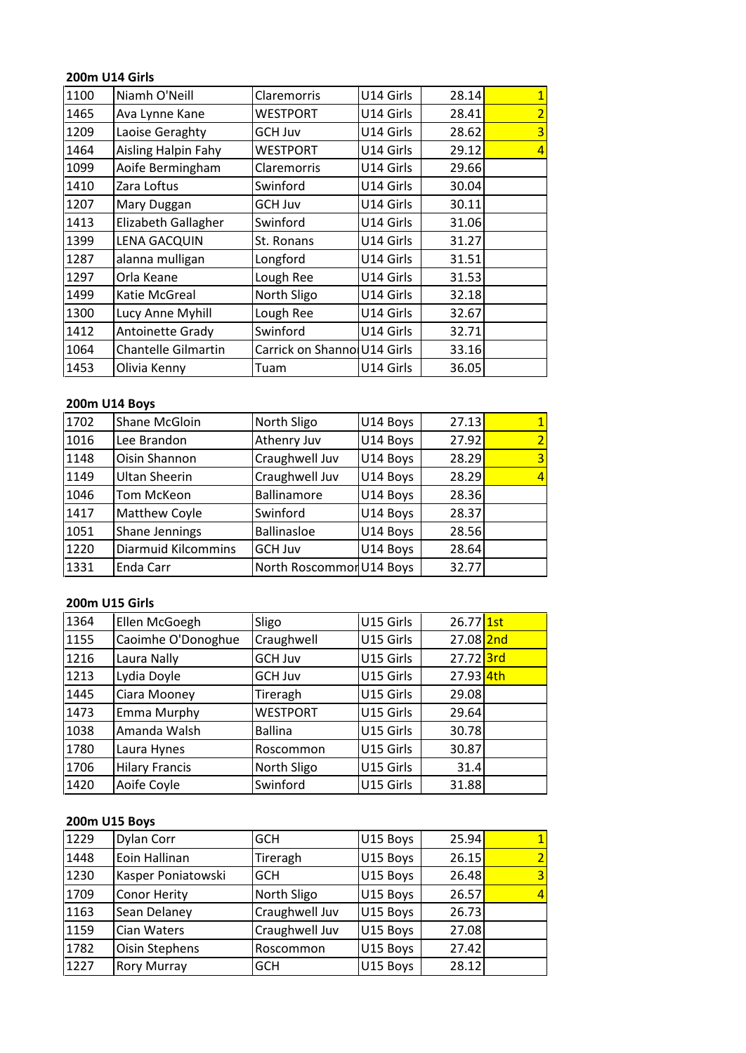**200m U14 Girls**

| | | | | | |
|---|---|---|---|---|---|
| 1100 | Niamh O'Neill | Claremorris | U14 Girls | 28.14 | 1 |
| 1465 | Ava Lynne Kane | WESTPORT | U14 Girls | 28.41 | 2 |
| 1209 | Laoise Geraghty | GCH Juv | U14 Girls | 28.62 | 3 |
| 1464 | Aisling Halpin Fahy | WESTPORT | U14 Girls | 29.12 | 4 |
| 1099 | Aoife Bermingham | Claremorris | U14 Girls | 29.66 | |
| 1410 | Zara Loftus | Swinford | U14 Girls | 30.04 | |
| 1207 | Mary Duggan | GCH Juv | U14 Girls | 30.11 | |
| 1413 | Elizabeth Gallagher | Swinford | U14 Girls | 31.06 | |
| 1399 | LENA GACQUIN | St. Ronans | U14 Girls | 31.27 | |
| 1287 | alanna mulligan | Longford | U14 Girls | 31.51 | |
| 1297 | Orla Keane | Lough Ree | U14 Girls | 31.53 | |
| 1499 | Katie McGreal | North Sligo | U14 Girls | 32.18 | |
| 1300 | Lucy Anne Myhill | Lough Ree | U14 Girls | 32.67 | |
| 1412 | Antoinette Grady | Swinford | U14 Girls | 32.71 | |
| 1064 | Chantelle Gilmartin | Carrick on Shanno | U14 Girls | 33.16 | |
| 1453 | Olivia Kenny | Tuam | U14 Girls | 36.05 | |

**200m U14 Boys**

| | | | | | |
|---|---|---|---|---|---|
| 1702 | Shane McGloin | North Sligo | U14 Boys | 27.13 | 1 |
| 1016 | Lee Brandon | Athenry Juv | U14 Boys | 27.92 | 2 |
| 1148 | Oisin Shannon | Craughwell Juv | U14 Boys | 28.29 | 3 |
| 1149 | Ultan Sheerin | Craughwell Juv | U14 Boys | 28.29 | 4 |
| 1046 | Tom McKeon | Ballinamore | U14 Boys | 28.36 | |
| 1417 | Matthew Coyle | Swinford | U14 Boys | 28.37 | |
| 1051 | Shane Jennings | Ballinasloe | U14 Boys | 28.56 | |
| 1220 | Diarmuid Kilcommins | GCH Juv | U14 Boys | 28.64 | |
| 1331 | Enda Carr | North Roscommor | U14 Boys | 32.77 | |

**200m U15 Girls**

| | | | | | |
|---|---|---|---|---|---|
| 1364 | Ellen McGoegh | Sligo | U15 Girls | 26.77 | 1st |
| 1155 | Caoimhe O'Donoghue | Craughwell | U15 Girls | 27.08 | 2nd |
| 1216 | Laura Nally | GCH Juv | U15 Girls | 27.72 | 3rd |
| 1213 | Lydia Doyle | GCH Juv | U15 Girls | 27.93 | 4th |
| 1445 | Ciara Mooney | Tireragh | U15 Girls | 29.08 | |
| 1473 | Emma Murphy | WESTPORT | U15 Girls | 29.64 | |
| 1038 | Amanda Walsh | Ballina | U15 Girls | 30.78 | |
| 1780 | Laura Hynes | Roscommon | U15 Girls | 30.87 | |
| 1706 | Hilary Francis | North Sligo | U15 Girls | 31.4 | |
| 1420 | Aoife Coyle | Swinford | U15 Girls | 31.88 | |

**200m U15 Boys**

| | | | | | |
|---|---|---|---|---|---|
| 1229 | Dylan Corr | GCH | U15 Boys | 25.94 | 1 |
| 1448 | Eoin Hallinan | Tireragh | U15 Boys | 26.15 | 2 |
| 1230 | Kasper Poniatowski | GCH | U15 Boys | 26.48 | 3 |
| 1709 | Conor Herity | North Sligo | U15 Boys | 26.57 | 4 |
| 1163 | Sean Delaney | Craughwell Juv | U15 Boys | 26.73 | |
| 1159 | Cian Waters | Craughwell Juv | U15 Boys | 27.08 | |
| 1782 | Oisin Stephens | Roscommon | U15 Boys | 27.42 | |
| 1227 | Rory Murray | GCH | U15 Boys | 28.12 | |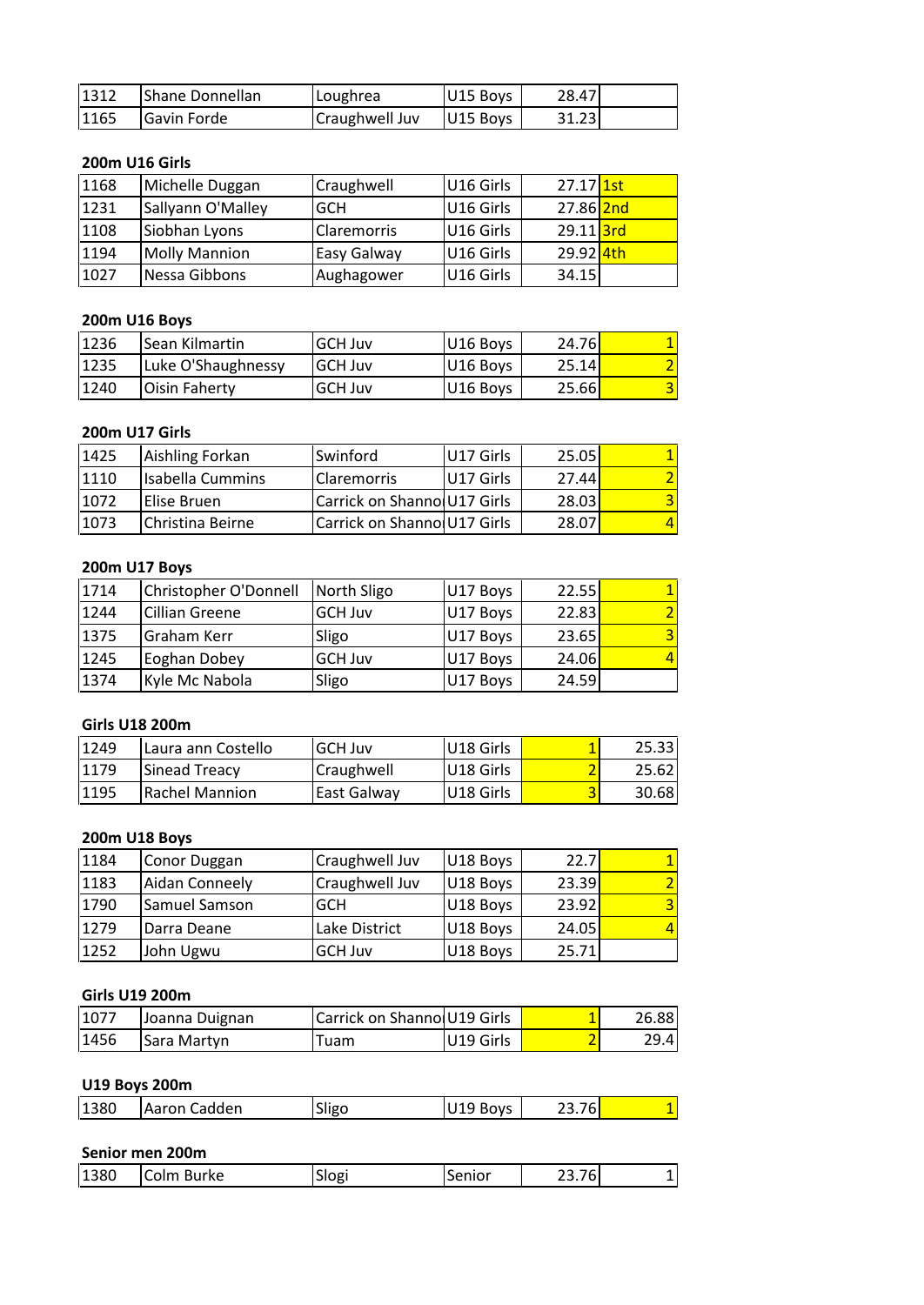| | | | | | |
|---|---|---|---|---|---|
| 1312 | Shane Donnellan | Loughrea | U15 Boys | 28.47 | |
| 1165 | Gavin Forde | Craughwell Juv | U15 Boys | 31.23 | |

**200m U16 Girls**

| | | | | | |
|---|---|---|---|---|---|
| 1168 | Michelle Duggan | Craughwell | U16 Girls | 27.17 | 1st |
| 1231 | Sallyann O'Malley | GCH | U16 Girls | 27.86 | 2nd |
| 1108 | Siobhan Lyons | Claremorris | U16 Girls | 29.11 | 3rd |
| 1194 | Molly Mannion | Easy Galway | U16 Girls | 29.92 | 4th |
| 1027 | Nessa Gibbons | Aughagower | U16 Girls | 34.15 | |

**200m U16 Boys**

| | | | | | |
|---|---|---|---|---|---|
| 1236 | Sean Kilmartin | GCH Juv | U16 Boys | 24.76 | 1 |
| 1235 | Luke O'Shaughnessy | GCH Juv | U16 Boys | 25.14 | 2 |
| 1240 | Oisin Faherty | GCH Juv | U16 Boys | 25.66 | 3 |

**200m U17 Girls**

| | | | | | |
|---|---|---|---|---|---|
| 1425 | Aishling Forkan | Swinford | U17 Girls | 25.05 | 1 |
| 1110 | Isabella Cummins | Claremorris | U17 Girls | 27.44 | 2 |
| 1072 | Elise Bruen | Carrick on Shanno | U17 Girls | 28.03 | 3 |
| 1073 | Christina Beirne | Carrick on Shanno | U17 Girls | 28.07 | 4 |

**200m U17 Boys**

| | | | | | |
|---|---|---|---|---|---|
| 1714 | Christopher O'Donnell | North Sligo | U17 Boys | 22.55 | 1 |
| 1244 | Cillian Greene | GCH Juv | U17 Boys | 22.83 | 2 |
| 1375 | Graham Kerr | Sligo | U17 Boys | 23.65 | 3 |
| 1245 | Eoghan Dobey | GCH Juv | U17 Boys | 24.06 | 4 |
| 1374 | Kyle Mc Nabola | Sligo | U17 Boys | 24.59 | |

**Girls U18 200m**

| | | | | | |
|---|---|---|---|---|---|
| 1249 | Laura ann Costello | GCH Juv | U18 Girls | 1 | 25.33 |
| 1179 | Sinead Treacy | Craughwell | U18 Girls | 2 | 25.62 |
| 1195 | Rachel Mannion | East Galway | U18 Girls | 3 | 30.68 |

**200m U18 Boys**

| | | | | | |
|---|---|---|---|---|---|
| 1184 | Conor Duggan | Craughwell Juv | U18 Boys | 22.7 | 1 |
| 1183 | Aidan Conneely | Craughwell Juv | U18 Boys | 23.39 | 2 |
| 1790 | Samuel Samson | GCH | U18 Boys | 23.92 | 3 |
| 1279 | Darra Deane | Lake District | U18 Boys | 24.05 | 4 |
| 1252 | John Ugwu | GCH Juv | U18 Boys | 25.71 | |

**Girls U19 200m**

| | | | | | |
|---|---|---|---|---|---|
| 1077 | Joanna Duignan | Carrick on Shanno | U19 Girls | 1 | 26.88 |
| 1456 | Sara Martyn | Tuam | U19 Girls | 2 | 29.4 |

**U19 Boys 200m**

| | | | | | |
|---|---|---|---|---|---|
| 1380 | Aaron Cadden | Sligo | U19 Boys | 23.76 | 1 |

**Senior men 200m**

| | | | | | |
|---|---|---|---|---|---|
| 1380 | Colm Burke | Slogi | Senior | 23.76 | 1 |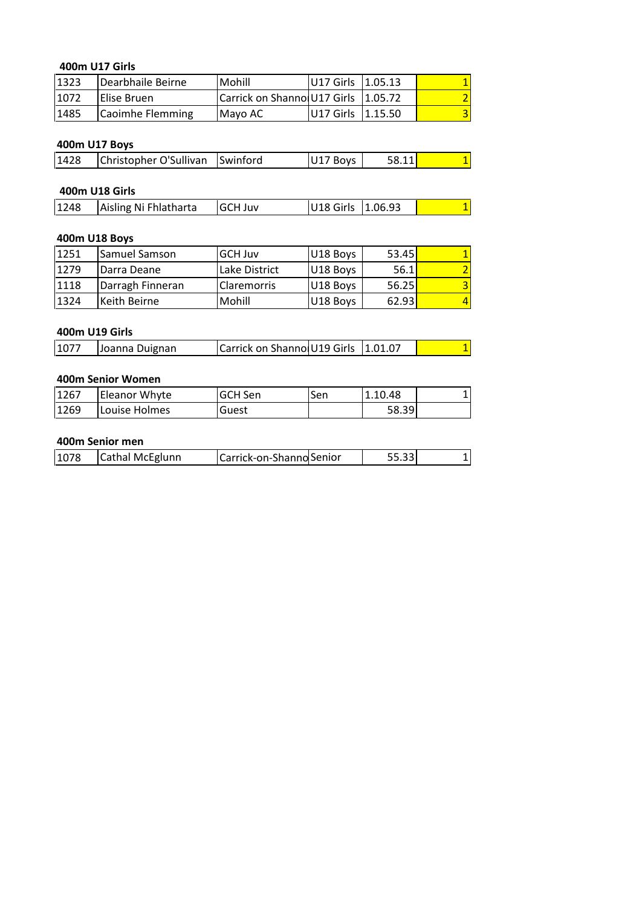**400m U17 Girls**

| | | | | | |
|---|---|---|---|---|---|
| 1323 | Dearbhaile Beirne | Mohill | U17 Girls | 1.05.13 | 1 |
| 1072 | Elise Bruen | Carrick on Shanno | U17 Girls | 1.05.72 | 2 |
| 1485 | Caoimhe Flemming | Mayo AC | U17 Girls | 1.15.50 | 3 |

**400m U17 Boys**

| | | | | | |
|---|---|---|---|---|---|
| 1428 | Christopher O'Sullivan | Swinford | U17 Boys | 58.11 | 1 |

**400m U18 Girls**

| | | | | | |
|---|---|---|---|---|---|
| 1248 | Aisling Ni Fhlatharta | GCH Juv | U18 Girls | 1.06.93 | 1 |

**400m U18 Boys**

| | | | | | |
|---|---|---|---|---|---|
| 1251 | Samuel Samson | GCH Juv | U18 Boys | 53.45 | 1 |
| 1279 | Darra Deane | Lake District | U18 Boys | 56.1 | 2 |
| 1118 | Darragh Finneran | Claremorris | U18 Boys | 56.25 | 3 |
| 1324 | Keith Beirne | Mohill | U18 Boys | 62.93 | 4 |

**400m U19 Girls**

| | | | | | |
|---|---|---|---|---|---|
| 1077 | Joanna Duignan | Carrick on Shanno | U19 Girls | 1.01.07 | 1 |

**400m Senior Women**

| | | | | | |
|---|---|---|---|---|---|
| 1267 | Eleanor Whyte | GCH Sen | Sen | 1.10.48 | 1 |
| 1269 | Louise Holmes | Guest | | 58.39 | |

**400m Senior men**

| | | | | | |
|---|---|---|---|---|---|
| 1078 | Cathal McEglunn | Carrick-on-Shanno | Senior | 55.33 | 1 |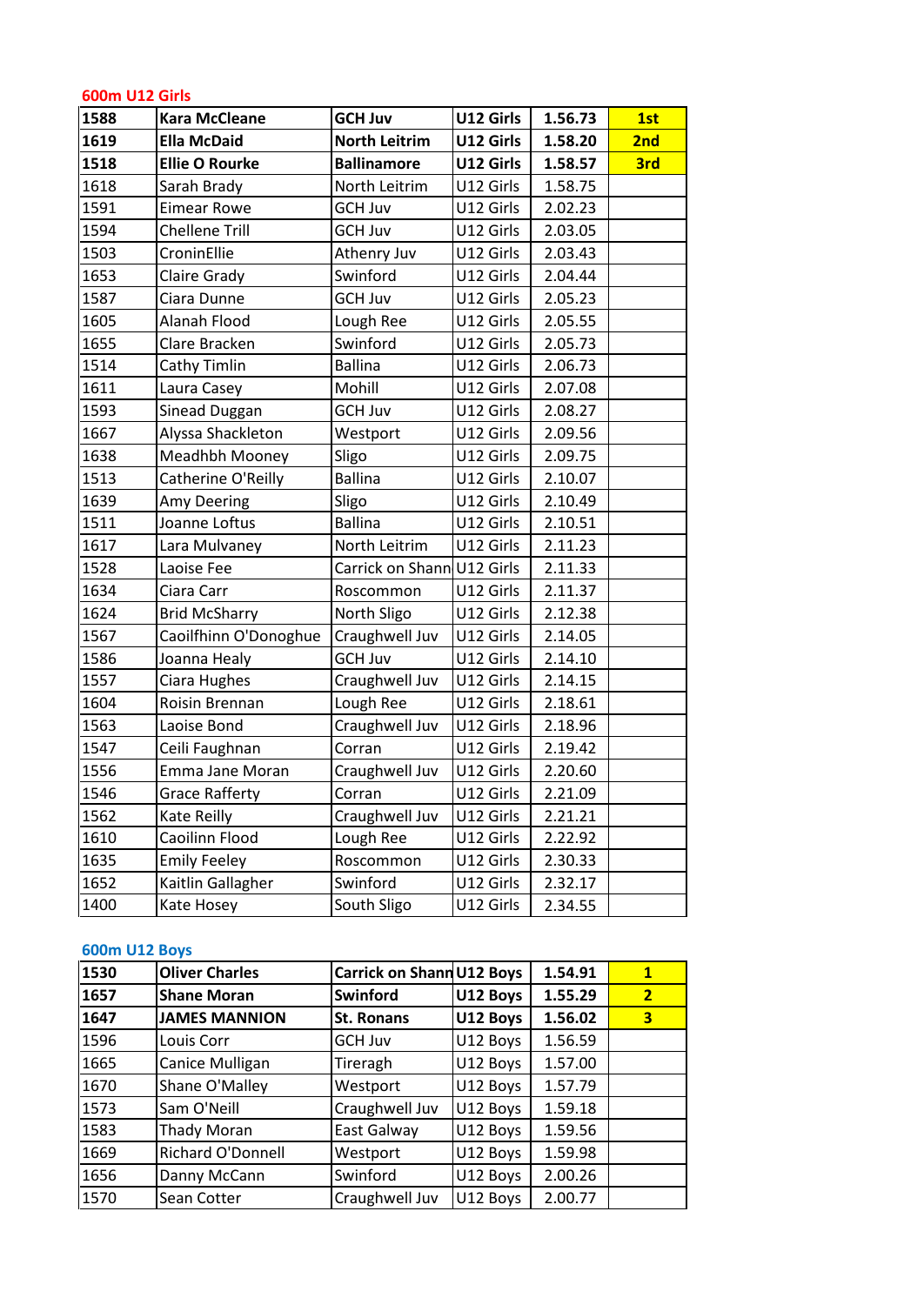### 600m U12 Girls

| | | | | | |
|---|---|---|---|---|---|
| **1588** | **Kara McCleane** | **GCH Juv** | **U12 Girls** | **1.56.73** | **1st** |
| **1619** | **Ella McDaid** | **North Leitrim** | **U12 Girls** | **1.58.20** | **2nd** |
| **1518** | **Ellie O Rourke** | **Ballinamore** | **U12 Girls** | **1.58.57** | **3rd** |
| 1618 | Sarah Brady | North Leitrim | U12 Girls | 1.58.75 | |
| 1591 | Eimear Rowe | GCH Juv | U12 Girls | 2.02.23 | |
| 1594 | Chellene Trill | GCH Juv | U12 Girls | 2.03.05 | |
| 1503 | CroninEllie | Athenry Juv | U12 Girls | 2.03.43 | |
| 1653 | Claire Grady | Swinford | U12 Girls | 2.04.44 | |
| 1587 | Ciara Dunne | GCH Juv | U12 Girls | 2.05.23 | |
| 1605 | Alanah Flood | Lough Ree | U12 Girls | 2.05.55 | |
| 1655 | Clare Bracken | Swinford | U12 Girls | 2.05.73 | |
| 1514 | Cathy Timlin | Ballina | U12 Girls | 2.06.73 | |
| 1611 | Laura Casey | Mohill | U12 Girls | 2.07.08 | |
| 1593 | Sinead Duggan | GCH Juv | U12 Girls | 2.08.27 | |
| 1667 | Alyssa Shackleton | Westport | U12 Girls | 2.09.56 | |
| 1638 | Meadhbh Mooney | Sligo | U12 Girls | 2.09.75 | |
| 1513 | Catherine O'Reilly | Ballina | U12 Girls | 2.10.07 | |
| 1639 | Amy Deering | Sligo | U12 Girls | 2.10.49 | |
| 1511 | Joanne Loftus | Ballina | U12 Girls | 2.10.51 | |
| 1617 | Lara Mulvaney | North Leitrim | U12 Girls | 2.11.23 | |
| 1528 | Laoise Fee | Carrick on Shann | U12 Girls | 2.11.33 | |
| 1634 | Ciara Carr | Roscommon | U12 Girls | 2.11.37 | |
| 1624 | Brid McSharry | North Sligo | U12 Girls | 2.12.38 | |
| 1567 | Caoilfhinn O'Donoghue | Craughwell Juv | U12 Girls | 2.14.05 | |
| 1586 | Joanna Healy | GCH Juv | U12 Girls | 2.14.10 | |
| 1557 | Ciara Hughes | Craughwell Juv | U12 Girls | 2.14.15 | |
| 1604 | Roisin Brennan | Lough Ree | U12 Girls | 2.18.61 | |
| 1563 | Laoise Bond | Craughwell Juv | U12 Girls | 2.18.96 | |
| 1547 | Ceili Faughnan | Corran | U12 Girls | 2.19.42 | |
| 1556 | Emma Jane Moran | Craughwell Juv | U12 Girls | 2.20.60 | |
| 1546 | Grace Rafferty | Corran | U12 Girls | 2.21.09 | |
| 1562 | Kate Reilly | Craughwell Juv | U12 Girls | 2.21.21 | |
| 1610 | Caoilinn Flood | Lough Ree | U12 Girls | 2.22.92 | |
| 1635 | Emily Feeley | Roscommon | U12 Girls | 2.30.33 | |
| 1652 | Kaitlin Gallagher | Swinford | U12 Girls | 2.32.17 | |
| 1400 | Kate Hosey | South Sligo | U12 Girls | 2.34.55 | |

### 600m U12 Boys

| | | | | | |
|---|---|---|---|---|---|
| **1530** | **Oliver Charles** | **Carrick on Shann** | **U12 Boys** | **1.54.91** | **1** |
| **1657** | **Shane Moran** | **Swinford** | **U12 Boys** | **1.55.29** | **2** |
| **1647** | **JAMES MANNION** | **St. Ronans** | **U12 Boys** | **1.56.02** | **3** |
| 1596 | Louis Corr | GCH Juv | U12 Boys | 1.56.59 | |
| 1665 | Canice Mulligan | Tireragh | U12 Boys | 1.57.00 | |
| 1670 | Shane O'Malley | Westport | U12 Boys | 1.57.79 | |
| 1573 | Sam O'Neill | Craughwell Juv | U12 Boys | 1.59.18 | |
| 1583 | Thady Moran | East Galway | U12 Boys | 1.59.56 | |
| 1669 | Richard O'Donnell | Westport | U12 Boys | 1.59.98 | |
| 1656 | Danny McCann | Swinford | U12 Boys | 2.00.26 | |
| 1570 | Sean Cotter | Craughwell Juv | U12 Boys | 2.00.77 | |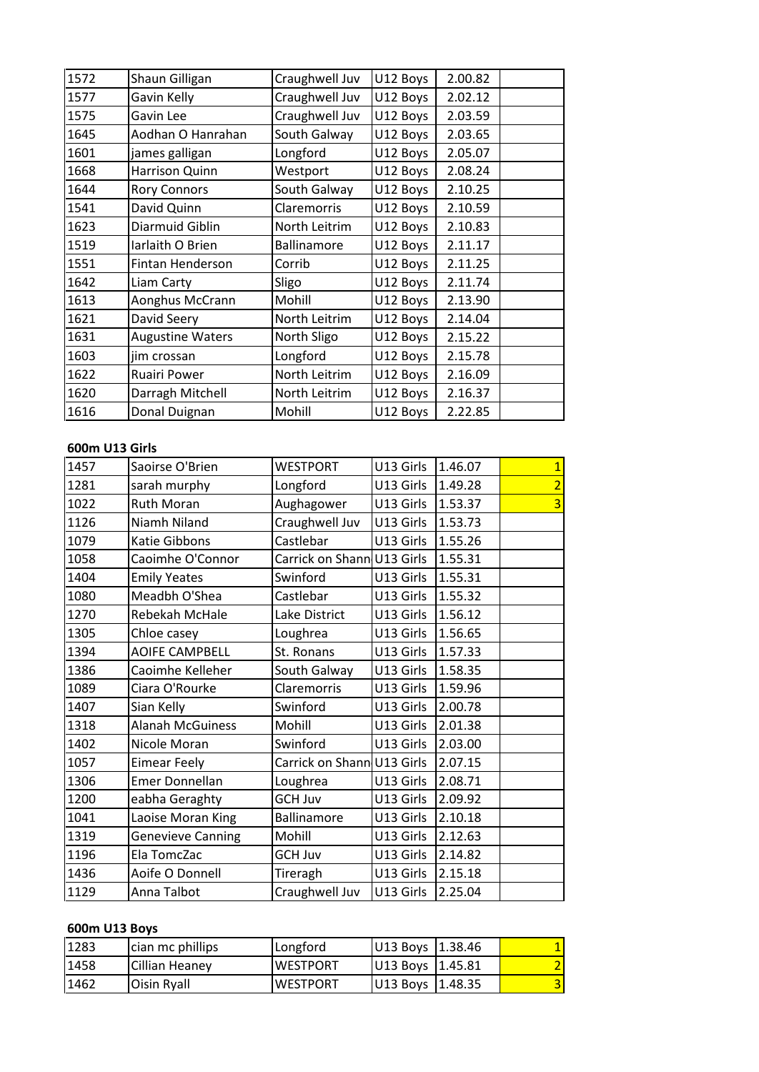| | | | | | |
|---|---|---|---|---|---|
| 1572 | Shaun Gilligan | Craughwell Juv | U12 Boys | 2.00.82 | |
| 1577 | Gavin Kelly | Craughwell Juv | U12 Boys | 2.02.12 | |
| 1575 | Gavin Lee | Craughwell Juv | U12 Boys | 2.03.59 | |
| 1645 | Aodhan O Hanrahan | South Galway | U12 Boys | 2.03.65 | |
| 1601 | james galligan | Longford | U12 Boys | 2.05.07 | |
| 1668 | Harrison Quinn | Westport | U12 Boys | 2.08.24 | |
| 1644 | Rory Connors | South Galway | U12 Boys | 2.10.25 | |
| 1541 | David Quinn | Claremorris | U12 Boys | 2.10.59 | |
| 1623 | Diarmuid Giblin | North Leitrim | U12 Boys | 2.10.83 | |
| 1519 | Iarlaith O Brien | Ballinamore | U12 Boys | 2.11.17 | |
| 1551 | Fintan Henderson | Corrib | U12 Boys | 2.11.25 | |
| 1642 | Liam Carty | Sligo | U12 Boys | 2.11.74 | |
| 1613 | Aonghus McCrann | Mohill | U12 Boys | 2.13.90 | |
| 1621 | David Seery | North Leitrim | U12 Boys | 2.14.04 | |
| 1631 | Augustine Waters | North Sligo | U12 Boys | 2.15.22 | |
| 1603 | jim crossan | Longford | U12 Boys | 2.15.78 | |
| 1622 | Ruairi Power | North Leitrim | U12 Boys | 2.16.09 | |
| 1620 | Darragh Mitchell | North Leitrim | U12 Boys | 2.16.37 | |
| 1616 | Donal Duignan | Mohill | U12 Boys | 2.22.85 | |

**600m U13 Girls**

| | | | | | |
|---|---|---|---|---|---|
| 1457 | Saoirse O'Brien | WESTPORT | U13 Girls | 1.46.07 | 1 |
| 1281 | sarah murphy | Longford | U13 Girls | 1.49.28 | 2 |
| 1022 | Ruth Moran | Aughagower | U13 Girls | 1.53.37 | 3 |
| 1126 | Niamh Niland | Craughwell Juv | U13 Girls | 1.53.73 | |
| 1079 | Katie Gibbons | Castlebar | U13 Girls | 1.55.26 | |
| 1058 | Caoimhe O'Connor | Carrick on Shann | U13 Girls | 1.55.31 | |
| 1404 | Emily Yeates | Swinford | U13 Girls | 1.55.31 | |
| 1080 | Meadbh O'Shea | Castlebar | U13 Girls | 1.55.32 | |
| 1270 | Rebekah McHale | Lake District | U13 Girls | 1.56.12 | |
| 1305 | Chloe casey | Loughrea | U13 Girls | 1.56.65 | |
| 1394 | AOIFE CAMPBELL | St. Ronans | U13 Girls | 1.57.33 | |
| 1386 | Caoimhe Kelleher | South Galway | U13 Girls | 1.58.35 | |
| 1089 | Ciara O'Rourke | Claremorris | U13 Girls | 1.59.96 | |
| 1407 | Sian Kelly | Swinford | U13 Girls | 2.00.78 | |
| 1318 | Alanah McGuiness | Mohill | U13 Girls | 2.01.38 | |
| 1402 | Nicole Moran | Swinford | U13 Girls | 2.03.00 | |
| 1057 | Eimear Feely | Carrick on Shann | U13 Girls | 2.07.15 | |
| 1306 | Emer Donnellan | Loughrea | U13 Girls | 2.08.71 | |
| 1200 | eabha Geraghty | GCH Juv | U13 Girls | 2.09.92 | |
| 1041 | Laoise Moran King | Ballinamore | U13 Girls | 2.10.18 | |
| 1319 | Genevieve Canning | Mohill | U13 Girls | 2.12.63 | |
| 1196 | Ela TomcZac | GCH Juv | U13 Girls | 2.14.82 | |
| 1436 | Aoife O Donnell | Tireragh | U13 Girls | 2.15.18 | |
| 1129 | Anna Talbot | Craughwell Juv | U13 Girls | 2.25.04 | |

**600m U13 Boys**

| | | | | | |
|---|---|---|---|---|---|
| 1283 | cian mc phillips | Longford | U13 Boys | 1.38.46 | 1 |
| 1458 | Cillian Heaney | WESTPORT | U13 Boys | 1.45.81 | 2 |
| 1462 | Oisin Ryall | WESTPORT | U13 Boys | 1.48.35 | 3 |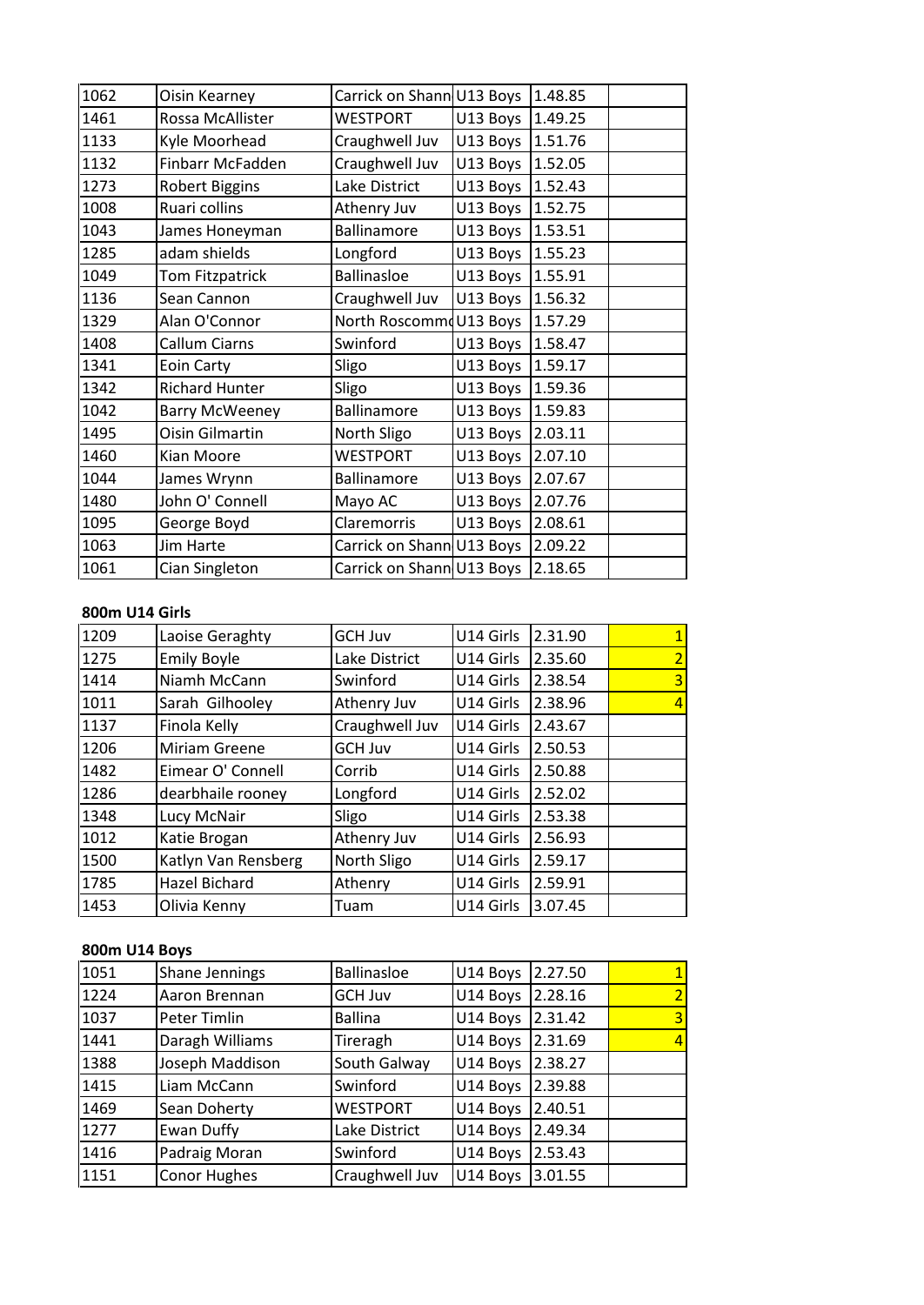| | | | | | |
|---|---|---|---|---|---|
| 1062 | Oisin Kearney | Carrick on Shann | U13 Boys | 1.48.85 | |
| 1461 | Rossa McAllister | WESTPORT | U13 Boys | 1.49.25 | |
| 1133 | Kyle Moorhead | Craughwell Juv | U13 Boys | 1.51.76 | |
| 1132 | Finbarr McFadden | Craughwell Juv | U13 Boys | 1.52.05 | |
| 1273 | Robert Biggins | Lake District | U13 Boys | 1.52.43 | |
| 1008 | Ruari collins | Athenry Juv | U13 Boys | 1.52.75 | |
| 1043 | James Honeyman | Ballinamore | U13 Boys | 1.53.51 | |
| 1285 | adam shields | Longford | U13 Boys | 1.55.23 | |
| 1049 | Tom Fitzpatrick | Ballinasloe | U13 Boys | 1.55.91 | |
| 1136 | Sean Cannon | Craughwell Juv | U13 Boys | 1.56.32 | |
| 1329 | Alan O'Connor | North Roscommo | U13 Boys | 1.57.29 | |
| 1408 | Callum Ciarns | Swinford | U13 Boys | 1.58.47 | |
| 1341 | Eoin Carty | Sligo | U13 Boys | 1.59.17 | |
| 1342 | Richard Hunter | Sligo | U13 Boys | 1.59.36 | |
| 1042 | Barry McWeeney | Ballinamore | U13 Boys | 1.59.83 | |
| 1495 | Oisin Gilmartin | North Sligo | U13 Boys | 2.03.11 | |
| 1460 | Kian Moore | WESTPORT | U13 Boys | 2.07.10 | |
| 1044 | James Wrynn | Ballinamore | U13 Boys | 2.07.67 | |
| 1480 | John O' Connell | Mayo AC | U13 Boys | 2.07.76 | |
| 1095 | George Boyd | Claremorris | U13 Boys | 2.08.61 | |
| 1063 | Jim Harte | Carrick on Shann | U13 Boys | 2.09.22 | |
| 1061 | Cian Singleton | Carrick on Shann | U13 Boys | 2.18.65 | |

**800m U14 Girls**

| | | | | | |
|---|---|---|---|---|---|
| 1209 | Laoise Geraghty | GCH Juv | U14 Girls | 2.31.90 | 1 |
| 1275 | Emily Boyle | Lake District | U14 Girls | 2.35.60 | 2 |
| 1414 | Niamh McCann | Swinford | U14 Girls | 2.38.54 | 3 |
| 1011 | Sarah Gilhooley | Athenry Juv | U14 Girls | 2.38.96 | 4 |
| 1137 | Finola Kelly | Craughwell Juv | U14 Girls | 2.43.67 | |
| 1206 | Miriam Greene | GCH Juv | U14 Girls | 2.50.53 | |
| 1482 | Eimear O' Connell | Corrib | U14 Girls | 2.50.88 | |
| 1286 | dearbhaile rooney | Longford | U14 Girls | 2.52.02 | |
| 1348 | Lucy McNair | Sligo | U14 Girls | 2.53.38 | |
| 1012 | Katie Brogan | Athenry Juv | U14 Girls | 2.56.93 | |
| 1500 | Katlyn Van Rensberg | North Sligo | U14 Girls | 2.59.17 | |
| 1785 | Hazel Bichard | Athenry | U14 Girls | 2.59.91 | |
| 1453 | Olivia Kenny | Tuam | U14 Girls | 3.07.45 | |

**800m U14 Boys**

| | | | | | |
|---|---|---|---|---|---|
| 1051 | Shane Jennings | Ballinasloe | U14 Boys | 2.27.50 | 1 |
| 1224 | Aaron Brennan | GCH Juv | U14 Boys | 2.28.16 | 2 |
| 1037 | Peter Timlin | Ballina | U14 Boys | 2.31.42 | 3 |
| 1441 | Daragh Williams | Tireragh | U14 Boys | 2.31.69 | 4 |
| 1388 | Joseph Maddison | South Galway | U14 Boys | 2.38.27 | |
| 1415 | Liam McCann | Swinford | U14 Boys | 2.39.88 | |
| 1469 | Sean Doherty | WESTPORT | U14 Boys | 2.40.51 | |
| 1277 | Ewan Duffy | Lake District | U14 Boys | 2.49.34 | |
| 1416 | Padraig Moran | Swinford | U14 Boys | 2.53.43 | |
| 1151 | Conor Hughes | Craughwell Juv | U14 Boys | 3.01.55 | |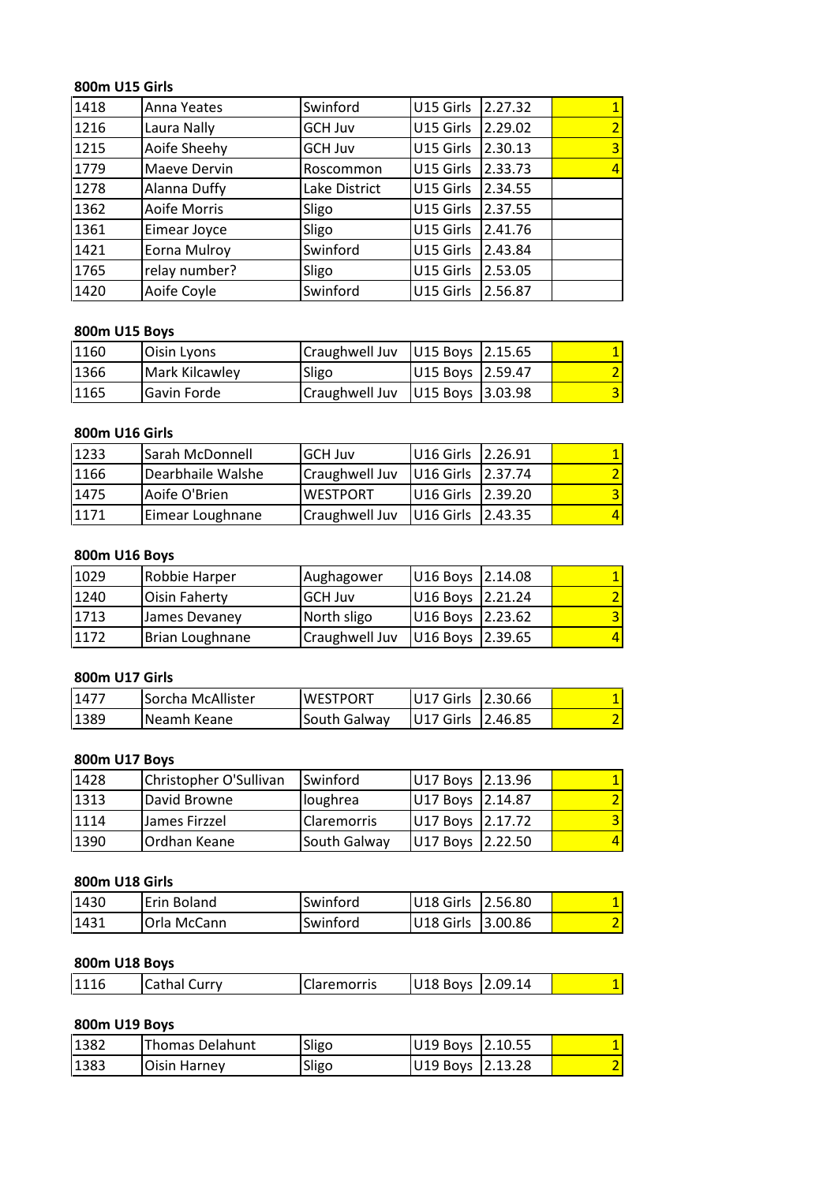**800m U15 Girls**

| | | | | | |
|---|---|---|---|---|---|
| 1418 | Anna Yeates | Swinford | U15 Girls | 2.27.32 | 1 |
| 1216 | Laura Nally | GCH Juv | U15 Girls | 2.29.02 | 2 |
| 1215 | Aoife Sheehy | GCH Juv | U15 Girls | 2.30.13 | 3 |
| 1779 | Maeve Dervin | Roscommon | U15 Girls | 2.33.73 | 4 |
| 1278 | Alanna Duffy | Lake District | U15 Girls | 2.34.55 | |
| 1362 | Aoife Morris | Sligo | U15 Girls | 2.37.55 | |
| 1361 | Eimear Joyce | Sligo | U15 Girls | 2.41.76 | |
| 1421 | Eorna Mulroy | Swinford | U15 Girls | 2.43.84 | |
| 1765 | relay number? | Sligo | U15 Girls | 2.53.05 | |
| 1420 | Aoife Coyle | Swinford | U15 Girls | 2.56.87 | |

**800m U15 Boys**

| | | | | | |
|---|---|---|---|---|---|
| 1160 | Oisin Lyons | Craughwell Juv | U15 Boys | 2.15.65 | 1 |
| 1366 | Mark Kilcawley | Sligo | U15 Boys | 2.59.47 | 2 |
| 1165 | Gavin Forde | Craughwell Juv | U15 Boys | 3.03.98 | 3 |

**800m U16 Girls**

| | | | | | |
|---|---|---|---|---|---|
| 1233 | Sarah McDonnell | GCH Juv | U16 Girls | 2.26.91 | 1 |
| 1166 | Dearbhaile Walshe | Craughwell Juv | U16 Girls | 2.37.74 | 2 |
| 1475 | Aoife O'Brien | WESTPORT | U16 Girls | 2.39.20 | 3 |
| 1171 | Eimear Loughnane | Craughwell Juv | U16 Girls | 2.43.35 | 4 |

**800m U16 Boys**

| | | | | | |
|---|---|---|---|---|---|
| 1029 | Robbie Harper | Aughagower | U16 Boys | 2.14.08 | 1 |
| 1240 | Oisin Faherty | GCH Juv | U16 Boys | 2.21.24 | 2 |
| 1713 | James Devaney | North sligo | U16 Boys | 2.23.62 | 3 |
| 1172 | Brian Loughnane | Craughwell Juv | U16 Boys | 2.39.65 | 4 |

**800m U17 Girls**

| | | | | | |
|---|---|---|---|---|---|
| 1477 | Sorcha McAllister | WESTPORT | U17 Girls | 2.30.66 | 1 |
| 1389 | Neamh Keane | South Galway | U17 Girls | 2.46.85 | 2 |

**800m U17 Boys**

| | | | | | |
|---|---|---|---|---|---|
| 1428 | Christopher O'Sullivan | Swinford | U17 Boys | 2.13.96 | 1 |
| 1313 | David Browne | loughrea | U17 Boys | 2.14.87 | 2 |
| 1114 | James Firzzel | Claremorris | U17 Boys | 2.17.72 | 3 |
| 1390 | Ordhan Keane | South Galway | U17 Boys | 2.22.50 | 4 |

**800m U18 Girls**

| | | | | | |
|---|---|---|---|---|---|
| 1430 | Erin Boland | Swinford | U18 Girls | 2.56.80 | 1 |
| 1431 | Orla McCann | Swinford | U18 Girls | 3.00.86 | 2 |

**800m U18 Boys**

| | | | | | |
|---|---|---|---|---|---|
| 1116 | Cathal Curry | Claremorris | U18 Boys | 2.09.14 | 1 |

**800m U19 Boys**

| | | | | | |
|---|---|---|---|---|---|
| 1382 | Thomas Delahunt | Sligo | U19 Boys | 2.10.55 | 1 |
| 1383 | Oisin Harney | Sligo | U19 Boys | 2.13.28 | 2 |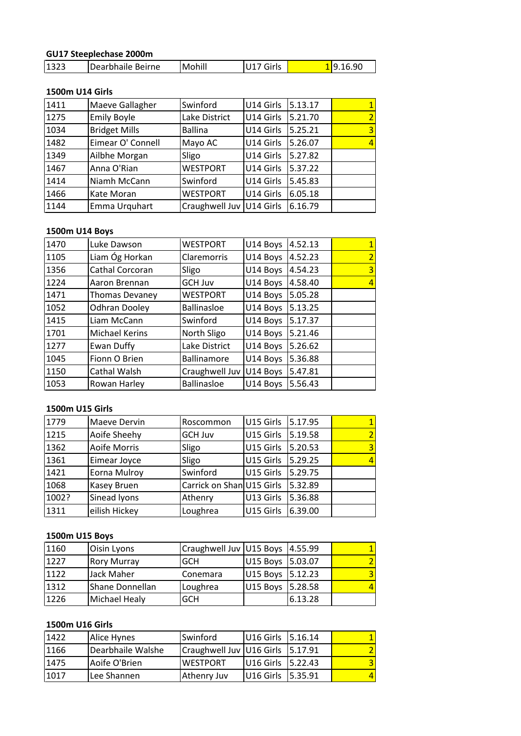**GU17 Steeplechase 2000m**

| | | | | | |
|---|---|---|---|---|---|
| 1323 | Dearbhaile Beirne | Mohill | U17 Girls | 1 | 9.16.90 |

**1500m U14 Girls**

| | | | | | |
|---|---|---|---|---|---|
| 1411 | Maeve Gallagher | Swinford | U14 Girls | 5.13.17 | 1 |
| 1275 | Emily Boyle | Lake District | U14 Girls | 5.21.70 | 2 |
| 1034 | Bridget Mills | Ballina | U14 Girls | 5.25.21 | 3 |
| 1482 | Eimear O' Connell | Mayo AC | U14 Girls | 5.26.07 | 4 |
| 1349 | Ailbhe Morgan | Sligo | U14 Girls | 5.27.82 | |
| 1467 | Anna O'Rian | WESTPORT | U14 Girls | 5.37.22 | |
| 1414 | Niamh McCann | Swinford | U14 Girls | 5.45.83 | |
| 1466 | Kate Moran | WESTPORT | U14 Girls | 6.05.18 | |
| 1144 | Emma Urquhart | Craughwell Juv | U14 Girls | 6.16.79 | |

**1500m U14 Boys**

| | | | | | |
|---|---|---|---|---|---|
| 1470 | Luke Dawson | WESTPORT | U14 Boys | 4.52.13 | 1 |
| 1105 | Liam Óg Horkan | Claremorris | U14 Boys | 4.52.23 | 2 |
| 1356 | Cathal Corcoran | Sligo | U14 Boys | 4.54.23 | 3 |
| 1224 | Aaron Brennan | GCH Juv | U14 Boys | 4.58.40 | 4 |
| 1471 | Thomas Devaney | WESTPORT | U14 Boys | 5.05.28 | |
| 1052 | Odhran Dooley | Ballinasloe | U14 Boys | 5.13.25 | |
| 1415 | Liam McCann | Swinford | U14 Boys | 5.17.37 | |
| 1701 | Michael Kerins | North Sligo | U14 Boys | 5.21.46 | |
| 1277 | Ewan Duffy | Lake District | U14 Boys | 5.26.62 | |
| 1045 | Fionn O Brien | Ballinamore | U14 Boys | 5.36.88 | |
| 1150 | Cathal Walsh | Craughwell Juv | U14 Boys | 5.47.81 | |
| 1053 | Rowan Harley | Ballinasloe | U14 Boys | 5.56.43 | |

**1500m U15 Girls**

| | | | | | |
|---|---|---|---|---|---|
| 1779 | Maeve Dervin | Roscommon | U15 Girls | 5.17.95 | 1 |
| 1215 | Aoife Sheehy | GCH Juv | U15 Girls | 5.19.58 | 2 |
| 1362 | Aoife Morris | Sligo | U15 Girls | 5.20.53 | 3 |
| 1361 | Eimear Joyce | Sligo | U15 Girls | 5.29.25 | 4 |
| 1421 | Eorna Mulroy | Swinford | U15 Girls | 5.29.75 | |
| 1068 | Kasey Bruen | Carrick on Shan | U15 Girls | 5.32.89 | |
| 1002? | Sinead lyons | Athenry | U13 Girls | 5.36.88 | |
| 1311 | eilish Hickey | Loughrea | U15 Girls | 6.39.00 | |

**1500m U15 Boys**

| | | | | | |
|---|---|---|---|---|---|
| 1160 | Oisin Lyons | Craughwell Juv | U15 Boys | 4.55.99 | 1 |
| 1227 | Rory Murray | GCH | U15 Boys | 5.03.07 | 2 |
| 1122 | Jack Maher | Conemara | U15 Boys | 5.12.23 | 3 |
| 1312 | Shane Donnellan | Loughrea | U15 Boys | 5.28.58 | 4 |
| 1226 | Michael Healy | GCH | | 6.13.28 | |

**1500m U16 Girls**

| | | | | | |
|---|---|---|---|---|---|
| 1422 | Alice Hynes | Swinford | U16 Girls | 5.16.14 | 1 |
| 1166 | Dearbhaile Walshe | Craughwell Juv | U16 Girls | 5.17.91 | 2 |
| 1475 | Aoife O'Brien | WESTPORT | U16 Girls | 5.22.43 | 3 |
| 1017 | Lee Shannen | Athenry Juv | U16 Girls | 5.35.91 | 4 |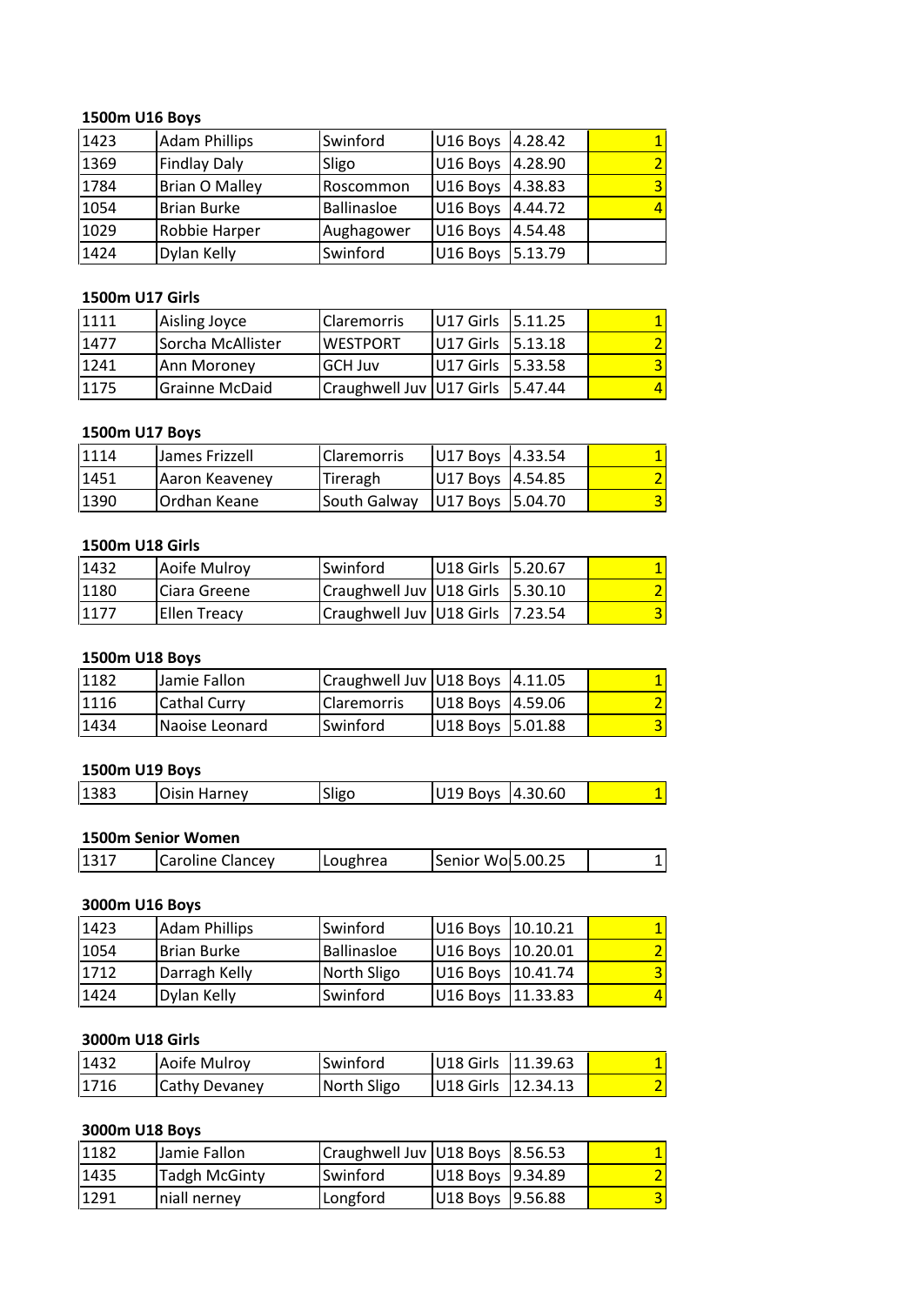**1500m U16 Boys**

| | | | | | |
|---|---|---|---|---|---|
| 1423 | Adam Phillips | Swinford | U16 Boys | 4.28.42 | 1 |
| 1369 | Findlay Daly | Sligo | U16 Boys | 4.28.90 | 2 |
| 1784 | Brian O Malley | Roscommon | U16 Boys | 4.38.83 | 3 |
| 1054 | Brian Burke | Ballinasloe | U16 Boys | 4.44.72 | 4 |
| 1029 | Robbie Harper | Aughagower | U16 Boys | 4.54.48 | |
| 1424 | Dylan Kelly | Swinford | U16 Boys | 5.13.79 | |

**1500m U17 Girls**

| | | | | | |
|---|---|---|---|---|---|
| 1111 | Aisling Joyce | Claremorris | U17 Girls | 5.11.25 | 1 |
| 1477 | Sorcha McAllister | WESTPORT | U17 Girls | 5.13.18 | 2 |
| 1241 | Ann Moroney | GCH Juv | U17 Girls | 5.33.58 | 3 |
| 1175 | Grainne McDaid | Craughwell Juv | U17 Girls | 5.47.44 | 4 |

**1500m U17 Boys**

| | | | | | |
|---|---|---|---|---|---|
| 1114 | James Frizzell | Claremorris | U17 Boys | 4.33.54 | 1 |
| 1451 | Aaron Keaveney | Tireragh | U17 Boys | 4.54.85 | 2 |
| 1390 | Ordhan Keane | South Galway | U17 Boys | 5.04.70 | 3 |

**1500m U18 Girls**

| | | | | | |
|---|---|---|---|---|---|
| 1432 | Aoife Mulroy | Swinford | U18 Girls | 5.20.67 | 1 |
| 1180 | Ciara Greene | Craughwell Juv | U18 Girls | 5.30.10 | 2 |
| 1177 | Ellen Treacy | Craughwell Juv | U18 Girls | 7.23.54 | 3 |

**1500m U18 Boys**

| | | | | | |
|---|---|---|---|---|---|
| 1182 | Jamie Fallon | Craughwell Juv | U18 Boys | 4.11.05 | 1 |
| 1116 | Cathal Curry | Claremorris | U18 Boys | 4.59.06 | 2 |
| 1434 | Naoise Leonard | Swinford | U18 Boys | 5.01.88 | 3 |

**1500m U19 Boys**

| | | | | | |
|---|---|---|---|---|---|
| 1383 | Oisin Harney | Sligo | U19 Boys | 4.30.60 | 1 |

**1500m Senior Women**

| | | | | | |
|---|---|---|---|---|---|
| 1317 | Caroline Clancey | Loughrea | Senior Wo | 5.00.25 | 1 |

**3000m U16 Boys**

| | | | | | |
|---|---|---|---|---|---|
| 1423 | Adam Phillips | Swinford | U16 Boys | 10.10.21 | 1 |
| 1054 | Brian Burke | Ballinasloe | U16 Boys | 10.20.01 | 2 |
| 1712 | Darragh Kelly | North Sligo | U16 Boys | 10.41.74 | 3 |
| 1424 | Dylan Kelly | Swinford | U16 Boys | 11.33.83 | 4 |

**3000m U18 Girls**

| | | | | | |
|---|---|---|---|---|---|
| 1432 | Aoife Mulroy | Swinford | U18 Girls | 11.39.63 | 1 |
| 1716 | Cathy Devaney | North Sligo | U18 Girls | 12.34.13 | 2 |

**3000m U18 Boys**

| | | | | | |
|---|---|---|---|---|---|
| 1182 | Jamie Fallon | Craughwell Juv | U18 Boys | 8.56.53 | 1 |
| 1435 | Tadgh McGinty | Swinford | U18 Boys | 9.34.89 | 2 |
| 1291 | niall nerney | Longford | U18 Boys | 9.56.88 | 3 |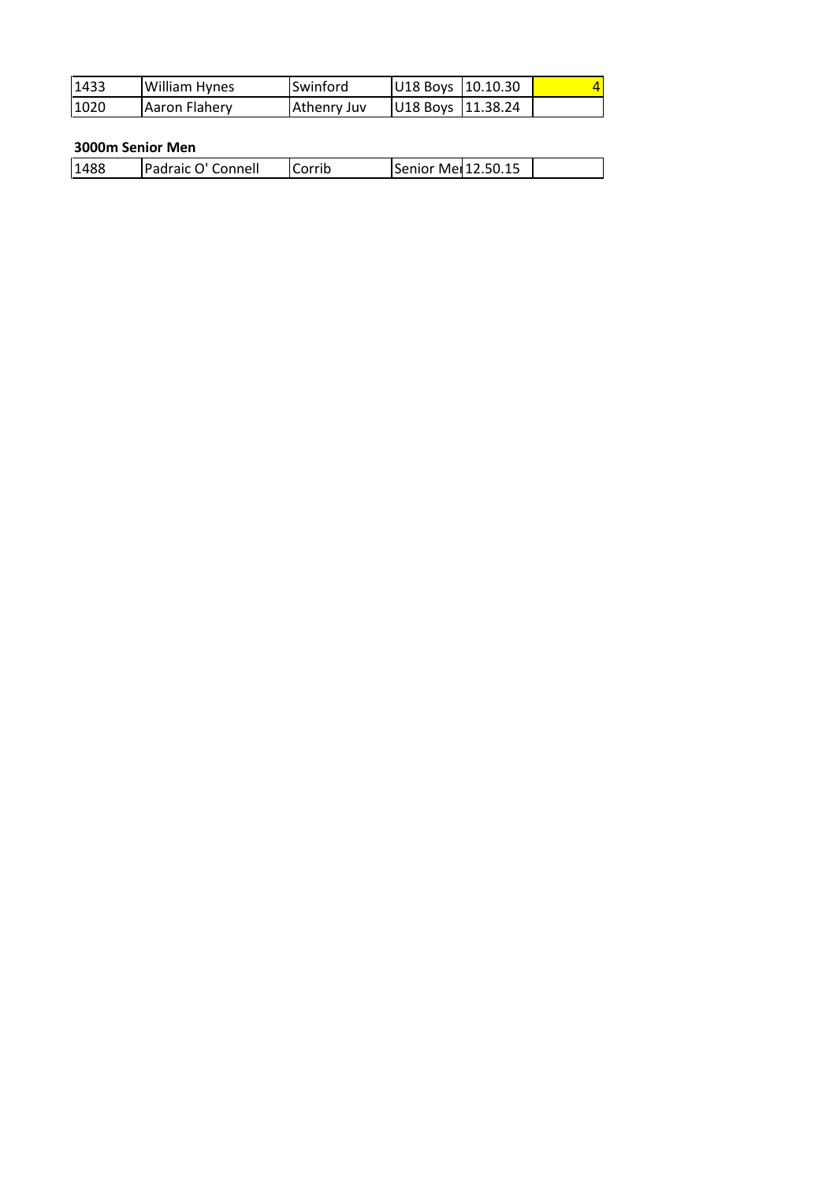| | | | | | |
|---|---|---|---|---|---|
| 1433 | William Hynes | Swinford | U18 Boys | 10.10.30 | 4 |
| 1020 | Aaron Flahery | Athenry Juv | U18 Boys | 11.38.24 | |

**3000m Senior Men**

| | | | | | |
|---|---|---|---|---|---|
| 1488 | Padraic O' Connell | Corrib | Senior Mei | 12.50.15 | |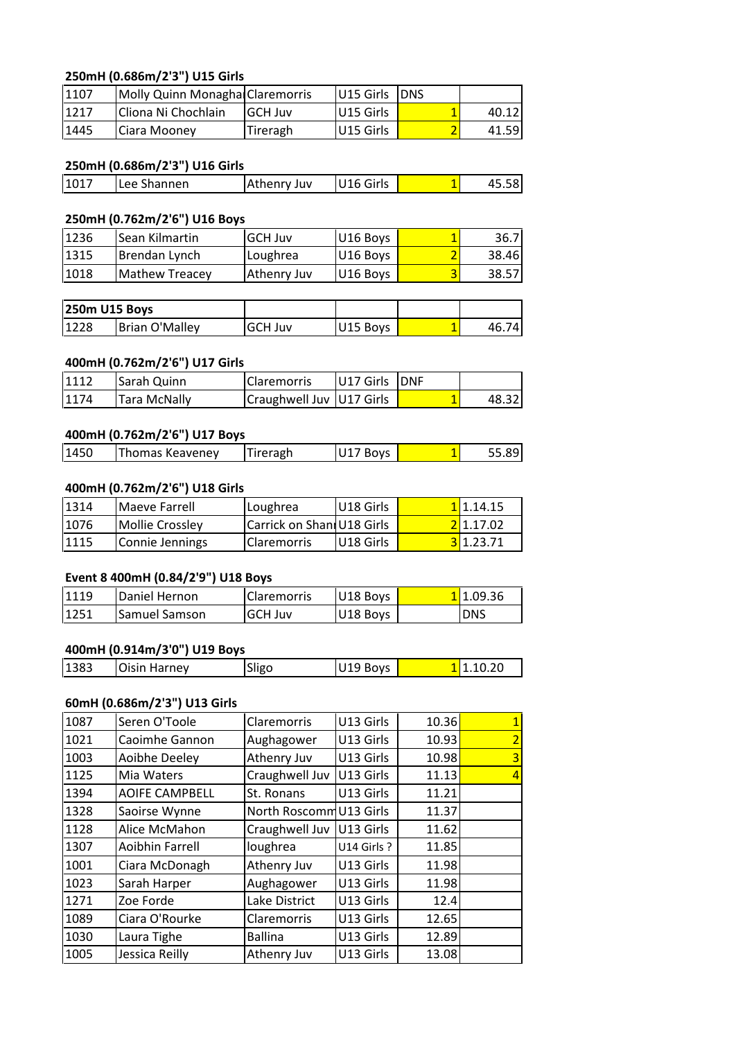**250mH (0.686m/2'3") U15 Girls**

| | | | | | |
|---|---|---|---|---|---|
| 1107 | Molly Quinn Monagha | Claremorris | U15 Girls | DNS | |
| 1217 | Cliona Ni Chochlain | GCH Juv | U15 Girls | 1 | 40.12 |
| 1445 | Ciara Mooney | Tireragh | U15 Girls | 2 | 41.59 |

**250mH (0.686m/2'3") U16 Girls**

| | | | | | |
|---|---|---|---|---|---|
| 1017 | Lee Shannen | Athenry Juv | U16 Girls | 1 | 45.58 |

**250mH (0.762m/2'6") U16 Boys**

| | | | | | |
|---|---|---|---|---|---|
| 1236 | Sean Kilmartin | GCH Juv | U16 Boys | 1 | 36.7 |
| 1315 | Brendan Lynch | Loughrea | U16 Boys | 2 | 38.46 |
| 1018 | Mathew Treacey | Athenry Juv | U16 Boys | 3 | 38.57 |

| **250m U15 Boys** | | | | | |
|---|---|---|---|---|---|
| 1228 | Brian O'Malley | GCH Juv | U15 Boys | 1 | 46.74 |

**400mH (0.762m/2'6") U17 Girls**

| | | | | | |
|---|---|---|---|---|---|
| 1112 | Sarah Quinn | Claremorris | U17 Girls | DNF | |
| 1174 | Tara McNally | Craughwell Juv | U17 Girls | 1 | 48.32 |

**400mH (0.762m/2'6") U17 Boys**

| | | | | | |
|---|---|---|---|---|---|
| 1450 | Thomas Keaveney | Tireragh | U17 Boys | 1 | 55.89 |

**400mH (0.762m/2'6") U18 Girls**

| | | | | | |
|---|---|---|---|---|---|
| 1314 | Maeve Farrell | Loughrea | U18 Girls | 1 | 1.14.15 |
| 1076 | Mollie Crossley | Carrick on Shan | U18 Girls | 2 | 1.17.02 |
| 1115 | Connie Jennings | Claremorris | U18 Girls | 3 | 1.23.71 |

**Event 8 400mH (0.84/2'9") U18 Boys**

| | | | | | |
|---|---|---|---|---|---|
| 1119 | Daniel Hernon | Claremorris | U18 Boys | 1 | 1.09.36 |
| 1251 | Samuel Samson | GCH Juv | U18 Boys | | DNS |

**400mH (0.914m/3'0") U19 Boys**

| | | | | | |
|---|---|---|---|---|---|
| 1383 | Oisin Harney | Sligo | U19 Boys | 1 | 1.10.20 |

**60mH (0.686m/2'3") U13 Girls**

| | | | | | |
|---|---|---|---|---|---|
| 1087 | Seren O'Toole | Claremorris | U13 Girls | 10.36 | 1 |
| 1021 | Caoimhe Gannon | Aughagower | U13 Girls | 10.93 | 2 |
| 1003 | Aoibhe Deeley | Athenry Juv | U13 Girls | 10.98 | 3 |
| 1125 | Mia Waters | Craughwell Juv | U13 Girls | 11.13 | 4 |
| 1394 | AOIFE CAMPBELL | St. Ronans | U13 Girls | 11.21 | |
| 1328 | Saoirse Wynne | North Roscomm | U13 Girls | 11.37 | |
| 1128 | Alice McMahon | Craughwell Juv | U13 Girls | 11.62 | |
| 1307 | Aoibhin Farrell | loughrea | U14 Girls ? | 11.85 | |
| 1001 | Ciara McDonagh | Athenry Juv | U13 Girls | 11.98 | |
| 1023 | Sarah Harper | Aughagower | U13 Girls | 11.98 | |
| 1271 | Zoe Forde | Lake District | U13 Girls | 12.4 | |
| 1089 | Ciara O'Rourke | Claremorris | U13 Girls | 12.65 | |
| 1030 | Laura Tighe | Ballina | U13 Girls | 12.89 | |
| 1005 | Jessica Reilly | Athenry Juv | U13 Girls | 13.08 | |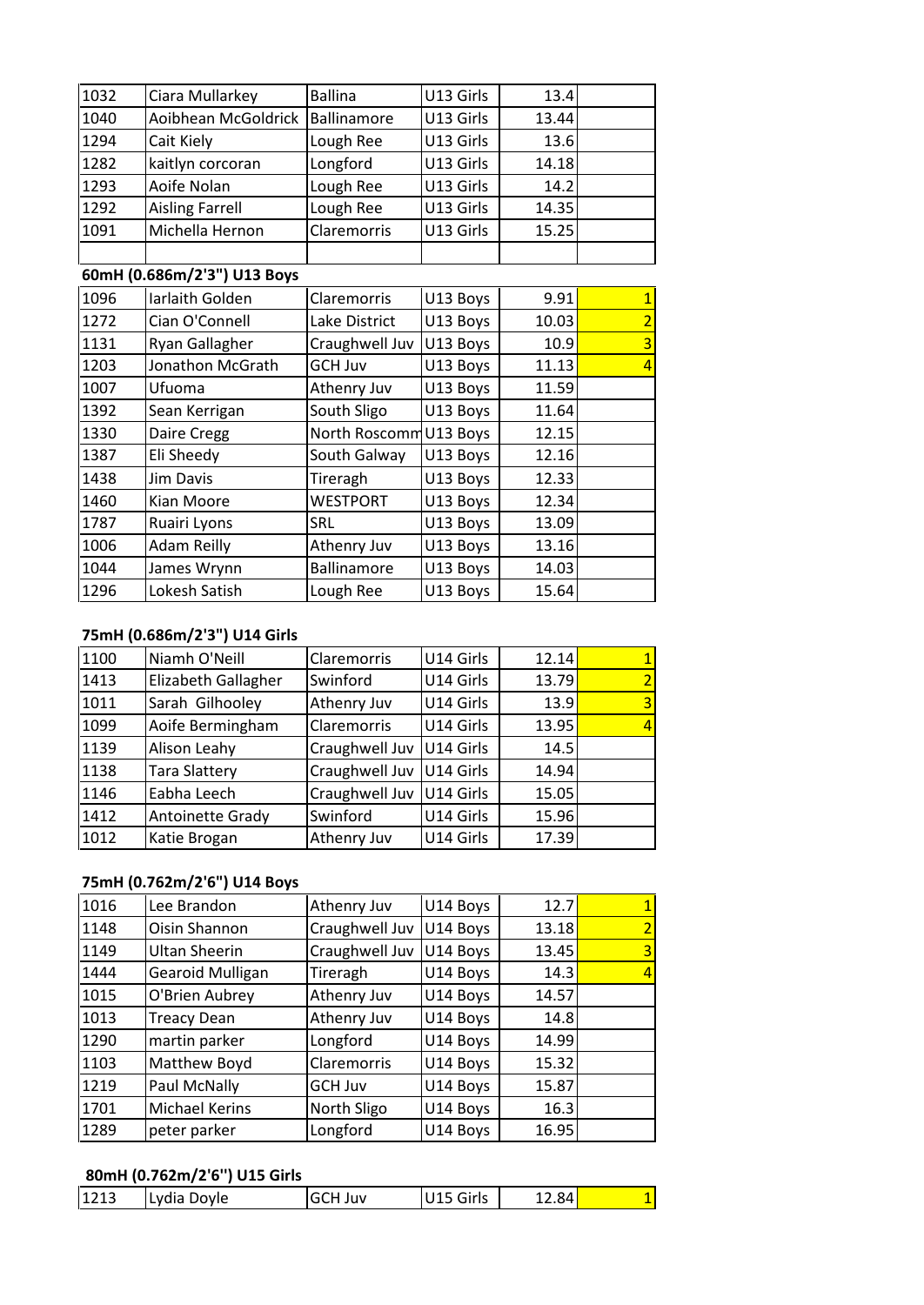| | | | | | |
|---|---|---|---|---|---|
| 1032 | Ciara Mullarkey | Ballina | U13 Girls | 13.4 | |
| 1040 | Aoibhean McGoldrick | Ballinamore | U13 Girls | 13.44 | |
| 1294 | Cait Kiely | Lough Ree | U13 Girls | 13.6 | |
| 1282 | kaitlyn corcoran | Longford | U13 Girls | 14.18 | |
| 1293 | Aoife Nolan | Lough Ree | U13 Girls | 14.2 | |
| 1292 | Aisling Farrell | Lough Ree | U13 Girls | 14.35 | |
| 1091 | Michella Hernon | Claremorris | U13 Girls | 15.25 | |
| | | | | | |

**60mH (0.686m/2'3") U13 Boys**

| | | | | | |
|---|---|---|---|---|---|
| 1096 | Iarlaith Golden | Claremorris | U13 Boys | 9.91 | 1 |
| 1272 | Cian O'Connell | Lake District | U13 Boys | 10.03 | 2 |
| 1131 | Ryan Gallagher | Craughwell Juv | U13 Boys | 10.9 | 3 |
| 1203 | Jonathon McGrath | GCH Juv | U13 Boys | 11.13 | 4 |
| 1007 | Ufuoma | Athenry Juv | U13 Boys | 11.59 | |
| 1392 | Sean Kerrigan | South Sligo | U13 Boys | 11.64 | |
| 1330 | Daire Cregg | North Roscomm | U13 Boys | 12.15 | |
| 1387 | Eli Sheedy | South Galway | U13 Boys | 12.16 | |
| 1438 | Jim Davis | Tireragh | U13 Boys | 12.33 | |
| 1460 | Kian Moore | WESTPORT | U13 Boys | 12.34 | |
| 1787 | Ruairi Lyons | SRL | U13 Boys | 13.09 | |
| 1006 | Adam Reilly | Athenry Juv | U13 Boys | 13.16 | |
| 1044 | James Wrynn | Ballinamore | U13 Boys | 14.03 | |
| 1296 | Lokesh Satish | Lough Ree | U13 Boys | 15.64 | |

**75mH (0.686m/2'3") U14 Girls**

| | | | | | |
|---|---|---|---|---|---|
| 1100 | Niamh O'Neill | Claremorris | U14 Girls | 12.14 | 1 |
| 1413 | Elizabeth Gallagher | Swinford | U14 Girls | 13.79 | 2 |
| 1011 | Sarah Gilhooley | Athenry Juv | U14 Girls | 13.9 | 3 |
| 1099 | Aoife Bermingham | Claremorris | U14 Girls | 13.95 | 4 |
| 1139 | Alison Leahy | Craughwell Juv | U14 Girls | 14.5 | |
| 1138 | Tara Slattery | Craughwell Juv | U14 Girls | 14.94 | |
| 1146 | Eabha Leech | Craughwell Juv | U14 Girls | 15.05 | |
| 1412 | Antoinette Grady | Swinford | U14 Girls | 15.96 | |
| 1012 | Katie Brogan | Athenry Juv | U14 Girls | 17.39 | |

**75mH (0.762m/2'6") U14 Boys**

| | | | | | |
|---|---|---|---|---|---|
| 1016 | Lee Brandon | Athenry Juv | U14 Boys | 12.7 | 1 |
| 1148 | Oisin Shannon | Craughwell Juv | U14 Boys | 13.18 | 2 |
| 1149 | Ultan Sheerin | Craughwell Juv | U14 Boys | 13.45 | 3 |
| 1444 | Gearoid Mulligan | Tireragh | U14 Boys | 14.3 | 4 |
| 1015 | O'Brien Aubrey | Athenry Juv | U14 Boys | 14.57 | |
| 1013 | Treacy Dean | Athenry Juv | U14 Boys | 14.8 | |
| 1290 | martin parker | Longford | U14 Boys | 14.99 | |
| 1103 | Matthew Boyd | Claremorris | U14 Boys | 15.32 | |
| 1219 | Paul McNally | GCH Juv | U14 Boys | 15.87 | |
| 1701 | Michael Kerins | North Sligo | U14 Boys | 16.3 | |
| 1289 | peter parker | Longford | U14 Boys | 16.95 | |

**80mH (0.762m/2'6'') U15 Girls**

| | | | | | |
|---|---|---|---|---|---|
| 1213 | Lydia Doyle | GCH Juv | U15 Girls | 12.84 | 1 |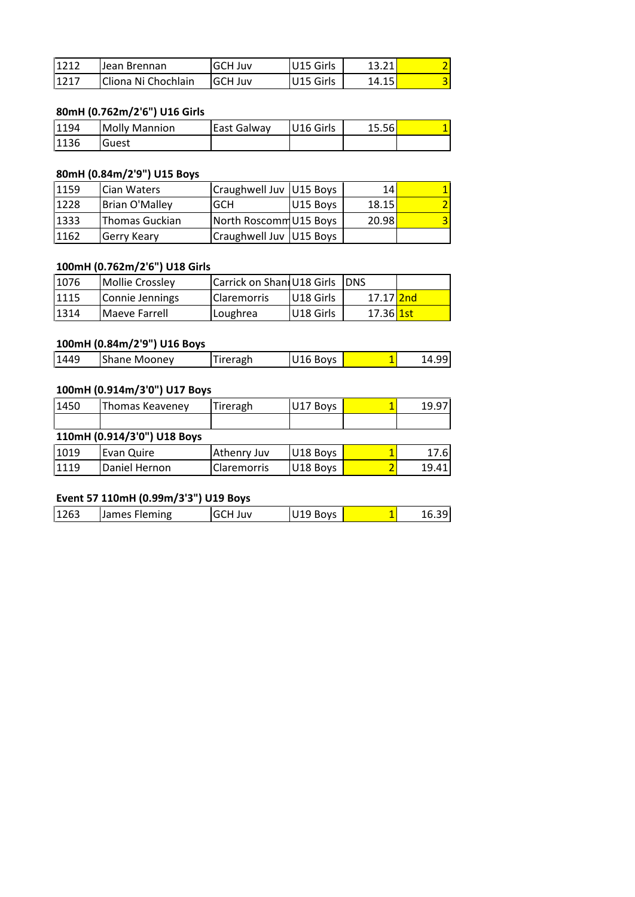| | | | | | |
|---|---|---|---|---|---|
| 1212 | Jean Brennan | GCH Juv | U15 Girls | 13.21 | 2 |
| 1217 | Cliona Ni Chochlain | GCH Juv | U15 Girls | 14.15 | 3 |

### 80mH (0.762m/2'6") U16 Girls

| | | | | | |
|---|---|---|---|---|---|
| 1194 | Molly Mannion | East Galway | U16 Girls | 15.56 | 1 |
| 1136 | Guest | | | | |

### 80mH (0.84m/2'9") U15 Boys

| | | | | | |
|---|---|---|---|---|---|
| 1159 | Cian Waters | Craughwell Juv | U15 Boys | 14 | 1 |
| 1228 | Brian O'Malley | GCH | U15 Boys | 18.15 | 2 |
| 1333 | Thomas Guckian | North Roscomm | U15 Boys | 20.98 | 3 |
| 1162 | Gerry Keary | Craughwell Juv | U15 Boys | | |

### 100mH (0.762m/2'6") U18 Girls

| | | | | | |
|---|---|---|---|---|---|
| 1076 | Mollie Crossley | Carrick on Shan | U18 Girls | DNS | |
| 1115 | Connie Jennings | Claremorris | U18 Girls | 17.17 | 2nd |
| 1314 | Maeve Farrell | Loughrea | U18 Girls | 17.36 | 1st |

### 100mH (0.84m/2'9") U16 Boys

| | | | | | |
|---|---|---|---|---|---|
| 1449 | Shane Mooney | Tireragh | U16 Boys | 1 | 14.99 |

### 100mH (0.914m/3'0") U17 Boys

| | | | | | |
|---|---|---|---|---|---|
| 1450 | Thomas Keaveney | Tireragh | U17 Boys | 1 | 19.97 |
| | | | | | |

### 110mH (0.914/3'0") U18 Boys

| | | | | | |
|---|---|---|---|---|---|
| 1019 | Evan Quire | Athenry Juv | U18 Boys | 1 | 17.6 |
| 1119 | Daniel Hernon | Claremorris | U18 Boys | 2 | 19.41 |

### Event 57 110mH (0.99m/3'3") U19 Boys

| | | | | | |
|---|---|---|---|---|---|
| 1263 | James Fleming | GCH Juv | U19 Boys | 1 | 16.39 |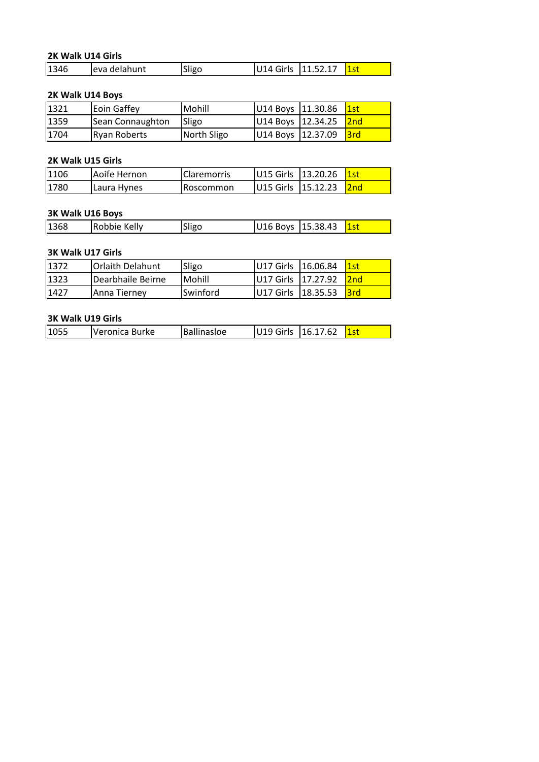**2K Walk U14 Girls**

| | | | | | |
|---|---|---|---|---|---|
| 1346 | eva delahunt | Sligo | U14 Girls | 11.52.17 | 1st |

**2K Walk U14 Boys**

| | | | | | |
|---|---|---|---|---|---|
| 1321 | Eoin Gaffey | Mohill | U14 Boys | 11.30.86 | 1st |
| 1359 | Sean Connaughton | Sligo | U14 Boys | 12.34.25 | 2nd |
| 1704 | Ryan Roberts | North Sligo | U14 Boys | 12.37.09 | 3rd |

**2K Walk U15 Girls**

| | | | | | |
|---|---|---|---|---|---|
| 1106 | Aoife Hernon | Claremorris | U15 Girls | 13.20.26 | 1st |
| 1780 | Laura Hynes | Roscommon | U15 Girls | 15.12.23 | 2nd |

**3K Walk U16 Boys**

| | | | | | |
|---|---|---|---|---|---|
| 1368 | Robbie Kelly | Sligo | U16 Boys | 15.38.43 | 1st |

**3K Walk U17 Girls**

| | | | | | |
|---|---|---|---|---|---|
| 1372 | Orlaith Delahunt | Sligo | U17 Girls | 16.06.84 | 1st |
| 1323 | Dearbhaile Beirne | Mohill | U17 Girls | 17.27.92 | 2nd |
| 1427 | Anna Tierney | Swinford | U17 Girls | 18.35.53 | 3rd |

**3K Walk U19 Girls**

| | | | | | |
|---|---|---|---|---|---|
| 1055 | Veronica Burke | Ballinasloe | U19 Girls | 16.17.62 | 1st |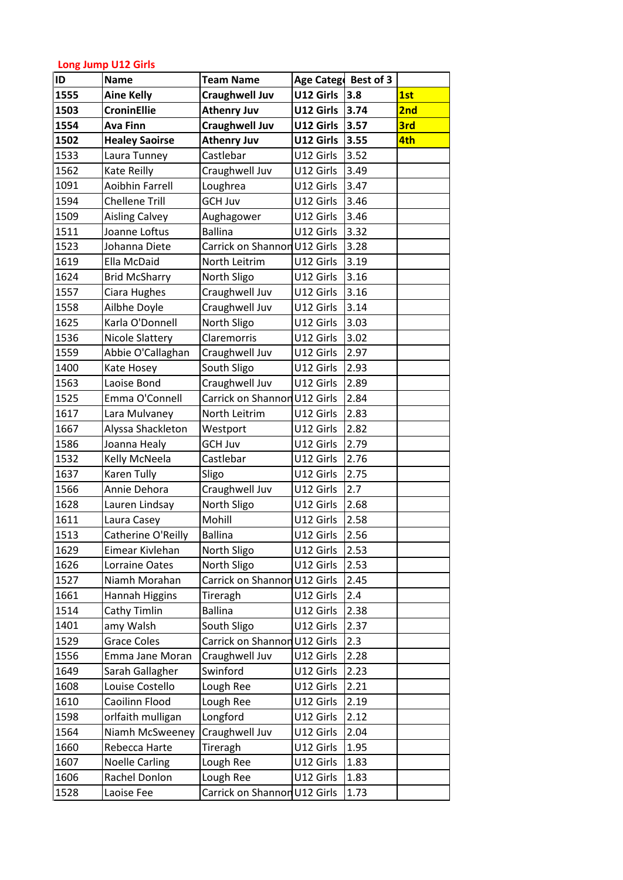**Long Jump U12 Girls**

| ID | Name | Team Name | Age Categ | Best of 3 | |
|---|---|---|---|---|---|
| **1555** | **Aine Kelly** | **Craughwell Juv** | **U12 Girls** | **3.8** | **1st** |
| **1503** | **CroninEllie** | **Athenry Juv** | **U12 Girls** | **3.74** | **2nd** |
| **1554** | **Ava Finn** | **Craughwell Juv** | **U12 Girls** | **3.57** | **3rd** |
| **1502** | **Healey Saoirse** | **Athenry Juv** | **U12 Girls** | **3.55** | **4th** |
| 1533 | Laura Tunney | Castlebar | U12 Girls | 3.52 | |
| 1562 | Kate Reilly | Craughwell Juv | U12 Girls | 3.49 | |
| 1091 | Aoibhin Farrell | Loughrea | U12 Girls | 3.47 | |
| 1594 | Chellene Trill | GCH Juv | U12 Girls | 3.46 | |
| 1509 | Aisling Calvey | Aughagower | U12 Girls | 3.46 | |
| 1511 | Joanne Loftus | Ballina | U12 Girls | 3.32 | |
| 1523 | Johanna Diete | Carrick on Shannon | U12 Girls | 3.28 | |
| 1619 | Ella McDaid | North Leitrim | U12 Girls | 3.19 | |
| 1624 | Brid McSharry | North Sligo | U12 Girls | 3.16 | |
| 1557 | Ciara Hughes | Craughwell Juv | U12 Girls | 3.16 | |
| 1558 | Ailbhe Doyle | Craughwell Juv | U12 Girls | 3.14 | |
| 1625 | Karla O'Donnell | North Sligo | U12 Girls | 3.03 | |
| 1536 | Nicole Slattery | Claremorris | U12 Girls | 3.02 | |
| 1559 | Abbie O'Callaghan | Craughwell Juv | U12 Girls | 2.97 | |
| 1400 | Kate Hosey | South Sligo | U12 Girls | 2.93 | |
| 1563 | Laoise Bond | Craughwell Juv | U12 Girls | 2.89 | |
| 1525 | Emma O'Connell | Carrick on Shannon | U12 Girls | 2.84 | |
| 1617 | Lara Mulvaney | North Leitrim | U12 Girls | 2.83 | |
| 1667 | Alyssa Shackleton | Westport | U12 Girls | 2.82 | |
| 1586 | Joanna Healy | GCH Juv | U12 Girls | 2.79 | |
| 1532 | Kelly McNeela | Castlebar | U12 Girls | 2.76 | |
| 1637 | Karen Tully | Sligo | U12 Girls | 2.75 | |
| 1566 | Annie Dehora | Craughwell Juv | U12 Girls | 2.7 | |
| 1628 | Lauren Lindsay | North Sligo | U12 Girls | 2.68 | |
| 1611 | Laura Casey | Mohill | U12 Girls | 2.58 | |
| 1513 | Catherine O'Reilly | Ballina | U12 Girls | 2.56 | |
| 1629 | Eimear Kivlehan | North Sligo | U12 Girls | 2.53 | |
| 1626 | Lorraine Oates | North Sligo | U12 Girls | 2.53 | |
| 1527 | Niamh Morahan | Carrick on Shannon | U12 Girls | 2.45 | |
| 1661 | Hannah Higgins | Tireragh | U12 Girls | 2.4 | |
| 1514 | Cathy Timlin | Ballina | U12 Girls | 2.38 | |
| 1401 | amy Walsh | South Sligo | U12 Girls | 2.37 | |
| 1529 | Grace Coles | Carrick on Shannon | U12 Girls | 2.3 | |
| 1556 | Emma Jane Moran | Craughwell Juv | U12 Girls | 2.28 | |
| 1649 | Sarah Gallagher | Swinford | U12 Girls | 2.23 | |
| 1608 | Louise Costello | Lough Ree | U12 Girls | 2.21 | |
| 1610 | Caoilinn Flood | Lough Ree | U12 Girls | 2.19 | |
| 1598 | orlfaith mulligan | Longford | U12 Girls | 2.12 | |
| 1564 | Niamh McSweeney | Craughwell Juv | U12 Girls | 2.04 | |
| 1660 | Rebecca Harte | Tireragh | U12 Girls | 1.95 | |
| 1607 | Noelle Carling | Lough Ree | U12 Girls | 1.83 | |
| 1606 | Rachel Donlon | Lough Ree | U12 Girls | 1.83 | |
| 1528 | Laoise Fee | Carrick on Shannon | U12 Girls | 1.73 | |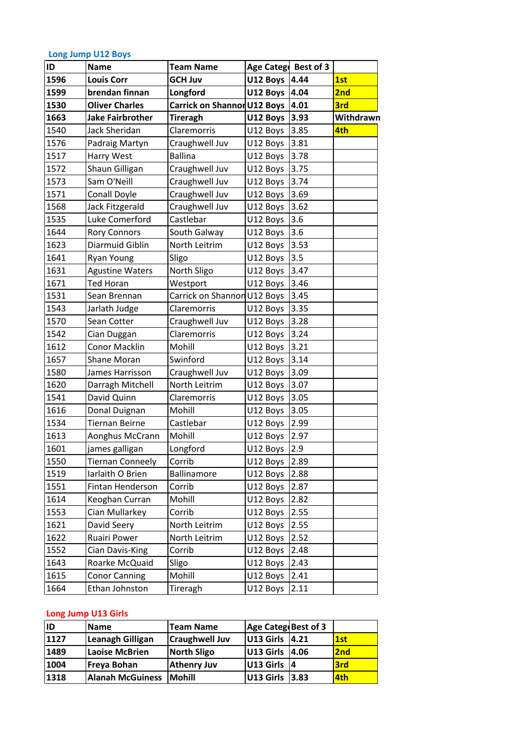### Long Jump U12 Boys

| ID | Name | Team Name | Age Categ | Best of 3 | |
|---|---|---|---|---|---|
| **1596** | **Louis Corr** | **GCH Juv** | **U12 Boys** | **4.44** | **1st** |
| **1599** | **brendan finnan** | **Longford** | **U12 Boys** | **4.04** | **2nd** |
| **1530** | **Oliver Charles** | **Carrick on Shannon** | **U12 Boys** | **4.01** | **3rd** |
| **1663** | **Jake Fairbrother** | **Tiretagh** | **U12 Boys** | **3.93** | **Withdrawn** |
| 1540 | Jack Sheridan | Claremorris | U12 Boys | 3.85 | **4th** |
| 1576 | Padraig Martyn | Craughwell Juv | U12 Boys | 3.81 | |
| 1517 | Harry West | Ballina | U12 Boys | 3.78 | |
| 1572 | Shaun Gilligan | Craughwell Juv | U12 Boys | 3.75 | |
| 1573 | Sam O'Neill | Craughwell Juv | U12 Boys | 3.74 | |
| 1571 | Conall Doyle | Craughwell Juv | U12 Boys | 3.69 | |
| 1568 | Jack Fitzgerald | Craughwell Juv | U12 Boys | 3.62 | |
| 1535 | Luke Comerford | Castlebar | U12 Boys | 3.6 | |
| 1644 | Rory Connors | South Galway | U12 Boys | 3.6 | |
| 1623 | Diarmuid Giblin | North Leitrim | U12 Boys | 3.53 | |
| 1641 | Ryan Young | Sligo | U12 Boys | 3.5 | |
| 1631 | Agustine Waters | North Sligo | U12 Boys | 3.47 | |
| 1671 | Ted Horan | Westport | U12 Boys | 3.46 | |
| 1531 | Sean Brennan | Carrick on Shannon | U12 Boys | 3.45 | |
| 1543 | Jarlath Judge | Claremorris | U12 Boys | 3.35 | |
| 1570 | Sean Cotter | Craughwell Juv | U12 Boys | 3.28 | |
| 1542 | Cian Duggan | Claremorris | U12 Boys | 3.24 | |
| 1612 | Conor Macklin | Mohill | U12 Boys | 3.21 | |
| 1657 | Shane Moran | Swinford | U12 Boys | 3.14 | |
| 1580 | James Harrisson | Craughwell Juv | U12 Boys | 3.09 | |
| 1620 | Darragh Mitchell | North Leitrim | U12 Boys | 3.07 | |
| 1541 | David Quinn | Claremorris | U12 Boys | 3.05 | |
| 1616 | Donal Duignan | Mohill | U12 Boys | 3.05 | |
| 1534 | Tiernan Beirne | Castlebar | U12 Boys | 2.99 | |
| 1613 | Aonghus McCrann | Mohill | U12 Boys | 2.97 | |
| 1601 | james galligan | Longford | U12 Boys | 2.9 | |
| 1550 | Tiernan Conneely | Corrib | U12 Boys | 2.89 | |
| 1519 | Iarlaith O Brien | Ballinamore | U12 Boys | 2.88 | |
| 1551 | Fintan Henderson | Corrib | U12 Boys | 2.87 | |
| 1614 | Keoghan Curran | Mohill | U12 Boys | 2.82 | |
| 1553 | Cian Mullarkey | Corrib | U12 Boys | 2.55 | |
| 1621 | David Seery | North Leitrim | U12 Boys | 2.55 | |
| 1622 | Ruairi Power | North Leitrim | U12 Boys | 2.52 | |
| 1552 | Cian Davis-King | Corrib | U12 Boys | 2.48 | |
| 1643 | Roarke McQuaid | Sligo | U12 Boys | 2.43 | |
| 1615 | Conor Canning | Mohill | U12 Boys | 2.41 | |
| 1664 | Ethan Johnston | Tireragh | U12 Boys | 2.11 | |

### Long Jump U13 Girls

| ID | Name | Team Name | Age Categ | Best of 3 | |
|---|---|---|---|---|---|
| **1127** | **Leanagh Gilligan** | **Craughwell Juv** | **U13 Girls** | **4.21** | **1st** |
| **1489** | **Laoise McBrien** | **North Sligo** | **U13 Girls** | **4.06** | **2nd** |
| **1004** | **Freya Bohan** | **Athenry Juv** | **U13 Girls** | **4** | **3rd** |
| **1318** | **Alanah McGuiness** | **Mohill** | **U13 Girls** | **3.83** | **4th** |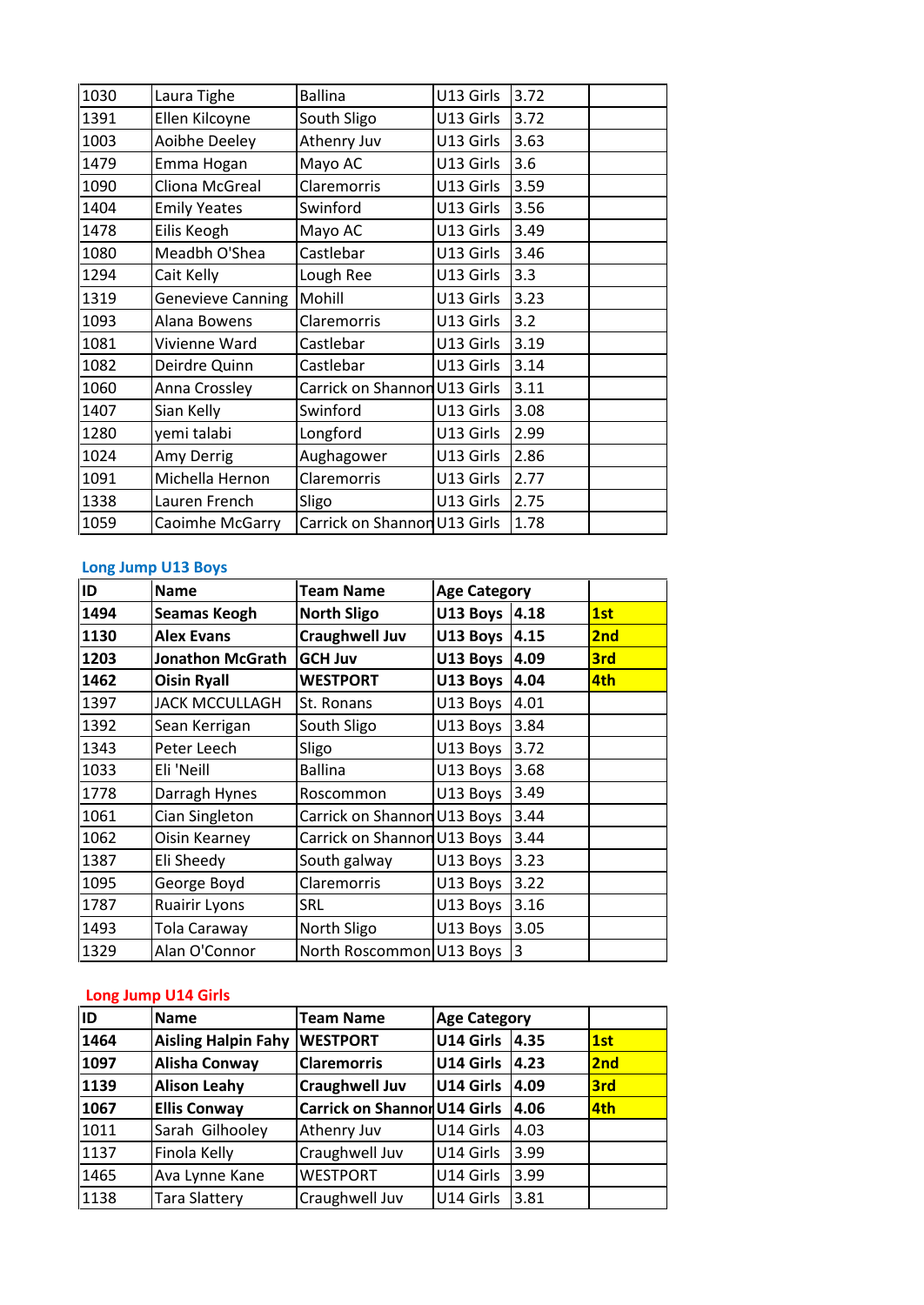| | | | | | |
|---|---|---|---|---|---|
| 1030 | Laura Tighe | Ballina | U13 Girls | 3.72 | |
| 1391 | Ellen Kilcoyne | South Sligo | U13 Girls | 3.72 | |
| 1003 | Aoibhe Deeley | Athenry Juv | U13 Girls | 3.63 | |
| 1479 | Emma Hogan | Mayo AC | U13 Girls | 3.6 | |
| 1090 | Cliona McGreal | Claremorris | U13 Girls | 3.59 | |
| 1404 | Emily Yeates | Swinford | U13 Girls | 3.56 | |
| 1478 | Eilis Keogh | Mayo AC | U13 Girls | 3.49 | |
| 1080 | Meadbh O'Shea | Castlebar | U13 Girls | 3.46 | |
| 1294 | Cait Kelly | Lough Ree | U13 Girls | 3.3 | |
| 1319 | Genevieve Canning | Mohill | U13 Girls | 3.23 | |
| 1093 | Alana Bowens | Claremorris | U13 Girls | 3.2 | |
| 1081 | Vivienne Ward | Castlebar | U13 Girls | 3.19 | |
| 1082 | Deirdre Quinn | Castlebar | U13 Girls | 3.14 | |
| 1060 | Anna Crossley | Carrick on Shannon | U13 Girls | 3.11 | |
| 1407 | Sian Kelly | Swinford | U13 Girls | 3.08 | |
| 1280 | yemi talabi | Longford | U13 Girls | 2.99 | |
| 1024 | Amy Derrig | Aughagower | U13 Girls | 2.86 | |
| 1091 | Michella Hernon | Claremorris | U13 Girls | 2.77 | |
| 1338 | Lauren French | Sligo | U13 Girls | 2.75 | |
| 1059 | Caoimhe McGarry | Carrick on Shannon | U13 Girls | 1.78 | |

## Long Jump U13 Boys

| ID | Name | Team Name | Age Category | | |
|---|---|---|---|---|---|
| **1494** | **Seamas Keogh** | **North Sligo** | **U13 Boys** | **4.18** | **1st** |
| **1130** | **Alex Evans** | **Craughwell Juv** | **U13 Boys** | **4.15** | **2nd** |
| **1203** | **Jonathon McGrath** | **GCH Juv** | **U13 Boys** | **4.09** | **3rd** |
| **1462** | **Oisin Ryall** | **WESTPORT** | **U13 Boys** | **4.04** | **4th** |
| 1397 | JACK MCCULLAGH | St. Ronans | U13 Boys | 4.01 | |
| 1392 | Sean Kerrigan | South Sligo | U13 Boys | 3.84 | |
| 1343 | Peter Leech | Sligo | U13 Boys | 3.72 | |
| 1033 | Eli 'Neill | Ballina | U13 Boys | 3.68 | |
| 1778 | Darragh Hynes | Roscommon | U13 Boys | 3.49 | |
| 1061 | Cian Singleton | Carrick on Shannon | U13 Boys | 3.44 | |
| 1062 | Oisin Kearney | Carrick on Shannon | U13 Boys | 3.44 | |
| 1387 | Eli Sheedy | South galway | U13 Boys | 3.23 | |
| 1095 | George Boyd | Claremorris | U13 Boys | 3.22 | |
| 1787 | Ruairir Lyons | SRL | U13 Boys | 3.16 | |
| 1493 | Tola Caraway | North Sligo | U13 Boys | 3.05 | |
| 1329 | Alan O'Connor | North Roscommon | U13 Boys | 3 | |

## Long Jump U14 Girls

| ID | Name | Team Name | Age Category | | |
|---|---|---|---|---|---|
| **1464** | **Aisling Halpin Fahy** | **WESTPORT** | **U14 Girls** | **4.35** | **1st** |
| **1097** | **Alisha Conway** | **Claremorris** | **U14 Girls** | **4.23** | **2nd** |
| **1139** | **Alison Leahy** | **Craughwell Juv** | **U14 Girls** | **4.09** | **3rd** |
| **1067** | **Ellis Conway** | **Carrick on Shannon** | **U14 Girls** | **4.06** | **4th** |
| 1011 | Sarah Gilhooley | Athenry Juv | U14 Girls | 4.03 | |
| 1137 | Finola Kelly | Craughwell Juv | U14 Girls | 3.99 | |
| 1465 | Ava Lynne Kane | WESTPORT | U14 Girls | 3.99 | |
| 1138 | Tara Slattery | Craughwell Juv | U14 Girls | 3.81 | |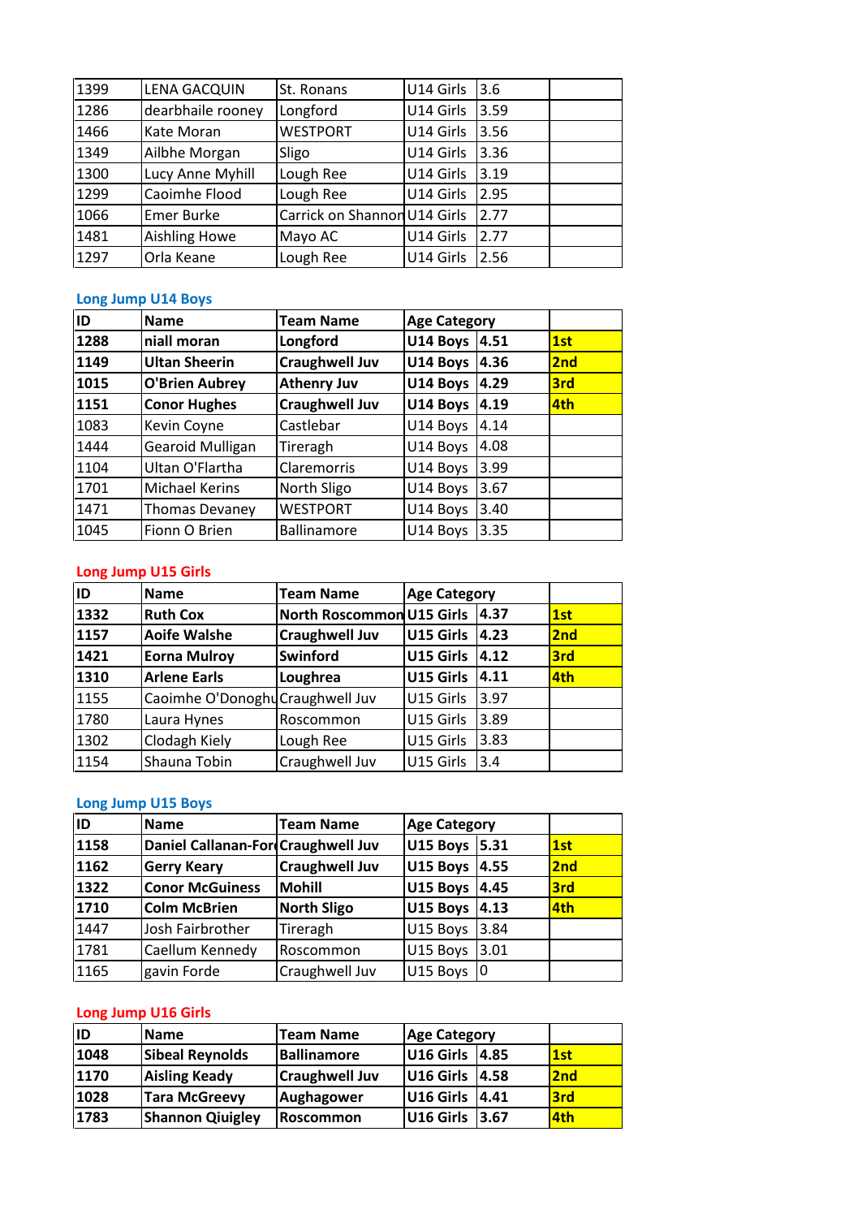| | | | | | |
|---|---|---|---|---|---|
| 1399 | LENA GACQUIN | St. Ronans | U14 Girls | 3.6 | |
| 1286 | dearbhaile rooney | Longford | U14 Girls | 3.59 | |
| 1466 | Kate Moran | WESTPORT | U14 Girls | 3.56 | |
| 1349 | Ailbhe Morgan | Sligo | U14 Girls | 3.36 | |
| 1300 | Lucy Anne Myhill | Lough Ree | U14 Girls | 3.19 | |
| 1299 | Caoimhe Flood | Lough Ree | U14 Girls | 2.95 | |
| 1066 | Emer Burke | Carrick on Shannon | U14 Girls | 2.77 | |
| 1481 | Aishling Howe | Mayo AC | U14 Girls | 2.77 | |
| 1297 | Orla Keane | Lough Ree | U14 Girls | 2.56 | |

### Long Jump U14 Boys

| ID | Name | Team Name | Age Category | | |
|---|---|---|---|---|---|
| **1288** | **niall moran** | **Longford** | **U14 Boys** | **4.51** | **1st** |
| **1149** | **Ultan Sheerin** | **Craughwell Juv** | **U14 Boys** | **4.36** | **2nd** |
| **1015** | **O'Brien Aubrey** | **Athenry Juv** | **U14 Boys** | **4.29** | **3rd** |
| **1151** | **Conor Hughes** | **Craughwell Juv** | **U14 Boys** | **4.19** | **4th** |
| 1083 | Kevin Coyne | Castlebar | U14 Boys | 4.14 | |
| 1444 | Gearoid Mulligan | Tireragh | U14 Boys | 4.08 | |
| 1104 | Ultan O'Flartha | Claremorris | U14 Boys | 3.99 | |
| 1701 | Michael Kerins | North Sligo | U14 Boys | 3.67 | |
| 1471 | Thomas Devaney | WESTPORT | U14 Boys | 3.40 | |
| 1045 | Fionn O Brien | Ballinamore | U14 Boys | 3.35 | |

### Long Jump U15 Girls

| ID | Name | Team Name | Age Category | | |
|---|---|---|---|---|---|
| **1332** | **Ruth Cox** | **North Roscommon** | **U15 Girls** | **4.37** | **1st** |
| **1157** | **Aoife Walshe** | **Craughwell Juv** | **U15 Girls** | **4.23** | **2nd** |
| **1421** | **Eorna Mulroy** | **Swinford** | **U15 Girls** | **4.12** | **3rd** |
| **1310** | **Arlene Earls** | **Loughrea** | **U15 Girls** | **4.11** | **4th** |
| 1155 | Caoimhe O'Donoghu | Craughwell Juv | U15 Girls | 3.97 | |
| 1780 | Laura Hynes | Roscommon | U15 Girls | 3.89 | |
| 1302 | Clodagh Kiely | Lough Ree | U15 Girls | 3.83 | |
| 1154 | Shauna Tobin | Craughwell Juv | U15 Girls | 3.4 | |

### Long Jump U15 Boys

| ID | Name | Team Name | Age Category | | |
|---|---|---|---|---|---|
| **1158** | **Daniel Callanan-For** | **Craughwell Juv** | **U15 Boys** | **5.31** | **1st** |
| **1162** | **Gerry Keary** | **Craughwell Juv** | **U15 Boys** | **4.55** | **2nd** |
| **1322** | **Conor McGuiness** | **Mohill** | **U15 Boys** | **4.45** | **3rd** |
| **1710** | **Colm McBrien** | **North Sligo** | **U15 Boys** | **4.13** | **4th** |
| 1447 | Josh Fairbrother | Tireragh | U15 Boys | 3.84 | |
| 1781 | Caellum Kennedy | Roscommon | U15 Boys | 3.01 | |
| 1165 | gavin Forde | Craughwell Juv | U15 Boys | 0 | |

### Long Jump U16 Girls

| ID | Name | Team Name | Age Category | | |
|---|---|---|---|---|---|
| **1048** | **Sibeal Reynolds** | **Ballinamore** | **U16 Girls** | **4.85** | **1st** |
| **1170** | **Aisling Keady** | **Craughwell Juv** | **U16 Girls** | **4.58** | **2nd** |
| **1028** | **Tara McGreevy** | **Aughagower** | **U16 Girls** | **4.41** | **3rd** |
| **1783** | **Shannon Qiuigley** | **Roscommon** | **U16 Girls** | **3.67** | **4th** |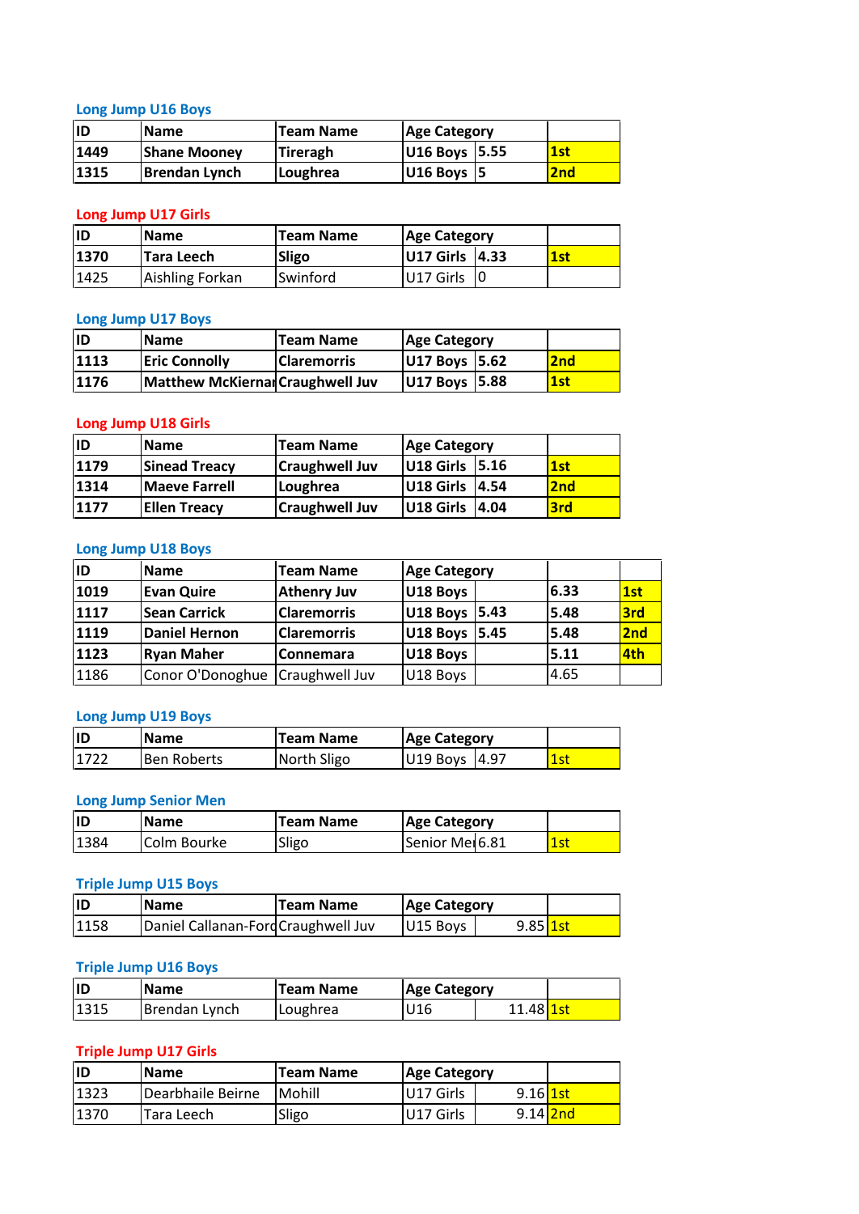### Long Jump U16 Boys

| ID | Name | Team Name | Age Category | | |
|---|---|---|---|---|---|
| 1449 | Shane Mooney | Tireragh | U16 Boys | 5.55 | 1st |
| 1315 | Brendan Lynch | Loughrea | U16 Boys | 5 | 2nd |

### Long Jump U17 Girls

| ID | Name | Team Name | Age Category | | |
|---|---|---|---|---|---|
| 1370 | Tara Leech | Sligo | U17 Girls | 4.33 | 1st |
| 1425 | Aishling Forkan | Swinford | U17 Girls | 0 | |

### Long Jump U17 Boys

| ID | Name | Team Name | Age Category | | |
|---|---|---|---|---|---|
| 1113 | Eric Connolly | Claremorris | U17 Boys | 5.62 | 2nd |
| 1176 | Matthew McKiernan | Craughwell Juv | U17 Boys | 5.88 | 1st |

### Long Jump U18 Girls

| ID | Name | Team Name | Age Category | | |
|---|---|---|---|---|---|
| 1179 | Sinead Treacy | Craughwell Juv | U18 Girls | 5.16 | 1st |
| 1314 | Maeve Farrell | Loughrea | U18 Girls | 4.54 | 2nd |
| 1177 | Ellen Treacy | Craughwell Juv | U18 Girls | 4.04 | 3rd |

### Long Jump U18 Boys

| ID | Name | Team Name | Age Category | | | |
|---|---|---|---|---|---|---|
| 1019 | Evan Quire | Athenry Juv | U18 Boys | | 6.33 | 1st |
| 1117 | Sean Carrick | Claremorris | U18 Boys | 5.43 | 5.48 | 3rd |
| 1119 | Daniel Hernon | Claremorris | U18 Boys | 5.45 | 5.48 | 2nd |
| 1123 | Ryan Maher | Connemara | U18 Boys | | 5.11 | 4th |
| 1186 | Conor O'Donoghue | Craughwell Juv | U18 Boys | | 4.65 | |

### Long Jump U19 Boys

| ID | Name | Team Name | Age Category | | |
|---|---|---|---|---|---|
| 1722 | Ben Roberts | North Sligo | U19 Boys | 4.97 | 1st |

### Long Jump Senior Men

| ID | Name | Team Name | Age Category | | |
|---|---|---|---|---|---|
| 1384 | Colm Bourke | Sligo | Senior Me | 6.81 | 1st |

### Triple Jump U15 Boys

| ID | Name | Team Name | Age Category | | |
|---|---|---|---|---|---|
| 1158 | Daniel Callanan-Ford | Craughwell Juv | U15 Boys | 9.85 | 1st |

### Triple Jump U16 Boys

| ID | Name | Team Name | Age Category | | |
|---|---|---|---|---|---|
| 1315 | Brendan Lynch | Loughrea | U16 | 11.48 | 1st |

### Triple Jump U17 Girls

| ID | Name | Team Name | Age Category | | |
|---|---|---|---|---|---|
| 1323 | Dearbhaile Beirne | Mohill | U17 Girls | 9.16 | 1st |
| 1370 | Tara Leech | Sligo | U17 Girls | 9.14 | 2nd |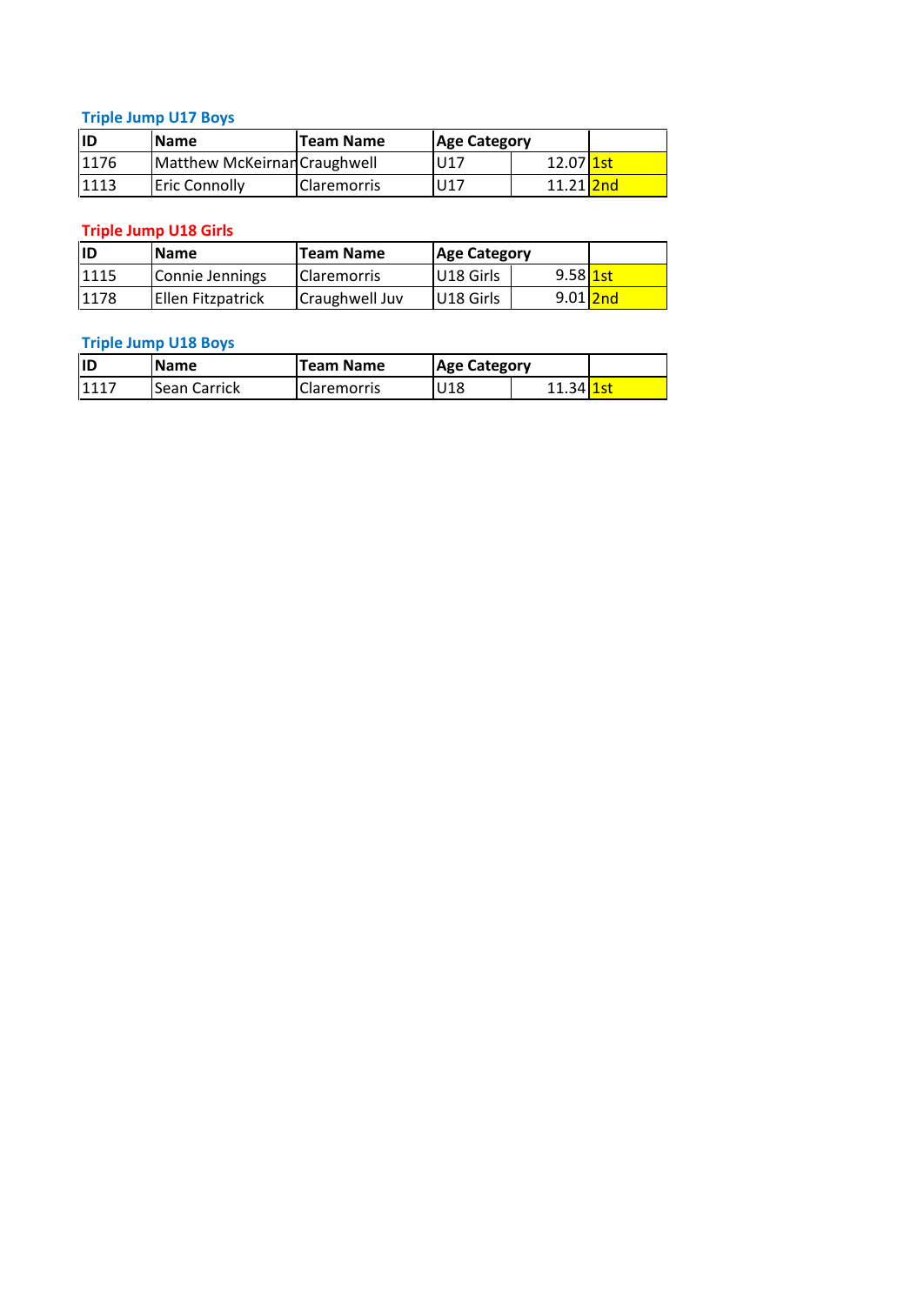### Triple Jump U17 Boys

| ID | Name | Team Name | Age Category | | |
|---|---|---|---|---|---|
| 1176 | Matthew McKeirnan | Craughwell | U17 | 12.07 | 1st |
| 1113 | Eric Connolly | Claremorris | U17 | 11.21 | 2nd |

### Triple Jump U18 Girls

| ID | Name | Team Name | Age Category | | |
|---|---|---|---|---|---|
| 1115 | Connie Jennings | Claremorris | U18 Girls | 9.58 | 1st |
| 1178 | Ellen Fitzpatrick | Craughwell Juv | U18 Girls | 9.01 | 2nd |

### Triple Jump U18 Boys

| ID | Name | Team Name | Age Category | | |
|---|---|---|---|---|---|
| 1117 | Sean Carrick | Claremorris | U18 | 11.34 | 1st |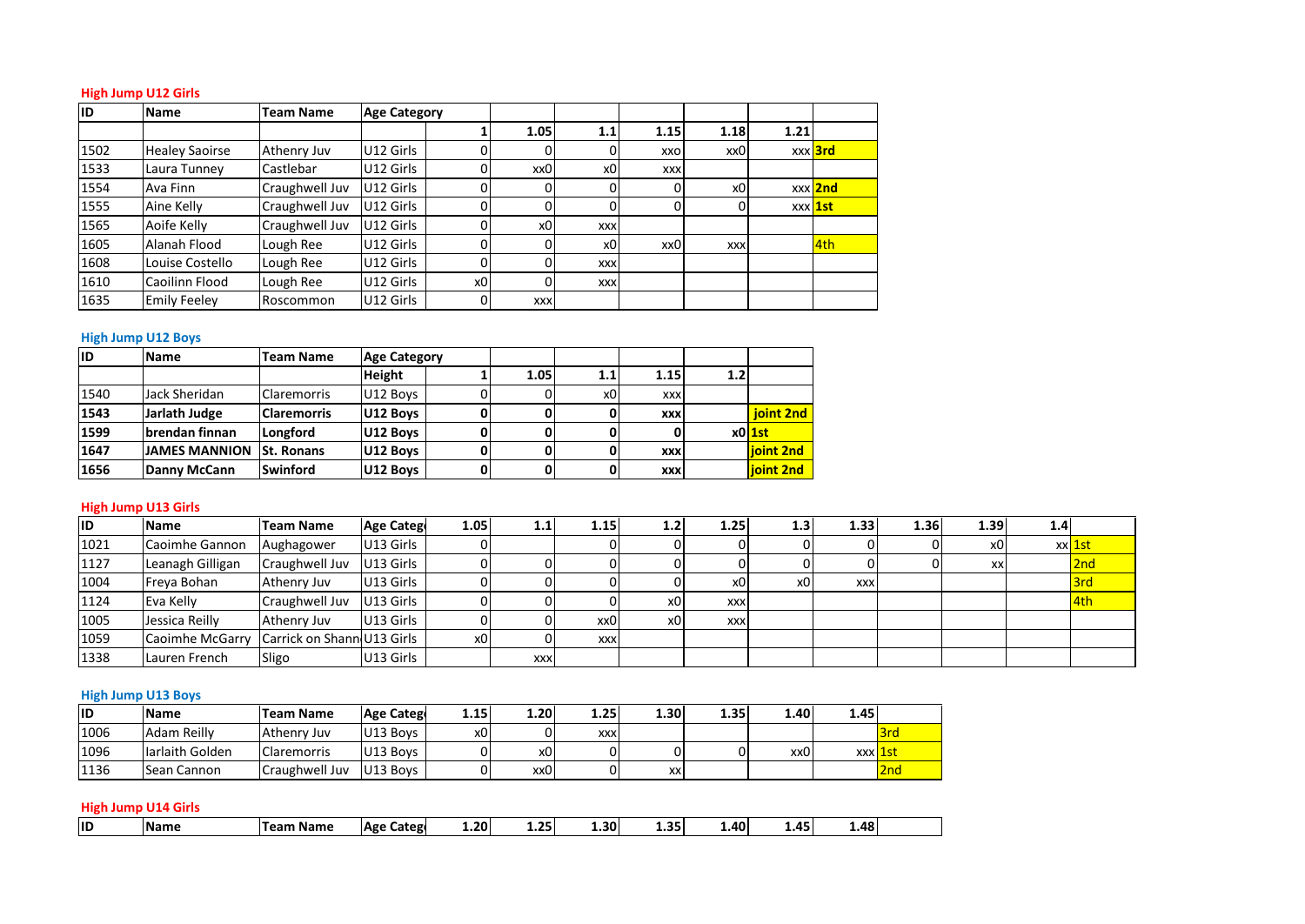### High Jump U12 Girls

| ID | Name | Team Name | Age Category | | | | | | | |
|---|---|---|---|---|---|---|---|---|---|---|
| | | | | 1 | 1.05 | 1.1 | 1.15 | 1.18 | 1.21 | |
| 1502 | Healey Saoirse | Athenry Juv | U12 Girls | 0 | 0 | 0 | xxo | xx0 | xxx | 3rd |
| 1533 | Laura Tunney | Castlebar | U12 Girls | 0 | xx0 | x0 | xxx | | | |
| 1554 | Ava Finn | Craughwell Juv | U12 Girls | 0 | 0 | 0 | 0 | x0 | xxx | 2nd |
| 1555 | Aine Kelly | Craughwell Juv | U12 Girls | 0 | 0 | 0 | 0 | 0 | xxx | 1st |
| 1565 | Aoife Kelly | Craughwell Juv | U12 Girls | 0 | x0 | xxx | | | | |
| 1605 | Alanah Flood | Lough Ree | U12 Girls | 0 | 0 | x0 | xx0 | xxx | | 4th |
| 1608 | Louise Costello | Lough Ree | U12 Girls | 0 | 0 | xxx | | | | |
| 1610 | Caoilinn Flood | Lough Ree | U12 Girls | x0 | 0 | xxx | | | | |
| 1635 | Emily Feeley | Roscommon | U12 Girls | 0 | xxx | | | | | |

### High Jump U12 Boys

| ID | Name | Team Name | Age Category | | | | | | |
|---|---|---|---|---|---|---|---|---|---|
| | | | Height | 1 | 1.05 | 1.1 | 1.15 | 1.2 | |
| 1540 | Jack Sheridan | Claremorris | U12 Boys | 0 | 0 | x0 | xxx | | |
| **1543** | **Jarlath Judge** | **Claremorris** | **U12 Boys** | **0** | **0** | **0** | **xxx** | | **joint 2nd** |
| **1599** | **brendan finnan** | **Longford** | **U12 Boys** | **0** | **0** | **0** | **0** | **x0** | **1st** |
| **1647** | **JAMES MANNION** | **St. Ronans** | **U12 Boys** | **0** | **0** | **0** | **xxx** | | **joint 2nd** |
| **1656** | **Danny McCann** | **Swinford** | **U12 Boys** | **0** | **0** | **0** | **xxx** | | **joint 2nd** |

### High Jump U13 Girls

| ID | Name | Team Name | Age Categ | 1.05 | 1.1 | 1.15 | 1.2 | 1.25 | 1.3 | 1.33 | 1.36 | 1.39 | 1.4 | |
|---|---|---|---|---|---|---|---|---|---|---|---|---|---|---|
| 1021 | Caoimhe Gannon | Aughagower | U13 Girls | 0 | | 0 | 0 | 0 | 0 | 0 | 0 | x0 | xx | 1st |
| 1127 | Leanagh Gilligan | Craughwell Juv | U13 Girls | 0 | 0 | 0 | 0 | 0 | 0 | 0 | 0 | xx | | 2nd |
| 1004 | Freya Bohan | Athenry Juv | U13 Girls | 0 | 0 | 0 | 0 | x0 | x0 | xxx | | | | 3rd |
| 1124 | Eva Kelly | Craughwell Juv | U13 Girls | 0 | 0 | 0 | x0 | xxx | | | | | | 4th |
| 1005 | Jessica Reilly | Athenry Juv | U13 Girls | 0 | 0 | xx0 | x0 | xxx | | | | | | |
| 1059 | Caoimhe McGarry | Carrick on Shann | U13 Girls | x0 | 0 | xxx | | | | | | | | |
| 1338 | Lauren French | Sligo | U13 Girls | | xxx | | | | | | | | | |

### High Jump U13 Boys

| ID | Name | Team Name | Age Categ | 1.15 | 1.20 | 1.25 | 1.30 | 1.35 | 1.40 | 1.45 | |
|---|---|---|---|---|---|---|---|---|---|---|---|
| 1006 | Adam Reilly | Athenry Juv | U13 Boys | x0 | 0 | xxx | | | | | 3rd |
| 1096 | Iarlaith Golden | Claremorris | U13 Boys | 0 | x0 | 0 | 0 | 0 | xx0 | xxx | 1st |
| 1136 | Sean Cannon | Craughwell Juv | U13 Boys | 0 | xx0 | 0 | xx | | | | 2nd |

### High Jump U14 Girls

| ID | Name | Team Name | Age Categ | 1.20 | 1.25 | 1.30 | 1.35 | 1.40 | 1.45 | 1.48 | |
|---|---|---|---|---|---|---|---|---|---|---|---|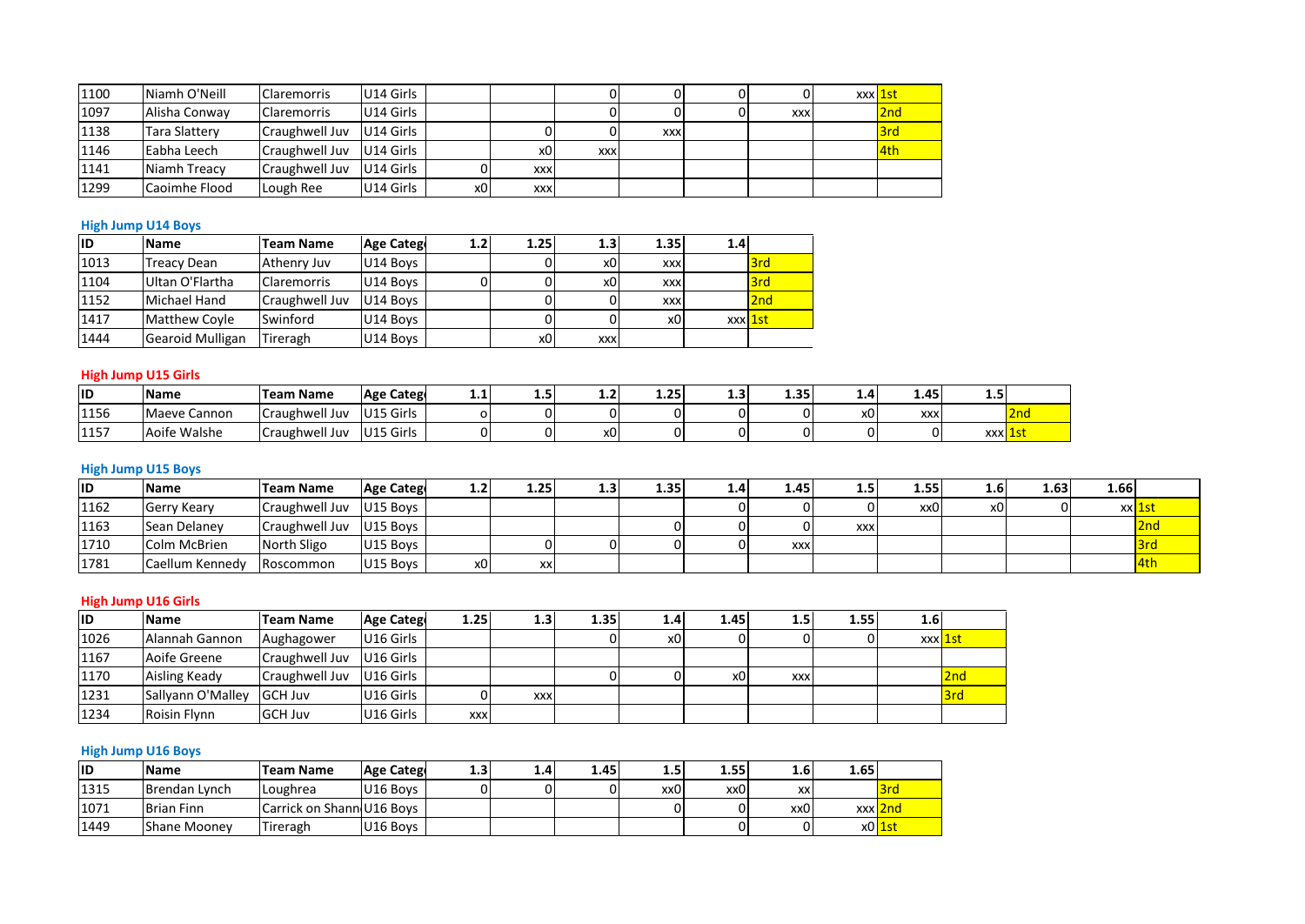| | | | | | | | | | | | |
|---|---|---|---|---|---|---|---|---|---|---|---|
| 1100 | Niamh O'Neill | Claremorris | U14 Girls | | | 0 | 0 | 0 | 0 | xxx | 1st |
| 1097 | Alisha Conway | Claremorris | U14 Girls | | | 0 | 0 | 0 | xxx | | 2nd |
| 1138 | Tara Slattery | Craughwell Juv | U14 Girls | | 0 | 0 | xxx | | | | 3rd |
| 1146 | Eabha Leech | Craughwell Juv | U14 Girls | | x0 | xxx | | | | | 4th |
| 1141 | Niamh Treacy | Craughwell Juv | U14 Girls | 0 | xxx | | | | | | |
| 1299 | Caoimhe Flood | Lough Ree | U14 Girls | x0 | xxx | | | | | | |

### High Jump U14 Boys

| ID | Name | Team Name | Age Categ | 1.2 | 1.25 | 1.3 | 1.35 | 1.4 | |
|---|---|---|---|---|---|---|---|---|---|
| 1013 | Treacy Dean | Athenry Juv | U14 Boys | | 0 | x0 | xxx | | 3rd |
| 1104 | Ultan O'Flartha | Claremorris | U14 Boys | 0 | 0 | x0 | xxx | | 3rd |
| 1152 | Michael Hand | Craughwell Juv | U14 Boys | | 0 | 0 | xxx | | 2nd |
| 1417 | Matthew Coyle | Swinford | U14 Boys | | 0 | 0 | x0 | xxx | 1st |
| 1444 | Gearoid Mulligan | Tireragh | U14 Boys | | x0 | xxx | | | |

### High Jump U15 Girls

| ID | Name | Team Name | Age Categ | 1.1 | 1.5 | 1.2 | 1.25 | 1.3 | 1.35 | 1.4 | 1.45 | 1.5 | |
|---|---|---|---|---|---|---|---|---|---|---|---|---|---|
| 1156 | Maeve Cannon | Craughwell Juv | U15 Girls | o | 0 | 0 | 0 | 0 | 0 | x0 | xxx | | 2nd |
| 1157 | Aoife Walshe | Craughwell Juv | U15 Girls | 0 | 0 | x0 | 0 | 0 | 0 | 0 | 0 | xxx | 1st |

### High Jump U15 Boys

| ID | Name | Team Name | Age Categ | 1.2 | 1.25 | 1.3 | 1.35 | 1.4 | 1.45 | 1.5 | 1.55 | 1.6 | 1.63 | 1.66 | |
|---|---|---|---|---|---|---|---|---|---|---|---|---|---|---|---|
| 1162 | Gerry Keary | Craughwell Juv | U15 Boys | | | | | 0 | 0 | 0 | xx0 | x0 | 0 | xx | 1st |
| 1163 | Sean Delaney | Craughwell Juv | U15 Boys | | | | 0 | 0 | 0 | xxx | | | | | 2nd |
| 1710 | Colm McBrien | North Sligo | U15 Boys | | 0 | 0 | 0 | 0 | xxx | | | | | | 3rd |
| 1781 | Caellum Kennedy | Roscommon | U15 Boys | x0 | xx | | | | | | | | | | 4th |

### High Jump U16 Girls

| ID | Name | Team Name | Age Categ | 1.25 | 1.3 | 1.35 | 1.4 | 1.45 | 1.5 | 1.55 | 1.6 | |
|---|---|---|---|---|---|---|---|---|---|---|---|---|
| 1026 | Alannah Gannon | Aughagower | U16 Girls | | | 0 | x0 | 0 | 0 | 0 | xxx | 1st |
| 1167 | Aoife Greene | Craughwell Juv | U16 Girls | | | | | | | | | |
| 1170 | Aisling Keady | Craughwell Juv | U16 Girls | | | 0 | 0 | x0 | xxx | | | 2nd |
| 1231 | Sallyann O'Malley | GCH Juv | U16 Girls | 0 | xxx | | | | | | | 3rd |
| 1234 | Roisin Flynn | GCH Juv | U16 Girls | xxx | | | | | | | | |

### High Jump U16 Boys

| ID | Name | Team Name | Age Categ | 1.3 | 1.4 | 1.45 | 1.5 | 1.55 | 1.6 | 1.65 | |
|---|---|---|---|---|---|---|---|---|---|---|---|
| 1315 | Brendan Lynch | Loughrea | U16 Boys | 0 | 0 | 0 | xx0 | xx0 | xx | | 3rd |
| 1071 | Brian Finn | Carrick on Shann | U16 Boys | | | | 0 | 0 | xx0 | xxx | 2nd |
| 1449 | Shane Mooney | Tireragh | U16 Boys | | | | | 0 | 0 | x0 | 1st |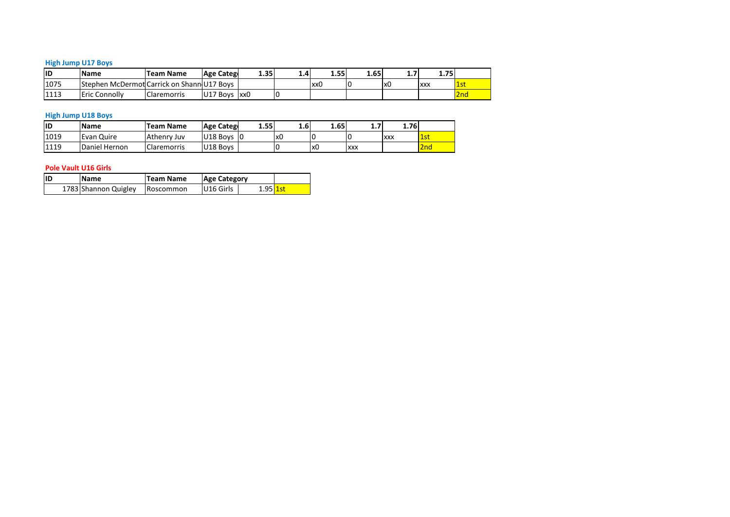### High Jump U17 Boys

| ID | Name | Team Name | Age Categ | 1.35 | 1.4 | 1.55 | 1.65 | 1.7 | 1.75 | |
|---|---|---|---|---|---|---|---|---|---|---|
| 1075 | Stephen McDermot | Carrick on Shann | U17 Boys | | | xx0 | 0 | x0 | xxx | 1st |
| 1113 | Eric Connolly | Claremorris | U17 Boys | xx0 | 0 | | | | | 2nd |

### High Jump U18 Boys

| ID | Name | Team Name | Age Categ | 1.55 | 1.6 | 1.65 | 1.7 | 1.76 | |
|---|---|---|---|---|---|---|---|---|---|
| 1019 | Evan Quire | Athenry Juv | U18 Boys | 0 | x0 | 0 | 0 | xxx | 1st |
| 1119 | Daniel Hernon | Claremorris | U18 Boys | | 0 | x0 | xxx | | 2nd |

### Pole Vault U16 Girls

| ID | Name | Team Name | Age Category | | |
|---|---|---|---|---|---|
| 1783 | Shannon Quigley | Roscommon | U16 Girls | 1.95 | 1st |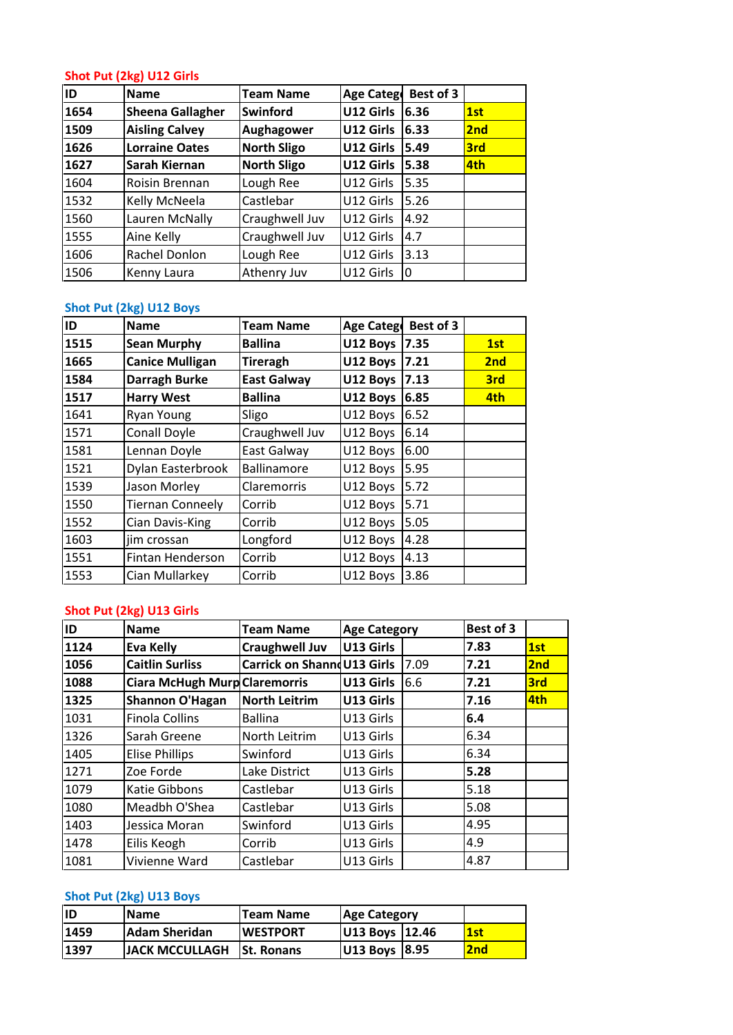### Shot Put (2kg) U12 Girls

| ID | Name | Team Name | Age Categ | Best of 3 | |
|---|---|---|---|---|---|
| **1654** | **Sheena Gallagher** | **Swinford** | **U12 Girls** | **6.36** | **1st** |
| **1509** | **Aisling Calvey** | **Aughagower** | **U12 Girls** | **6.33** | **2nd** |
| **1626** | **Lorraine Oates** | **North Sligo** | **U12 Girls** | **5.49** | **3rd** |
| **1627** | **Sarah Kiernan** | **North Sligo** | **U12 Girls** | **5.38** | **4th** |
| 1604 | Roisin Brennan | Lough Ree | U12 Girls | 5.35 | |
| 1532 | Kelly McNeela | Castlebar | U12 Girls | 5.26 | |
| 1560 | Lauren McNally | Craughwell Juv | U12 Girls | 4.92 | |
| 1555 | Aine Kelly | Craughwell Juv | U12 Girls | 4.7 | |
| 1606 | Rachel Donlon | Lough Ree | U12 Girls | 3.13 | |
| 1506 | Kenny Laura | Athenry Juv | U12 Girls | 0 | |

### Shot Put (2kg) U12 Boys

| ID | Name | Team Name | Age Categ | Best of 3 | |
|---|---|---|---|---|---|
| **1515** | **Sean Murphy** | **Ballina** | **U12 Boys** | **7.35** | **1st** |
| **1665** | **Canice Mulligan** | **Tireragh** | **U12 Boys** | **7.21** | **2nd** |
| **1584** | **Darragh Burke** | **East Galway** | **U12 Boys** | **7.13** | **3rd** |
| **1517** | **Harry West** | **Ballina** | **U12 Boys** | **6.85** | **4th** |
| 1641 | Ryan Young | Sligo | U12 Boys | 6.52 | |
| 1571 | Conall Doyle | Craughwell Juv | U12 Boys | 6.14 | |
| 1581 | Lennan Doyle | East Galway | U12 Boys | 6.00 | |
| 1521 | Dylan Easterbrook | Ballinamore | U12 Boys | 5.95 | |
| 1539 | Jason Morley | Claremorris | U12 Boys | 5.72 | |
| 1550 | Tiernan Conneely | Corrib | U12 Boys | 5.71 | |
| 1552 | Cian Davis-King | Corrib | U12 Boys | 5.05 | |
| 1603 | jim crossan | Longford | U12 Boys | 4.28 | |
| 1551 | Fintan Henderson | Corrib | U12 Boys | 4.13 | |
| 1553 | Cian Mullarkey | Corrib | U12 Boys | 3.86 | |

### Shot Put (2kg) U13 Girls

| ID | Name | Team Name | Age Category | | Best of 3 | |
|---|---|---|---|---|---|---|
| **1124** | **Eva Kelly** | **Craughwell Juv** | **U13 Girls** | | **7.83** | **1st** |
| **1056** | **Caitlin Surliss** | **Carrick on Shann** | **U13 Girls** | 7.09 | **7.21** | **2nd** |
| **1088** | **Ciara McHugh Murp** | **Claremorris** | **U13 Girls** | 6.6 | **7.21** | **3rd** |
| **1325** | **Shannon O'Hagan** | **North Leitrim** | **U13 Girls** | | **7.16** | **4th** |
| 1031 | Finola Collins | Ballina | U13 Girls | | **6.4** | |
| 1326 | Sarah Greene | North Leitrim | U13 Girls | | 6.34 | |
| 1405 | Elise Phillips | Swinford | U13 Girls | | 6.34 | |
| 1271 | Zoe Forde | Lake District | U13 Girls | | **5.28** | |
| 1079 | Katie Gibbons | Castlebar | U13 Girls | | 5.18 | |
| 1080 | Meadbh O'Shea | Castlebar | U13 Girls | | 5.08 | |
| 1403 | Jessica Moran | Swinford | U13 Girls | | 4.95 | |
| 1478 | Eilis Keogh | Corrib | U13 Girls | | 4.9 | |
| 1081 | Vivienne Ward | Castlebar | U13 Girls | | 4.87 | |

### Shot Put (2kg) U13 Boys

| ID | Name | Team Name | Age Category | | |
|---|---|---|---|---|---|
| **1459** | **Adam Sheridan** | **WESTPORT** | **U13 Boys** | **12.46** | **1st** |
| **1397** | **JACK MCCULLAGH** | **St. Ronans** | **U13 Boys** | **8.95** | **2nd** |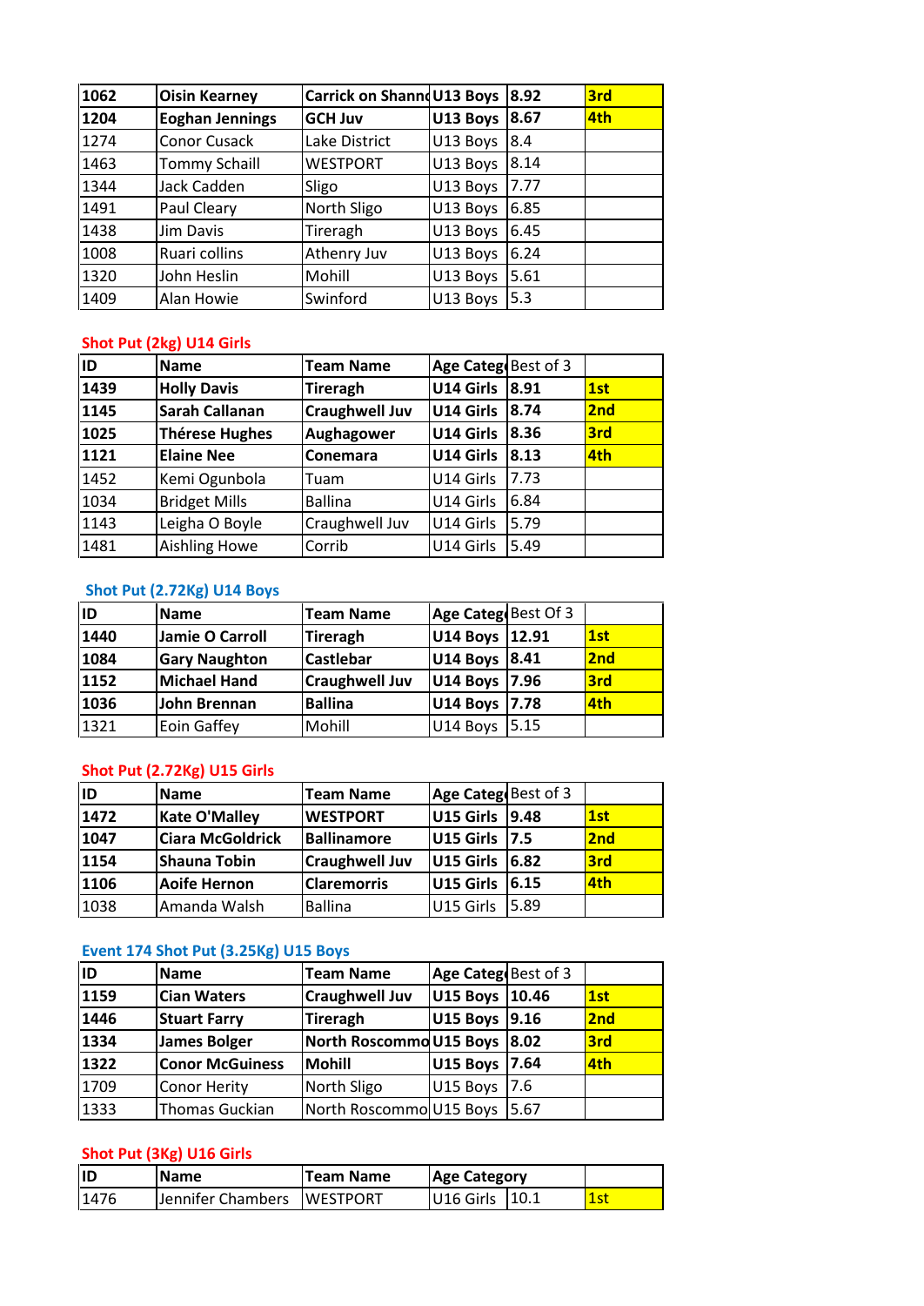| | | | | | |
|---|---|---|---|---|---|
| **1062** | **Oisin Kearney** | **Carrick on Shann** | **U13 Boys** | **8.92** | **3rd** |
| **1204** | **Eoghan Jennings** | **GCH Juv** | **U13 Boys** | **8.67** | **4th** |
| 1274 | Conor Cusack | Lake District | U13 Boys | 8.4 | |
| 1463 | Tommy Schaill | WESTPORT | U13 Boys | 8.14 | |
| 1344 | Jack Cadden | Sligo | U13 Boys | 7.77 | |
| 1491 | Paul Cleary | North Sligo | U13 Boys | 6.85 | |
| 1438 | Jim Davis | Tireragh | U13 Boys | 6.45 | |
| 1008 | Ruari collins | Athenry Juv | U13 Boys | 6.24 | |
| 1320 | John Heslin | Mohill | U13 Boys | 5.61 | |
| 1409 | Alan Howie | Swinford | U13 Boys | 5.3 | |

**Shot Put (2kg) U14 Girls**

| ID | Name | Team Name | Age Categ | Best of 3 | |
|---|---|---|---|---|---|
| **1439** | **Holly Davis** | **Tireragh** | **U14 Girls** | **8.91** | **1st** |
| **1145** | **Sarah Callanan** | **Craughwell Juv** | **U14 Girls** | **8.74** | **2nd** |
| **1025** | **Thérese Hughes** | **Aughagower** | **U14 Girls** | **8.36** | **3rd** |
| **1121** | **Elaine Nee** | **Conemara** | **U14 Girls** | **8.13** | **4th** |
| 1452 | Kemi Ogunbola | Tuam | U14 Girls | 7.73 | |
| 1034 | Bridget Mills | Ballina | U14 Girls | 6.84 | |
| 1143 | Leigha O Boyle | Craughwell Juv | U14 Girls | 5.79 | |
| 1481 | Aishling Howe | Corrib | U14 Girls | 5.49 | |

**Shot Put (2.72Kg) U14 Boys**

| ID | Name | Team Name | Age Categ | Best Of 3 | |
|---|---|---|---|---|---|
| **1440** | **Jamie O Carroll** | **Tireragh** | **U14 Boys** | **12.91** | **1st** |
| **1084** | **Gary Naughton** | **Castlebar** | **U14 Boys** | **8.41** | **2nd** |
| **1152** | **Michael Hand** | **Craughwell Juv** | **U14 Boys** | **7.96** | **3rd** |
| **1036** | **John Brennan** | **Ballina** | **U14 Boys** | **7.78** | **4th** |
| 1321 | Eoin Gaffey | Mohill | U14 Boys | 5.15 | |

**Shot Put (2.72Kg) U15 Girls**

| ID | Name | Team Name | Age Categ | Best of 3 | |
|---|---|---|---|---|---|
| **1472** | **Kate O'Malley** | **WESTPORT** | **U15 Girls** | **9.48** | **1st** |
| **1047** | **Ciara McGoldrick** | **Ballinamore** | **U15 Girls** | **7.5** | **2nd** |
| **1154** | **Shauna Tobin** | **Craughwell Juv** | **U15 Girls** | **6.82** | **3rd** |
| **1106** | **Aoife Hernon** | **Claremorris** | **U15 Girls** | **6.15** | **4th** |
| 1038 | Amanda Walsh | Ballina | U15 Girls | 5.89 | |

**Event 174 Shot Put (3.25Kg) U15 Boys**

| ID | Name | Team Name | Age Categ | Best of 3 | |
|---|---|---|---|---|---|
| **1159** | **Cian Waters** | **Craughwell Juv** | **U15 Boys** | **10.46** | **1st** |
| **1446** | **Stuart Farry** | **Tireragh** | **U15 Boys** | **9.16** | **2nd** |
| **1334** | **James Bolger** | **North Roscommo** | **U15 Boys** | **8.02** | **3rd** |
| **1322** | **Conor McGuiness** | **Mohill** | **U15 Boys** | **7.64** | **4th** |
| 1709 | Conor Herity | North Sligo | U15 Boys | 7.6 | |
| 1333 | Thomas Guckian | North Roscommo | U15 Boys | 5.67 | |

**Shot Put (3Kg) U16 Girls**

| ID | Name | Team Name | Age Category | | |
|---|---|---|---|---|---|
| 1476 | Jennifer Chambers | WESTPORT | U16 Girls | 10.1 | 1st |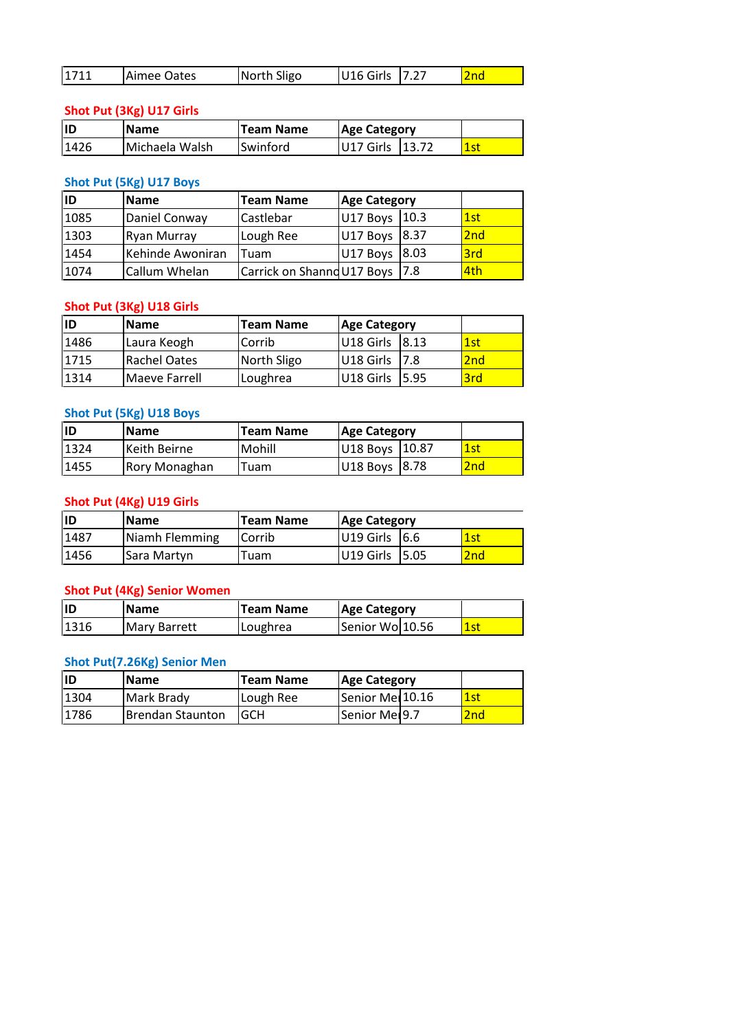| 1711 | Aimee Oates | North Sligo | U16 Girls | 7.27 | 2nd |
|---|---|---|---|---|---|

### Shot Put (3Kg) U17 Girls

| ID | Name | Team Name | Age Category | | |
|---|---|---|---|---|---|
| 1426 | Michaela Walsh | Swinford | U17 Girls | 13.72 | 1st |

### Shot Put (5Kg) U17 Boys

| ID | Name | Team Name | Age Category | | |
|---|---|---|---|---|---|
| 1085 | Daniel Conway | Castlebar | U17 Boys | 10.3 | 1st |
| 1303 | Ryan Murray | Lough Ree | U17 Boys | 8.37 | 2nd |
| 1454 | Kehinde Awoniran | Tuam | U17 Boys | 8.03 | 3rd |
| 1074 | Callum Whelan | Carrick on Shanno | U17 Boys | 7.8 | 4th |

### Shot Put (3Kg) U18 Girls

| ID | Name | Team Name | Age Category | | |
|---|---|---|---|---|---|
| 1486 | Laura Keogh | Corrib | U18 Girls | 8.13 | 1st |
| 1715 | Rachel Oates | North Sligo | U18 Girls | 7.8 | 2nd |
| 1314 | Maeve Farrell | Loughrea | U18 Girls | 5.95 | 3rd |

### Shot Put (5Kg) U18 Boys

| ID | Name | Team Name | Age Category | | |
|---|---|---|---|---|---|
| 1324 | Keith Beirne | Mohill | U18 Boys | 10.87 | 1st |
| 1455 | Rory Monaghan | Tuam | U18 Boys | 8.78 | 2nd |

### Shot Put (4Kg) U19 Girls

| ID | Name | Team Name | Age Category | | |
|---|---|---|---|---|---|
| 1487 | Niamh Flemming | Corrib | U19 Girls | 6.6 | 1st |
| 1456 | Sara Martyn | Tuam | U19 Girls | 5.05 | 2nd |

### Shot Put (4Kg) Senior Women

| ID | Name | Team Name | Age Category | | |
|---|---|---|---|---|---|
| 1316 | Mary Barrett | Loughrea | Senior Wo | 10.56 | 1st |

### Shot Put(7.26Kg) Senior Men

| ID | Name | Team Name | Age Category | | |
|---|---|---|---|---|---|
| 1304 | Mark Brady | Lough Ree | Senior Me | 10.16 | 1st |
| 1786 | Brendan Staunton | GCH | Senior Me | 9.7 | 2nd |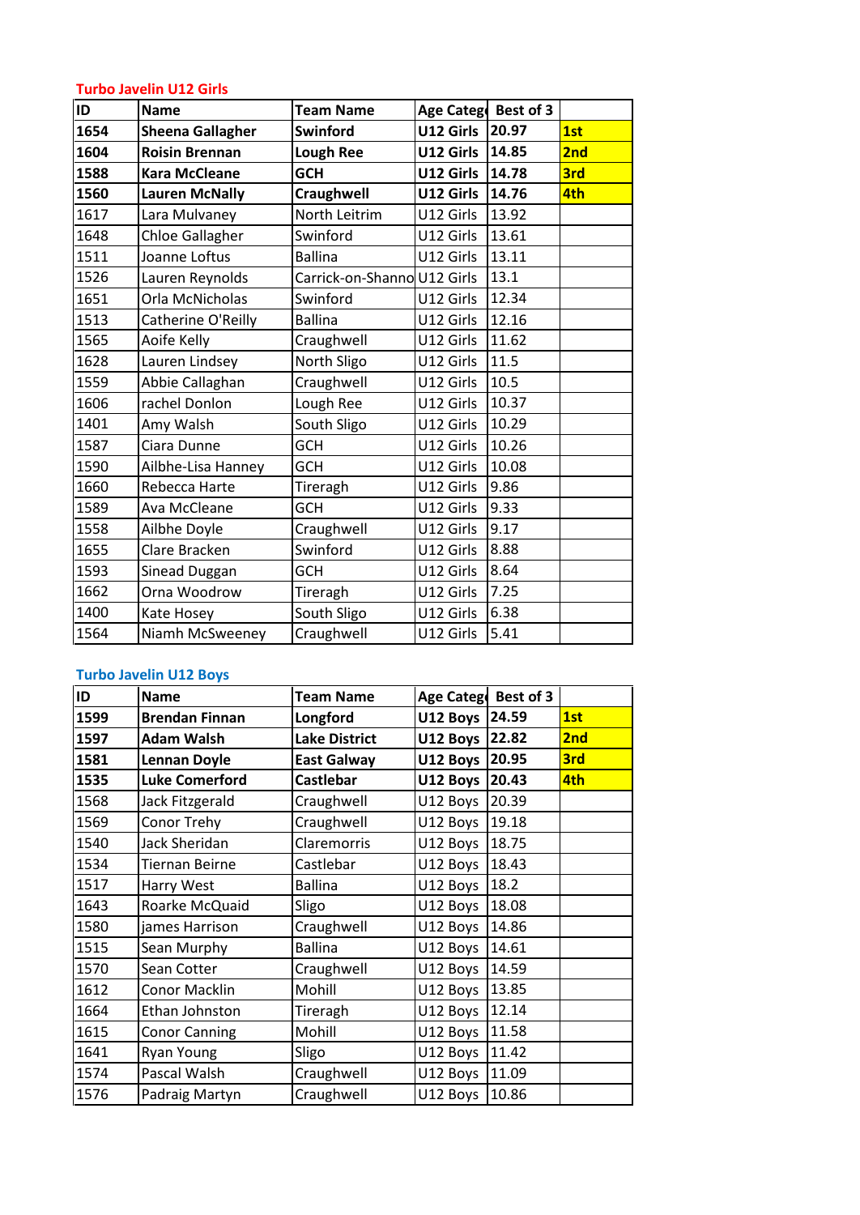### Turbo Javelin U12 Girls

| ID | Name | Team Name | Age Categ | Best of 3 | |
|---|---|---|---|---|---|
| **1654** | **Sheena Gallagher** | **Swinford** | **U12 Girls** | **20.97** | **1st** |
| **1604** | **Roisin Brennan** | **Lough Ree** | **U12 Girls** | **14.85** | **2nd** |
| **1588** | **Kara McCleane** | **GCH** | **U12 Girls** | **14.78** | **3rd** |
| **1560** | **Lauren McNally** | **Craughwell** | **U12 Girls** | **14.76** | **4th** |
| 1617 | Lara Mulvaney | North Leitrim | U12 Girls | 13.92 | |
| 1648 | Chloe Gallagher | Swinford | U12 Girls | 13.61 | |
| 1511 | Joanne Loftus | Ballina | U12 Girls | 13.11 | |
| 1526 | Lauren Reynolds | Carrick-on-Shanno | U12 Girls | 13.1 | |
| 1651 | Orla McNicholas | Swinford | U12 Girls | 12.34 | |
| 1513 | Catherine O'Reilly | Ballina | U12 Girls | 12.16 | |
| 1565 | Aoife Kelly | Craughwell | U12 Girls | 11.62 | |
| 1628 | Lauren Lindsey | North Sligo | U12 Girls | 11.5 | |
| 1559 | Abbie Callaghan | Craughwell | U12 Girls | 10.5 | |
| 1606 | rachel Donlon | Lough Ree | U12 Girls | 10.37 | |
| 1401 | Amy Walsh | South Sligo | U12 Girls | 10.29 | |
| 1587 | Ciara Dunne | GCH | U12 Girls | 10.26 | |
| 1590 | Ailbhe-Lisa Hanney | GCH | U12 Girls | 10.08 | |
| 1660 | Rebecca Harte | Tireragh | U12 Girls | 9.86 | |
| 1589 | Ava McCleane | GCH | U12 Girls | 9.33 | |
| 1558 | Ailbhe Doyle | Craughwell | U12 Girls | 9.17 | |
| 1655 | Clare Bracken | Swinford | U12 Girls | 8.88 | |
| 1593 | Sinead Duggan | GCH | U12 Girls | 8.64 | |
| 1662 | Orna Woodrow | Tireragh | U12 Girls | 7.25 | |
| 1400 | Kate Hosey | South Sligo | U12 Girls | 6.38 | |
| 1564 | Niamh McSweeney | Craughwell | U12 Girls | 5.41 | |

### Turbo Javelin U12 Boys

| ID | Name | Team Name | Age Categ | Best of 3 | |
|---|---|---|---|---|---|
| **1599** | **Brendan Finnan** | **Longford** | **U12 Boys** | **24.59** | **1st** |
| **1597** | **Adam Walsh** | **Lake District** | **U12 Boys** | **22.82** | **2nd** |
| **1581** | **Lennan Doyle** | **East Galway** | **U12 Boys** | **20.95** | **3rd** |
| **1535** | **Luke Comerford** | **Castlebar** | **U12 Boys** | **20.43** | **4th** |
| 1568 | Jack Fitzgerald | Craughwell | U12 Boys | 20.39 | |
| 1569 | Conor Trehy | Craughwell | U12 Boys | 19.18 | |
| 1540 | Jack Sheridan | Claremorris | U12 Boys | 18.75 | |
| 1534 | Tiernan Beirne | Castlebar | U12 Boys | 18.43 | |
| 1517 | Harry West | Ballina | U12 Boys | 18.2 | |
| 1643 | Roarke McQuaid | Sligo | U12 Boys | 18.08 | |
| 1580 | james Harrison | Craughwell | U12 Boys | 14.86 | |
| 1515 | Sean Murphy | Ballina | U12 Boys | 14.61 | |
| 1570 | Sean Cotter | Craughwell | U12 Boys | 14.59 | |
| 1612 | Conor Macklin | Mohill | U12 Boys | 13.85 | |
| 1664 | Ethan Johnston | Tireragh | U12 Boys | 12.14 | |
| 1615 | Conor Canning | Mohill | U12 Boys | 11.58 | |
| 1641 | Ryan Young | Sligo | U12 Boys | 11.42 | |
| 1574 | Pascal Walsh | Craughwell | U12 Boys | 11.09 | |
| 1576 | Padraig Martyn | Craughwell | U12 Boys | 10.86 | |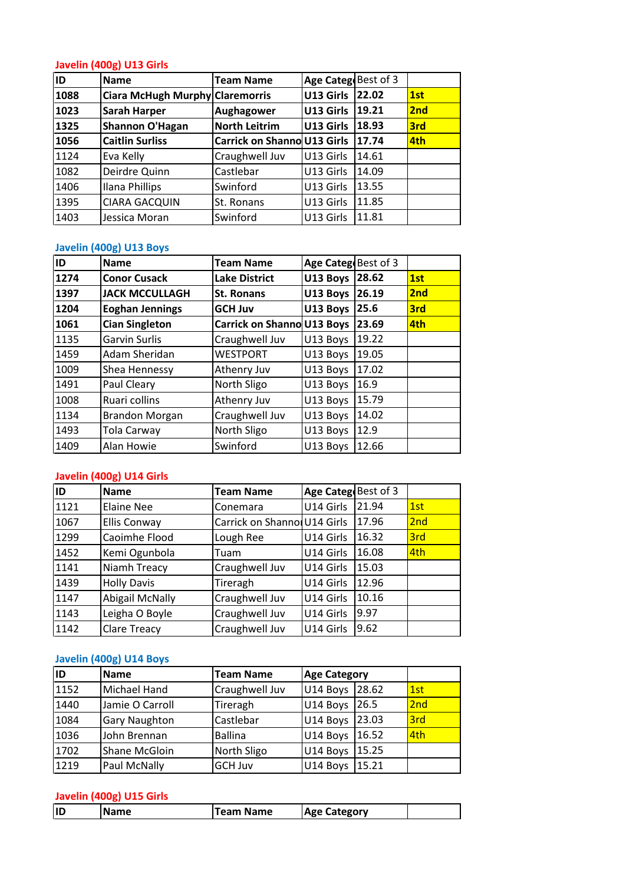### Javelin (400g) U13 Girls

| ID | Name | Team Name | Age Categ | Best of 3 | |
|---|---|---|---|---|---|
| **1088** | **Ciara McHugh Murphy** | **Claremorris** | **U13 Girls** | **22.02** | **1st** |
| **1023** | **Sarah Harper** | **Aughagower** | **U13 Girls** | **19.21** | **2nd** |
| **1325** | **Shannon O'Hagan** | **North Leitrim** | **U13 Girls** | **18.93** | **3rd** |
| **1056** | **Caitlin Surliss** | **Carrick on Shanno** | **U13 Girls** | **17.74** | **4th** |
| 1124 | Eva Kelly | Craughwell Juv | U13 Girls | 14.61 | |
| 1082 | Deirdre Quinn | Castlebar | U13 Girls | 14.09 | |
| 1406 | Ilana Phillips | Swinford | U13 Girls | 13.55 | |
| 1395 | CIARA GACQUIN | St. Ronans | U13 Girls | 11.85 | |
| 1403 | Jessica Moran | Swinford | U13 Girls | 11.81 | |

### Javelin (400g) U13 Boys

| ID | Name | Team Name | Age Categ | Best of 3 | |
|---|---|---|---|---|---|
| **1274** | **Conor Cusack** | **Lake District** | **U13 Boys** | **28.62** | **1st** |
| **1397** | **JACK MCCULLAGH** | **St. Ronans** | **U13 Boys** | **26.19** | **2nd** |
| **1204** | **Eoghan Jennings** | **GCH Juv** | **U13 Boys** | **25.6** | **3rd** |
| **1061** | **Cian Singleton** | **Carrick on Shanno** | **U13 Boys** | **23.69** | **4th** |
| 1135 | Garvin Surlis | Craughwell Juv | U13 Boys | 19.22 | |
| 1459 | Adam Sheridan | WESTPORT | U13 Boys | 19.05 | |
| 1009 | Shea Hennessy | Athenry Juv | U13 Boys | 17.02 | |
| 1491 | Paul Cleary | North Sligo | U13 Boys | 16.9 | |
| 1008 | Ruari collins | Athenry Juv | U13 Boys | 15.79 | |
| 1134 | Brandon Morgan | Craughwell Juv | U13 Boys | 14.02 | |
| 1493 | Tola Carway | North Sligo | U13 Boys | 12.9 | |
| 1409 | Alan Howie | Swinford | U13 Boys | 12.66 | |

### Javelin (400g) U14 Girls

| ID | Name | Team Name | Age Categ | Best of 3 | |
|---|---|---|---|---|---|
| 1121 | Elaine Nee | Conemara | U14 Girls | 21.94 | 1st |
| 1067 | Ellis Conway | Carrick on Shanno | U14 Girls | 17.96 | 2nd |
| 1299 | Caoimhe Flood | Lough Ree | U14 Girls | 16.32 | 3rd |
| 1452 | Kemi Ogunbola | Tuam | U14 Girls | 16.08 | 4th |
| 1141 | Niamh Treacy | Craughwell Juv | U14 Girls | 15.03 | |
| 1439 | Holly Davis | Tireragh | U14 Girls | 12.96 | |
| 1147 | Abigail McNally | Craughwell Juv | U14 Girls | 10.16 | |
| 1143 | Leigha O Boyle | Craughwell Juv | U14 Girls | 9.97 | |
| 1142 | Clare Treacy | Craughwell Juv | U14 Girls | 9.62 | |

### Javelin (400g) U14 Boys

| ID | Name | Team Name | Age Category | | |
|---|---|---|---|---|---|
| 1152 | Michael Hand | Craughwell Juv | U14 Boys | 28.62 | 1st |
| 1440 | Jamie O Carroll | Tireragh | U14 Boys | 26.5 | 2nd |
| 1084 | Gary Naughton | Castlebar | U14 Boys | 23.03 | 3rd |
| 1036 | John Brennan | Ballina | U14 Boys | 16.52 | 4th |
| 1702 | Shane McGloin | North Sligo | U14 Boys | 15.25 | |
| 1219 | Paul McNally | GCH Juv | U14 Boys | 15.21 | |

### Javelin (400g) U15 Girls

| ID | Name | Team Name | Age Category | |
|---|---|---|---|---|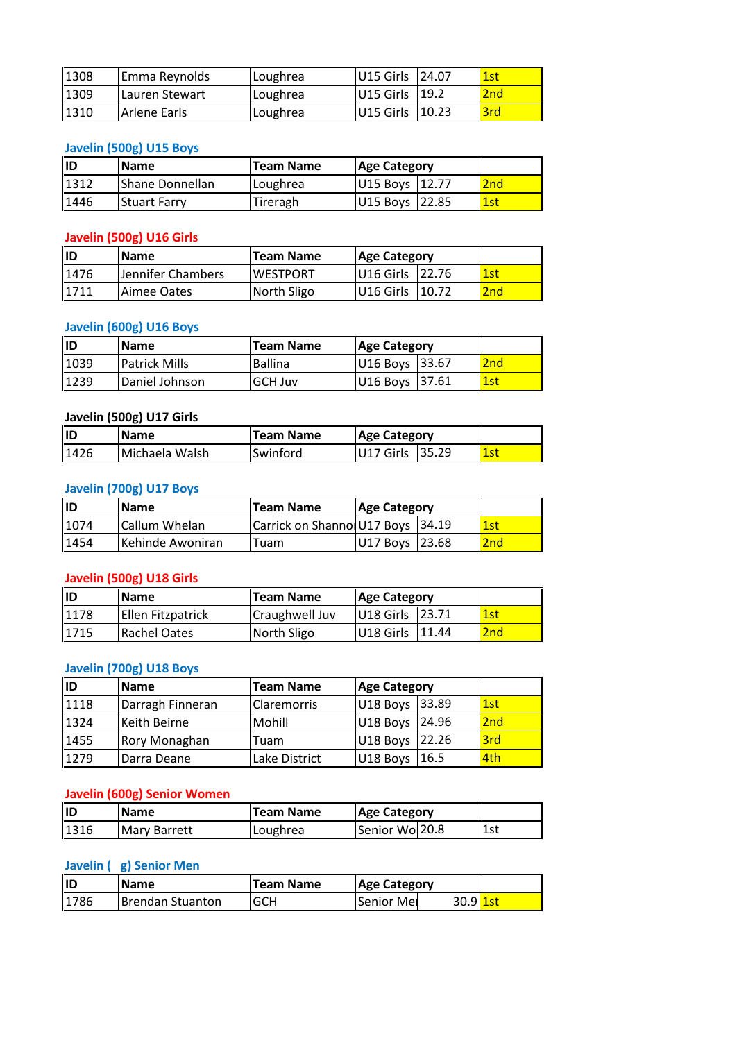| 1308 | Emma Reynolds | Loughrea | U15 Girls | 24.07 | 1st |
|---|---|---|---|---|---|
| 1309 | Lauren Stewart | Loughrea | U15 Girls | 19.2 | 2nd |
| 1310 | Arlene Earls | Loughrea | U15 Girls | 10.23 | 3rd |

### Javelin (500g) U15 Boys

| ID | Name | Team Name | Age Category | | |
|---|---|---|---|---|---|
| 1312 | Shane Donnellan | Loughrea | U15 Boys | 12.77 | 2nd |
| 1446 | Stuart Farry | Tireragh | U15 Boys | 22.85 | 1st |

### Javelin (500g) U16 Girls

| ID | Name | Team Name | Age Category | | |
|---|---|---|---|---|---|
| 1476 | Jennifer Chambers | WESTPORT | U16 Girls | 22.76 | 1st |
| 1711 | Aimee Oates | North Sligo | U16 Girls | 10.72 | 2nd |

### Javelin (600g) U16 Boys

| ID | Name | Team Name | Age Category | | |
|---|---|---|---|---|---|
| 1039 | Patrick Mills | Ballina | U16 Boys | 33.67 | 2nd |
| 1239 | Daniel Johnson | GCH Juv | U16 Boys | 37.61 | 1st |

### Javelin (500g) U17 Girls

| ID | Name | Team Name | Age Category | | |
|---|---|---|---|---|---|
| 1426 | Michaela Walsh | Swinford | U17 Girls | 35.29 | 1st |

### Javelin (700g) U17 Boys

| ID | Name | Team Name | Age Category | | |
|---|---|---|---|---|---|
| 1074 | Callum Whelan | Carrick on Shanno | U17 Boys | 34.19 | 1st |
| 1454 | Kehinde Awoniran | Tuam | U17 Boys | 23.68 | 2nd |

### Javelin (500g) U18 Girls

| ID | Name | Team Name | Age Category | | |
|---|---|---|---|---|---|
| 1178 | Ellen Fitzpatrick | Craughwell Juv | U18 Girls | 23.71 | 1st |
| 1715 | Rachel Oates | North Sligo | U18 Girls | 11.44 | 2nd |

### Javelin (700g) U18 Boys

| ID | Name | Team Name | Age Category | | |
|---|---|---|---|---|---|
| 1118 | Darragh Finneran | Claremorris | U18 Boys | 33.89 | 1st |
| 1324 | Keith Beirne | Mohill | U18 Boys | 24.96 | 2nd |
| 1455 | Rory Monaghan | Tuam | U18 Boys | 22.26 | 3rd |
| 1279 | Darra Deane | Lake District | U18 Boys | 16.5 | 4th |

### Javelin (600g) Senior Women

| ID | Name | Team Name | Age Category | | |
|---|---|---|---|---|---|
| 1316 | Mary Barrett | Loughrea | Senior Wo | 20.8 | 1st |

### Javelin ( g) Senior Men

| ID | Name | Team Name | Age Category | | |
|---|---|---|---|---|---|
| 1786 | Brendan Stuanton | GCH | Senior Me | 30.9 | 1st |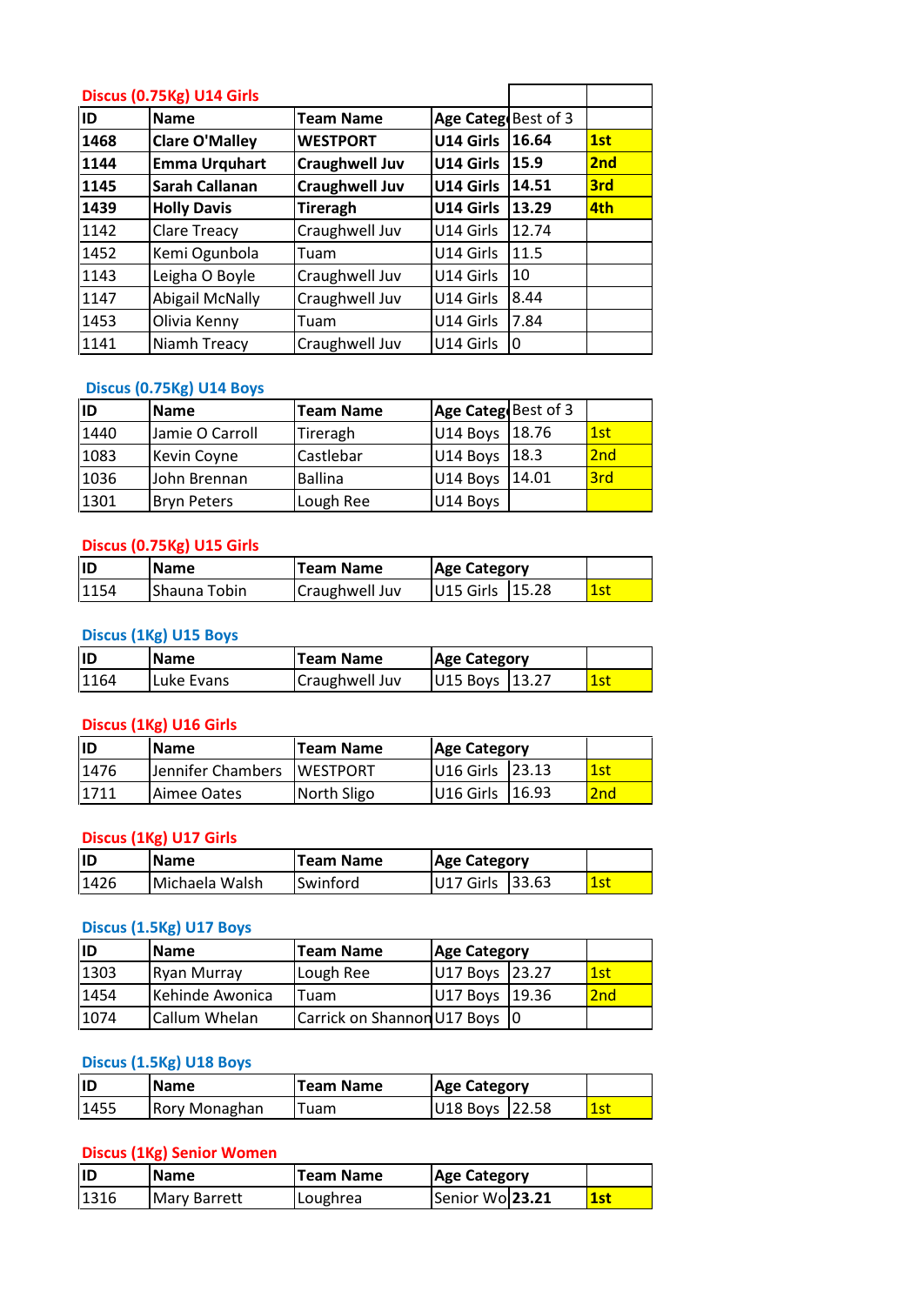### Discus (0.75Kg) U14 Girls

| ID | Name | Team Name | Age Categ | Best of 3 | |
|---|---|---|---|---|---|
| **1468** | **Clare O'Malley** | **WESTPORT** | **U14 Girls** | **16.64** | **1st** |
| **1144** | **Emma Urquhart** | **Craughwell Juv** | **U14 Girls** | **15.9** | **2nd** |
| **1145** | **Sarah Callanan** | **Craughwell Juv** | **U14 Girls** | **14.51** | **3rd** |
| **1439** | **Holly Davis** | **Tiregh** | **U14 Girls** | **13.29** | **4th** |
| 1142 | Clare Treacy | Craughwell Juv | U14 Girls | 12.74 | |
| 1452 | Kemi Ogunbola | Tuam | U14 Girls | 11.5 | |
| 1143 | Leigha O Boyle | Craughwell Juv | U14 Girls | 10 | |
| 1147 | Abigail McNally | Craughwell Juv | U14 Girls | 8.44 | |
| 1453 | Olivia Kenny | Tuam | U14 Girls | 7.84 | |
| 1141 | Niamh Treacy | Craughwell Juv | U14 Girls | 0 | |

### Discus (0.75Kg) U14 Boys

| ID | Name | Team Name | Age Categ | Best of 3 | |
|---|---|---|---|---|---|
| 1440 | Jamie O Carroll | Tireragh | U14 Boys | 18.76 | 1st |
| 1083 | Kevin Coyne | Castlebar | U14 Boys | 18.3 | 2nd |
| 1036 | John Brennan | Ballina | U14 Boys | 14.01 | 3rd |
| 1301 | Bryn Peters | Lough Ree | U14 Boys | | |

### Discus (0.75Kg) U15 Girls

| ID | Name | Team Name | Age Category | | |
|---|---|---|---|---|---|
| 1154 | Shauna Tobin | Craughwell Juv | U15 Girls | 15.28 | 1st |

### Discus (1Kg) U15 Boys

| ID | Name | Team Name | Age Category | | |
|---|---|---|---|---|---|
| 1164 | Luke Evans | Craughwell Juv | U15 Boys | 13.27 | 1st |

### Discus (1Kg) U16 Girls

| ID | Name | Team Name | Age Category | | |
|---|---|---|---|---|---|
| 1476 | Jennifer Chambers | WESTPORT | U16 Girls | 23.13 | 1st |
| 1711 | Aimee Oates | North Sligo | U16 Girls | 16.93 | 2nd |

### Discus (1Kg) U17 Girls

| ID | Name | Team Name | Age Category | | |
|---|---|---|---|---|---|
| 1426 | Michaela Walsh | Swinford | U17 Girls | 33.63 | 1st |

### Discus (1.5Kg) U17 Boys

| ID | Name | Team Name | Age Category | | |
|---|---|---|---|---|---|
| 1303 | Ryan Murray | Lough Ree | U17 Boys | 23.27 | 1st |
| 1454 | Kehinde Awonica | Tuam | U17 Boys | 19.36 | 2nd |
| 1074 | Callum Whelan | Carrick on Shannon | U17 Boys | 0 | |

### Discus (1.5Kg) U18 Boys

| ID | Name | Team Name | Age Category | | |
|---|---|---|---|---|---|
| 1455 | Rory Monaghan | Tuam | U18 Boys | 22.58 | 1st |

### Discus (1Kg) Senior Women

| ID | Name | Team Name | Age Category | | |
|---|---|---|---|---|---|
| 1316 | Mary Barrett | Loughrea | Senior Wo | **23.21** | **1st** |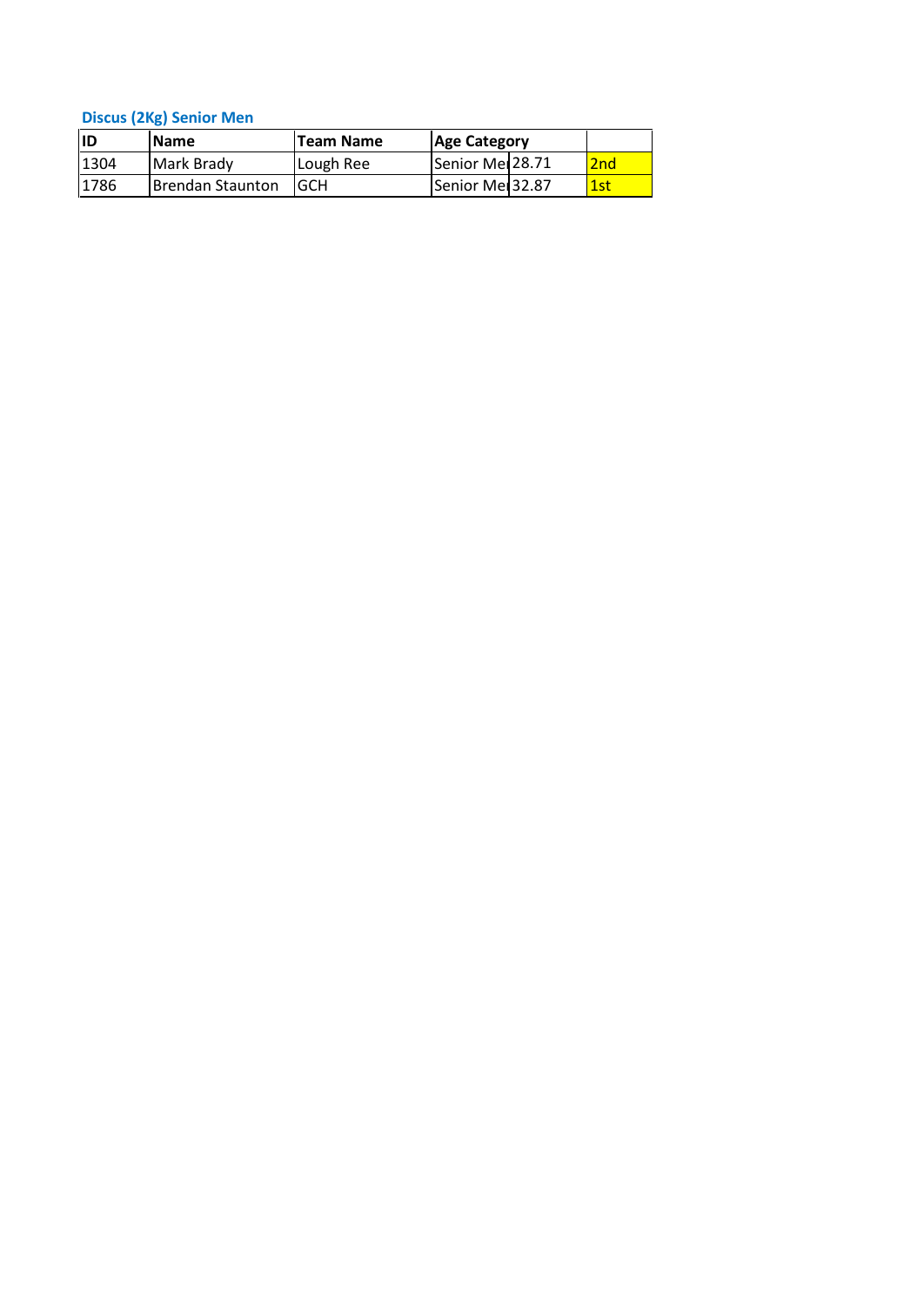### Discus (2Kg) Senior Men

| ID | Name | Team Name | Age Category | | |
|---|---|---|---|---|---|
| 1304 | Mark Brady | Lough Ree | Senior Mei | 28.71 | 2nd |
| 1786 | Brendan Staunton | GCH | Senior Mei | 32.87 | 1st |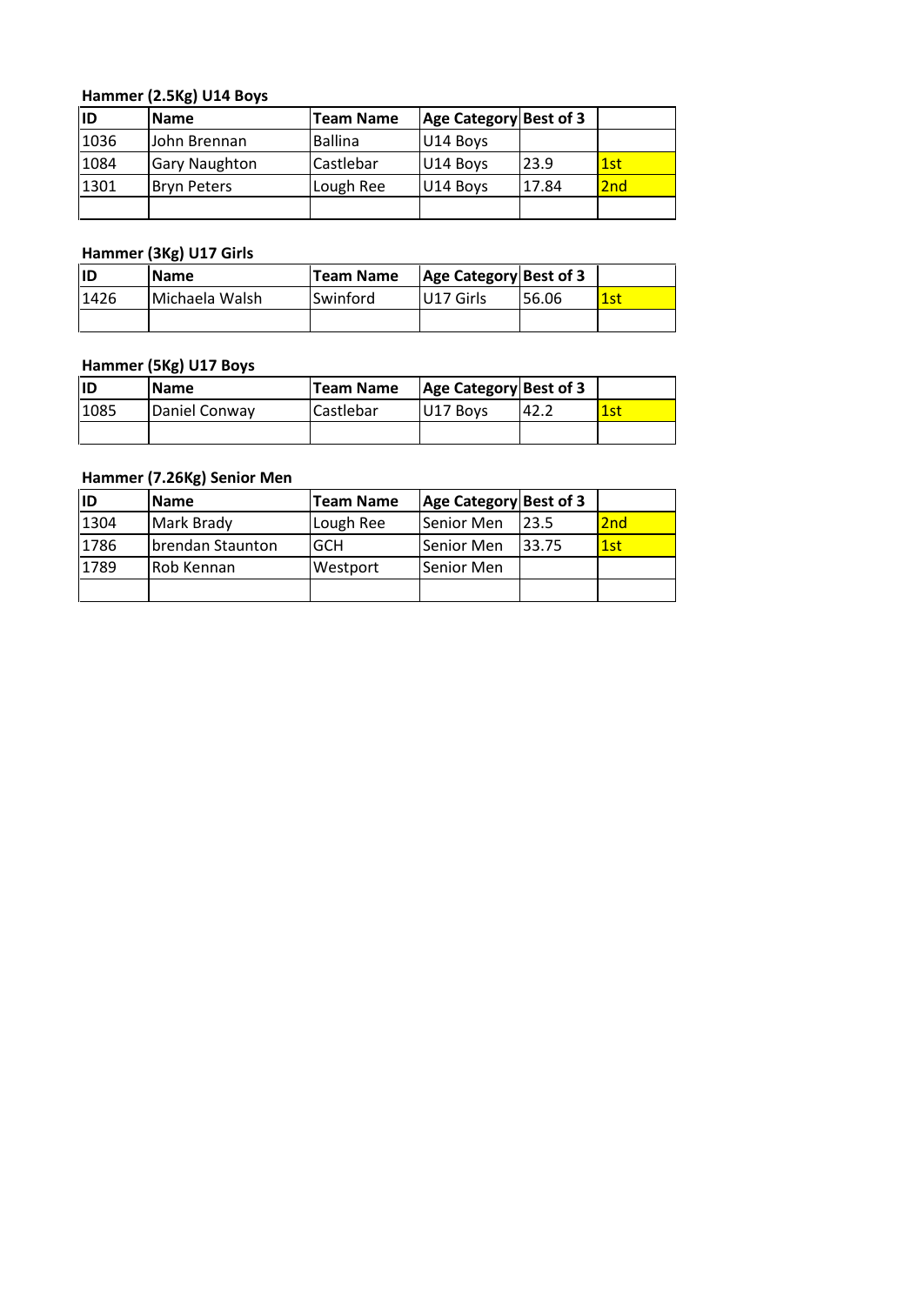### Hammer (2.5Kg) U14 Boys

| ID | Name | Team Name | Age Category | Best of 3 | |
|---|---|---|---|---|---|
| 1036 | John Brennan | Ballina | U14 Boys | | |
| 1084 | Gary Naughton | Castlebar | U14 Boys | 23.9 | 1st |
| 1301 | Bryn Peters | Lough Ree | U14 Boys | 17.84 | 2nd |
| | | | | | |

### Hammer (3Kg) U17 Girls

| ID | Name | Team Name | Age Category | Best of 3 | |
|---|---|---|---|---|---|
| 1426 | Michaela Walsh | Swinford | U17 Girls | 56.06 | 1st |
| | | | | | |

### Hammer (5Kg) U17 Boys

| ID | Name | Team Name | Age Category | Best of 3 | |
|---|---|---|---|---|---|
| 1085 | Daniel Conway | Castlebar | U17 Boys | 42.2 | 1st |
| | | | | | |

### Hammer (7.26Kg) Senior Men

| ID | Name | Team Name | Age Category | Best of 3 | |
|---|---|---|---|---|---|
| 1304 | Mark Brady | Lough Ree | Senior Men | 23.5 | 2nd |
| 1786 | brendan Staunton | GCH | Senior Men | 33.75 | 1st |
| 1789 | Rob Kennan | Westport | Senior Men | | |
| | | | | | |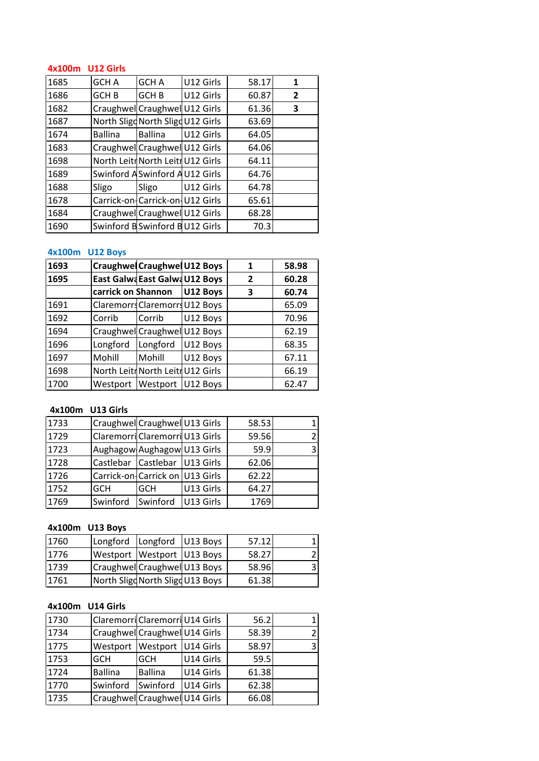### 4x100m U12 Girls

| | | | | | |
|---|---|---|---|---|---|
| 1685 | GCH A | GCH A | U12 Girls | 58.17 | **1** |
| 1686 | GCH B | GCH B | U12 Girls | 60.87 | **2** |
| 1682 | Craughwel | Craughwel | U12 Girls | 61.36 | **3** |
| 1687 | North Sligo | North Sligo | U12 Girls | 63.69 | |
| 1674 | Ballina | Ballina | U12 Girls | 64.05 | |
| 1683 | Craughwel | Craughwel | U12 Girls | 64.06 | |
| 1698 | North Leitr | North Leitr | U12 Girls | 64.11 | |
| 1689 | Swinford A | Swinford A | U12 Girls | 64.76 | |
| 1688 | Sligo | Sligo | U12 Girls | 64.78 | |
| 1678 | Carrick-on- | Carrick-on- | U12 Girls | 65.61 | |
| 1684 | Craughwel | Craughwel | U12 Girls | 68.28 | |
| 1690 | Swinford B | Swinford B | U12 Girls | 70.3 | |

### 4x100m U12 Boys

| | | | | | |
|---|---|---|---|---|---|
| **1693** | **Craughwel** | **Craughwel** | **U12 Boys** | **1** | **58.98** |
| **1695** | **East Galwa** | **East Galwa** | **U12 Boys** | **2** | **60.28** |
| | **carrick on Shannon** | | **U12 Boys** | **3** | **60.74** |
| 1691 | Claremorrs | Claremorrs | U12 Boys | | 65.09 |
| 1692 | Corrib | Corrib | U12 Boys | | 70.96 |
| 1694 | Craughwel | Craughwel | U12 Boys | | 62.19 |
| 1696 | Longford | Longford | U12 Boys | | 68.35 |
| 1697 | Mohill | Mohill | U12 Boys | | 67.11 |
| 1698 | North Leitr | North Leitr | U12 Girls | | 66.19 |
| 1700 | Westport | Westport | U12 Boys | | 62.47 |

### 4x100m U13 Girls

| | | | | | |
|---|---|---|---|---|---|
| 1733 | Craughwel | Craughwel | U13 Girls | 58.53 | 1 |
| 1729 | Claremorri | Claremorri | U13 Girls | 59.56 | 2 |
| 1723 | Aughagow | Aughagow | U13 Girls | 59.9 | 3 |
| 1728 | Castlebar | Castlebar | U13 Girls | 62.06 | |
| 1726 | Carrick-on- | Carrick on | U13 Girls | 62.22 | |
| 1752 | GCH | GCH | U13 Girls | 64.27 | |
| 1769 | Swinford | Swinford | U13 Girls | 1769 | |

### 4x100m U13 Boys

| | | | | | |
|---|---|---|---|---|---|
| 1760 | Longford | Longford | U13 Boys | 57.12 | 1 |
| 1776 | Westport | Westport | U13 Boys | 58.27 | 2 |
| 1739 | Craughwel | Craughwel | U13 Boys | 58.96 | 3 |
| 1761 | North Sligo | North Sligo | U13 Boys | 61.38 | |

### 4x100m U14 Girls

| | | | | | |
|---|---|---|---|---|---|
| 1730 | Claremorri | Claremorri | U14 Girls | 56.2 | 1 |
| 1734 | Craughwel | Craughwel | U14 Girls | 58.39 | 2 |
| 1775 | Westport | Westport | U14 Girls | 58.97 | 3 |
| 1753 | GCH | GCH | U14 Girls | 59.5 | |
| 1724 | Ballina | Ballina | U14 Girls | 61.38 | |
| 1770 | Swinford | Swinford | U14 Girls | 62.38 | |
| 1735 | Craughwel | Craughwel | U14 Girls | 66.08 | |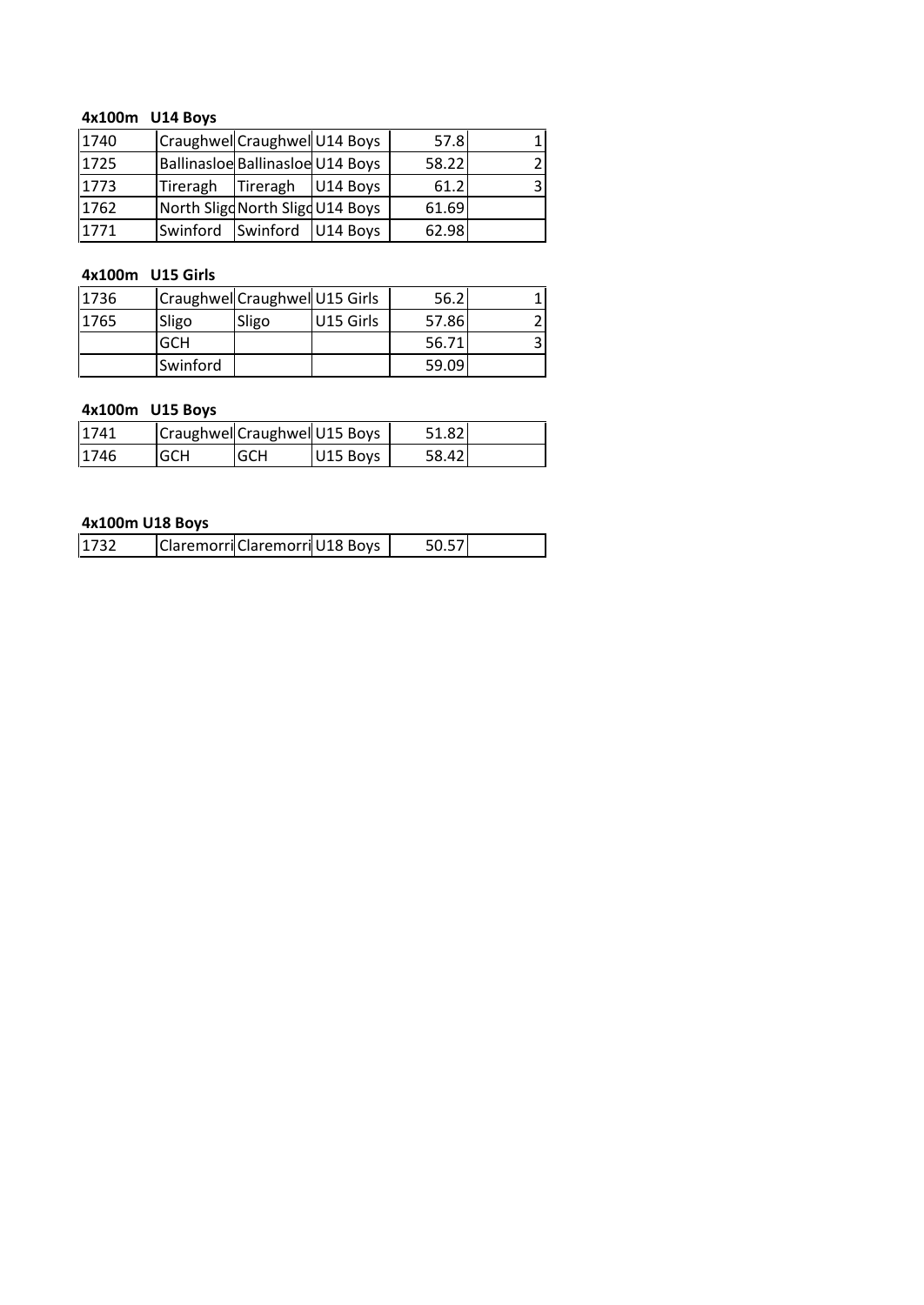**4x100m U14 Boys**

| | | | | | |
|---|---|---|---|---|---|
| 1740 | Craughwel | Craughwel | U14 Boys | 57.8 | 1 |
| 1725 | Ballinasloe | Ballinasloe | U14 Boys | 58.22 | 2 |
| 1773 | Tireragh | Tireragh | U14 Boys | 61.2 | 3 |
| 1762 | North Sligo | North Sligo | U14 Boys | 61.69 | |
| 1771 | Swinford | Swinford | U14 Boys | 62.98 | |

**4x100m U15 Girls**

| | | | | | |
|---|---|---|---|---|---|
| 1736 | Craughwel | Craughwel | U15 Girls | 56.2 | 1 |
| 1765 | Sligo | Sligo | U15 Girls | 57.86 | 2 |
| | GCH | | | 56.71 | 3 |
| | Swinford | | | 59.09 | |

**4x100m U15 Boys**

| | | | | | |
|---|---|---|---|---|---|
| 1741 | Craughwel | Craughwel | U15 Boys | 51.82 | |
| 1746 | GCH | GCH | U15 Boys | 58.42 | |

**4x100m U18 Boys**

| | | | | | |
|---|---|---|---|---|---|
| 1732 | Claremorri | Claremorri | U18 Boys | 50.57 | |